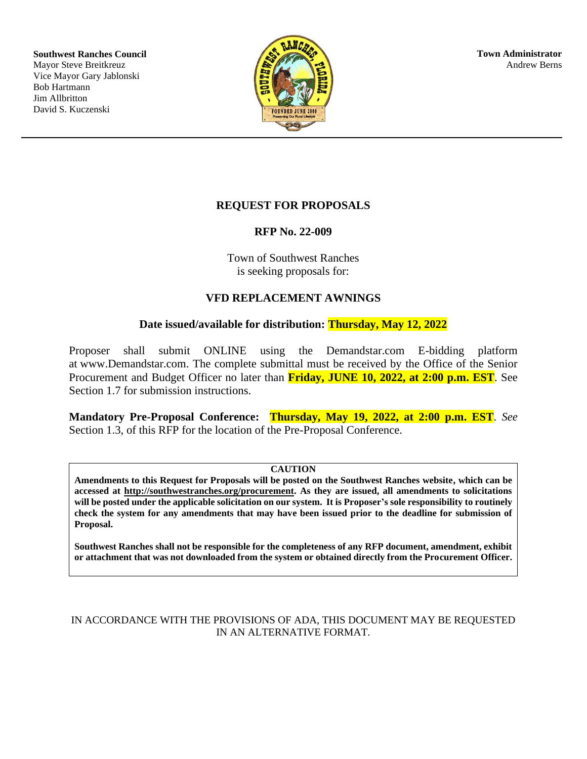**Southwest Ranches Council**
Mayor Steve Breitkreuz
Vice Mayor Gary Jablonski
Bob Hartmann
Jim Allbritton
David S. Kuczenski

**Town Administrator**
Andrew Berns

# REQUEST FOR PROPOSALS

## RFP No. 22-009

Town of Southwest Ranches
is seeking proposals for:

## VFD REPLACEMENT AWNINGS

**Date issued/available for distribution: Thursday, May 12, 2022**

Proposer shall submit ONLINE using the Demandstar.com E-bidding platform at www.Demandstar.com. The complete submittal must be received by the Office of the Senior Procurement and Budget Officer no later than **Friday, JUNE 10, 2022, at 2:00 p.m. EST**. See Section 1.7 for submission instructions.

**Mandatory Pre-Proposal Conference: Thursday, May 19, 2022, at 2:00 p.m. EST**. *See* Section 1.3, of this RFP for the location of the Pre-Proposal Conference.

**CAUTION**

**Amendments to this Request for Proposals will be posted on the Southwest Ranches website, which can be accessed at http://southwestranches.org/procurement. As they are issued, all amendments to solicitations will be posted under the applicable solicitation on our system. It is Proposer's sole responsibility to routinely check the system for any amendments that may have been issued prior to the deadline for submission of Proposal.**

**Southwest Ranches shall not be responsible for the completeness of any RFP document, amendment, exhibit or attachment that was not downloaded from the system or obtained directly from the Procurement Officer.**

IN ACCORDANCE WITH THE PROVISIONS OF ADA, THIS DOCUMENT MAY BE REQUESTED IN AN ALTERNATIVE FORMAT.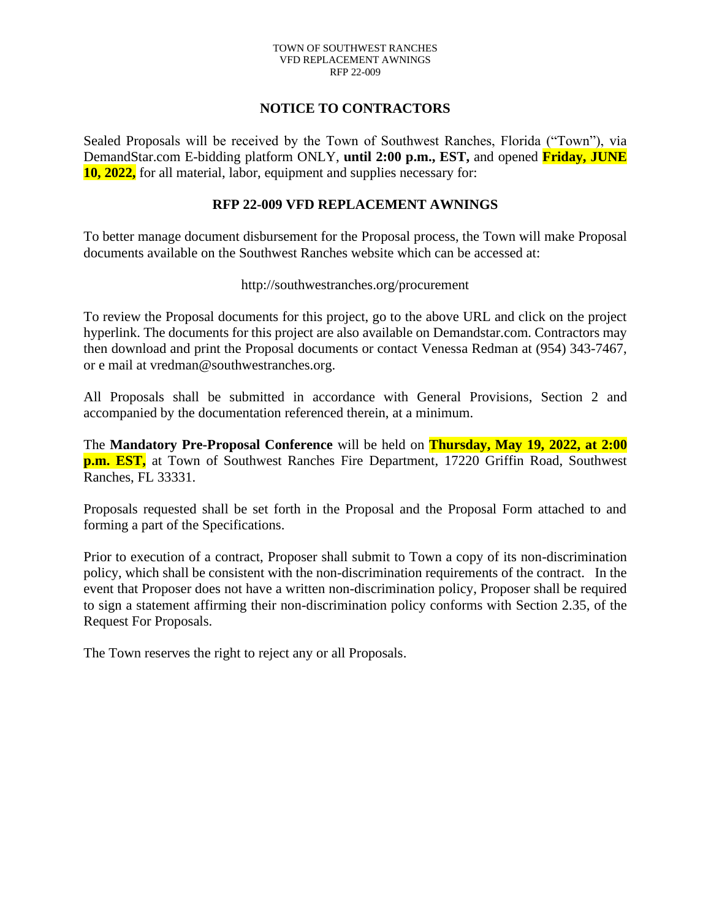## NOTICE TO CONTRACTORS

Sealed Proposals will be received by the Town of Southwest Ranches, Florida ("Town"), via DemandStar.com E-bidding platform ONLY, **until 2:00 p.m., EST,** and opened **Friday, JUNE 10, 2022,** for all material, labor, equipment and supplies necessary for:

## RFP 22-009 VFD REPLACEMENT AWNINGS

To better manage document disbursement for the Proposal process, the Town will make Proposal documents available on the Southwest Ranches website which can be accessed at:

http://southwestranches.org/procurement

To review the Proposal documents for this project, go to the above URL and click on the project hyperlink. The documents for this project are also available on Demandstar.com. Contractors may then download and print the Proposal documents or contact Venessa Redman at (954) 343-7467, or e mail at vredman@southwestranches.org.

All Proposals shall be submitted in accordance with General Provisions, Section 2 and accompanied by the documentation referenced therein, at a minimum.

The **Mandatory Pre-Proposal Conference** will be held on **Thursday, May 19, 2022, at 2:00 p.m. EST,** at Town of Southwest Ranches Fire Department, 17220 Griffin Road, Southwest Ranches, FL 33331.

Proposals requested shall be set forth in the Proposal and the Proposal Form attached to and forming a part of the Specifications.

Prior to execution of a contract, Proposer shall submit to Town a copy of its non-discrimination policy, which shall be consistent with the non-discrimination requirements of the contract. In the event that Proposer does not have a written non-discrimination policy, Proposer shall be required to sign a statement affirming their non-discrimination policy conforms with Section 2.35, of the Request For Proposals.

The Town reserves the right to reject any or all Proposals.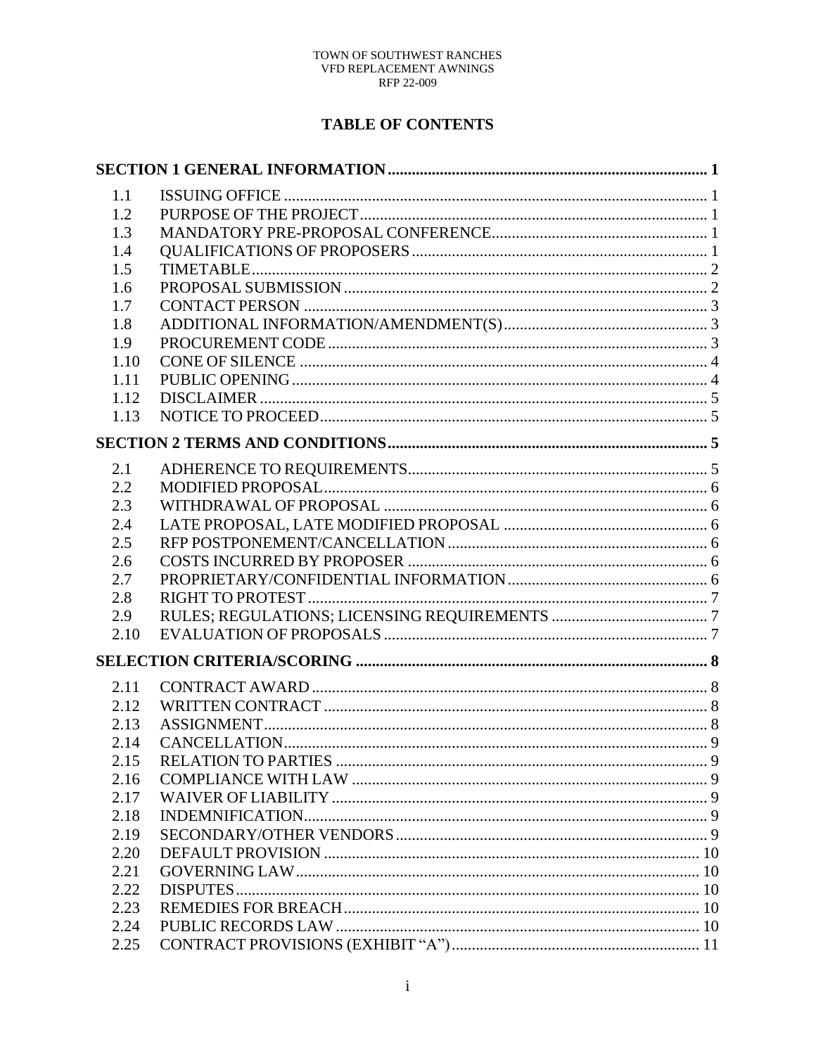# TABLE OF CONTENTS

**SECTION 1 GENERAL INFORMATION** ........ 1

| | | |
|---|---|---|
| 1.1 | ISSUING OFFICE | 1 |
| 1.2 | PURPOSE OF THE PROJECT | 1 |
| 1.3 | MANDATORY PRE-PROPOSAL CONFERENCE | 1 |
| 1.4 | QUALIFICATIONS OF PROPOSERS | 1 |
| 1.5 | TIMETABLE | 2 |
| 1.6 | PROPOSAL SUBMISSION | 2 |
| 1.7 | CONTACT PERSON | 3 |
| 1.8 | ADDITIONAL INFORMATION/AMENDMENT(S) | 3 |
| 1.9 | PROCUREMENT CODE | 3 |
| 1.10 | CONE OF SILENCE | 4 |
| 1.11 | PUBLIC OPENING | 4 |
| 1.12 | DISCLAIMER | 5 |
| 1.13 | NOTICE TO PROCEED | 5 |

**SECTION 2 TERMS AND CONDITIONS** ........ 5

| | | |
|---|---|---|
| 2.1 | ADHERENCE TO REQUIREMENTS | 5 |
| 2.2 | MODIFIED PROPOSAL | 6 |
| 2.3 | WITHDRAWAL OF PROPOSAL | 6 |
| 2.4 | LATE PROPOSAL, LATE MODIFIED PROPOSAL | 6 |
| 2.5 | RFP POSTPONEMENT/CANCELLATION | 6 |
| 2.6 | COSTS INCURRED BY PROPOSER | 6 |
| 2.7 | PROPRIETARY/CONFIDENTIAL INFORMATION | 6 |
| 2.8 | RIGHT TO PROTEST | 7 |
| 2.9 | RULES; REGULATIONS; LICENSING REQUIREMENTS | 7 |
| 2.10 | EVALUATION OF PROPOSALS | 7 |

**SELECTION CRITERIA/SCORING** ........ 8

| | | |
|---|---|---|
| 2.11 | CONTRACT AWARD | 8 |
| 2.12 | WRITTEN CONTRACT | 8 |
| 2.13 | ASSIGNMENT | 8 |
| 2.14 | CANCELLATION | 9 |
| 2.15 | RELATION TO PARTIES | 9 |
| 2.16 | COMPLIANCE WITH LAW | 9 |
| 2.17 | WAIVER OF LIABILITY | 9 |
| 2.18 | INDEMNIFICATION | 9 |
| 2.19 | SECONDARY/OTHER VENDORS | 9 |
| 2.20 | DEFAULT PROVISION | 10 |
| 2.21 | GOVERNING LAW | 10 |
| 2.22 | DISPUTES | 10 |
| 2.23 | REMEDIES FOR BREACH | 10 |
| 2.24 | PUBLIC RECORDS LAW | 10 |
| 2.25 | CONTRACT PROVISIONS (EXHIBIT "A") | 11 |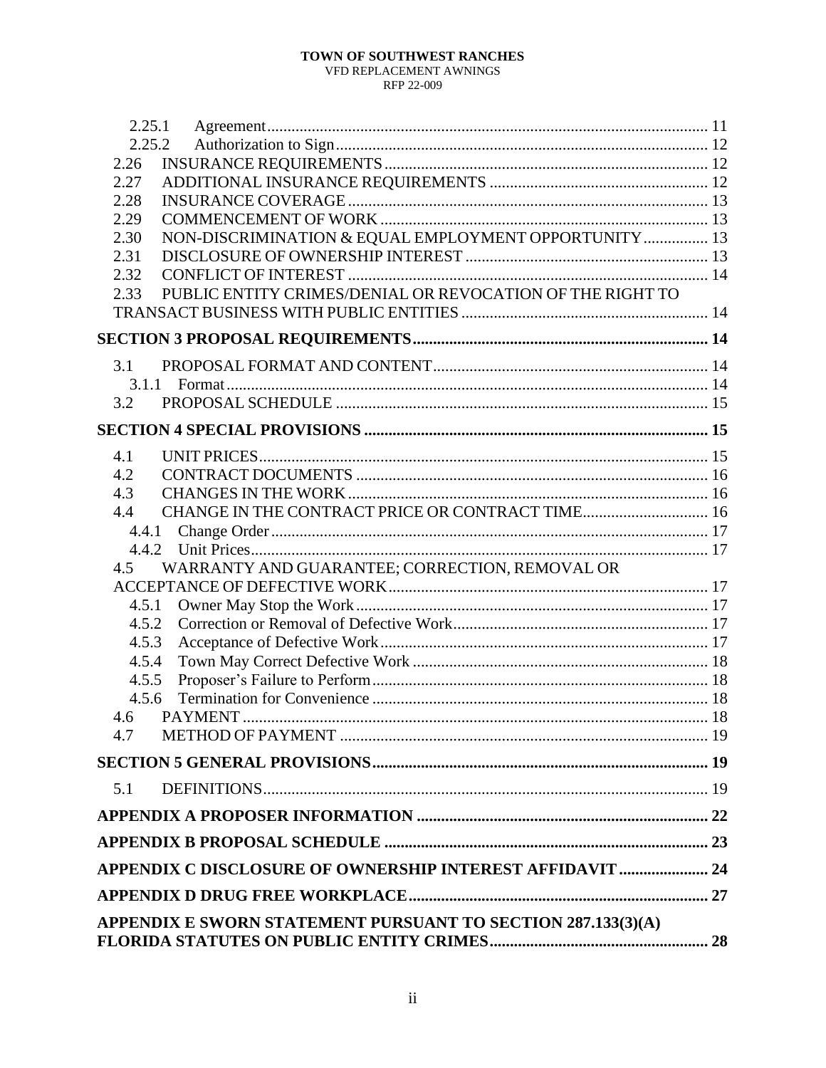2.25.1 Agreement ..... 11
2.25.2 Authorization to Sign ..... 12
2.26 INSURANCE REQUIREMENTS ..... 12
2.27 ADDITIONAL INSURANCE REQUIREMENTS ..... 12
2.28 INSURANCE COVERAGE ..... 13
2.29 COMMENCEMENT OF WORK ..... 13
2.30 NON-DISCRIMINATION & EQUAL EMPLOYMENT OPPORTUNITY ..... 13
2.31 DISCLOSURE OF OWNERSHIP INTEREST ..... 13
2.32 CONFLICT OF INTEREST ..... 14
2.33 PUBLIC ENTITY CRIMES/DENIAL OR REVOCATION OF THE RIGHT TO TRANSACT BUSINESS WITH PUBLIC ENTITIES ..... 14

**SECTION 3 PROPOSAL REQUIREMENTS ..... 14**

3.1 PROPOSAL FORMAT AND CONTENT ..... 14
3.1.1 Format ..... 14
3.2 PROPOSAL SCHEDULE ..... 15

**SECTION 4 SPECIAL PROVISIONS ..... 15**

4.1 UNIT PRICES ..... 15
4.2 CONTRACT DOCUMENTS ..... 16
4.3 CHANGES IN THE WORK ..... 16
4.4 CHANGE IN THE CONTRACT PRICE OR CONTRACT TIME ..... 16
4.4.1 Change Order ..... 17
4.4.2 Unit Prices ..... 17
4.5 WARRANTY AND GUARANTEE; CORRECTION, REMOVAL OR ACCEPTANCE OF DEFECTIVE WORK ..... 17
4.5.1 Owner May Stop the Work ..... 17
4.5.2 Correction or Removal of Defective Work ..... 17
4.5.3 Acceptance of Defective Work ..... 17
4.5.4 Town May Correct Defective Work ..... 18
4.5.5 Proposer's Failure to Perform ..... 18
4.5.6 Termination for Convenience ..... 18
4.6 PAYMENT ..... 18
4.7 METHOD OF PAYMENT ..... 19

**SECTION 5 GENERAL PROVISIONS ..... 19**

5.1 DEFINITIONS ..... 19

**APPENDIX A PROPOSER INFORMATION ..... 22**

**APPENDIX B PROPOSAL SCHEDULE ..... 23**

**APPENDIX C DISCLOSURE OF OWNERSHIP INTEREST AFFIDAVIT ..... 24**

**APPENDIX D DRUG FREE WORKPLACE ..... 27**

**APPENDIX E SWORN STATEMENT PURSUANT TO SECTION 287.133(3)(A) FLORIDA STATUTES ON PUBLIC ENTITY CRIMES ..... 28**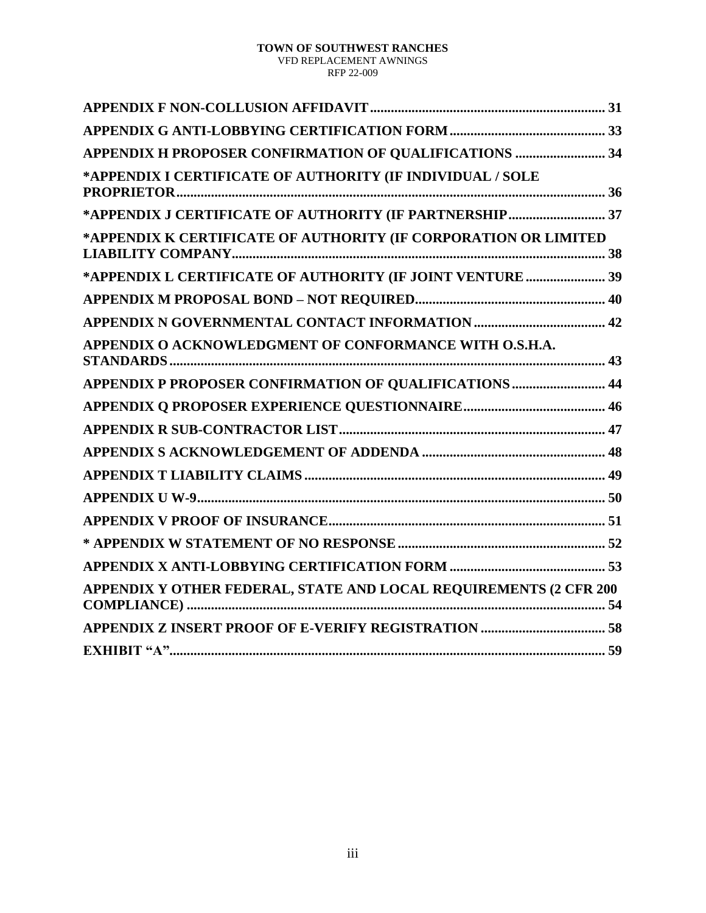**APPENDIX F NON-COLLUSION AFFIDAVIT** .................... 31

**APPENDIX G ANTI-LOBBYING CERTIFICATION FORM** .................... 33

**APPENDIX H PROPOSER CONFIRMATION OF QUALIFICATIONS** .................... 34

**\*APPENDIX I CERTIFICATE OF AUTHORITY (IF INDIVIDUAL / SOLE PROPRIETOR** .................... 36

**\*APPENDIX J CERTIFICATE OF AUTHORITY (IF PARTNERSHIP** .................... 37

**\*APPENDIX K CERTIFICATE OF AUTHORITY (IF CORPORATION OR LIMITED LIABILITY COMPANY** .................... 38

**\*APPENDIX L CERTIFICATE OF AUTHORITY (IF JOINT VENTURE** .................... 39

**APPENDIX M PROPOSAL BOND – NOT REQUIRED** .................... 40

**APPENDIX N GOVERNMENTAL CONTACT INFORMATION** .................... 42

**APPENDIX O ACKNOWLEDGMENT OF CONFORMANCE WITH O.S.H.A. STANDARDS** .................... 43

**APPENDIX P PROPOSER CONFIRMATION OF QUALIFICATIONS** .................... 44

**APPENDIX Q PROPOSER EXPERIENCE QUESTIONNAIRE** .................... 46

**APPENDIX R SUB-CONTRACTOR LIST** .................... 47

**APPENDIX S ACKNOWLEDGEMENT OF ADDENDA** .................... 48

**APPENDIX T LIABILITY CLAIMS** .................... 49

**APPENDIX U W-9** .................... 50

**APPENDIX V PROOF OF INSURANCE** .................... 51

**\* APPENDIX W STATEMENT OF NO RESPONSE** .................... 52

**APPENDIX X ANTI-LOBBYING CERTIFICATION FORM** .................... 53

**APPENDIX Y OTHER FEDERAL, STATE AND LOCAL REQUIREMENTS (2 CFR 200 COMPLIANCE)** .................... 54

**APPENDIX Z INSERT PROOF OF E-VERIFY REGISTRATION** .................... 58

**EXHIBIT "A"** .................... 59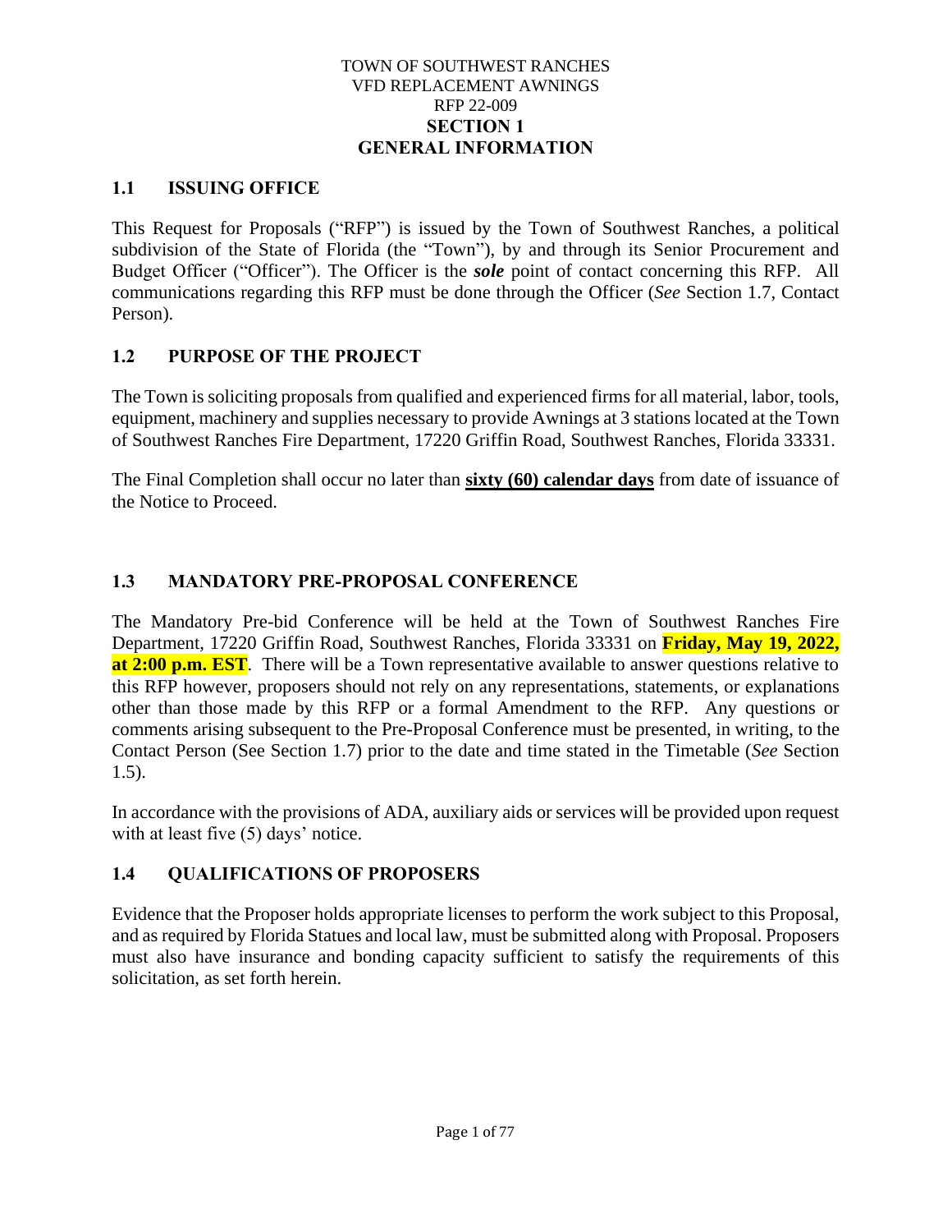TOWN OF SOUTHWEST RANCHES
VFD REPLACEMENT AWNINGS
RFP 22-009

# SECTION 1
# GENERAL INFORMATION

## 1.1 ISSUING OFFICE

This Request for Proposals ("RFP") is issued by the Town of Southwest Ranches, a political subdivision of the State of Florida (the "Town"), by and through its Senior Procurement and Budget Officer ("Officer"). The Officer is the ***sole*** point of contact concerning this RFP. All communications regarding this RFP must be done through the Officer (*See* Section 1.7, Contact Person).

## 1.2 PURPOSE OF THE PROJECT

The Town is soliciting proposals from qualified and experienced firms for all material, labor, tools, equipment, machinery and supplies necessary to provide Awnings at 3 stations located at the Town of Southwest Ranches Fire Department, 17220 Griffin Road, Southwest Ranches, Florida 33331.

The Final Completion shall occur no later than **sixty (60) calendar days** from date of issuance of the Notice to Proceed.

## 1.3 MANDATORY PRE-PROPOSAL CONFERENCE

The Mandatory Pre-bid Conference will be held at the Town of Southwest Ranches Fire Department, 17220 Griffin Road, Southwest Ranches, Florida 33331 on **Friday, May 19, 2022, at 2:00 p.m. EST**. There will be a Town representative available to answer questions relative to this RFP however, proposers should not rely on any representations, statements, or explanations other than those made by this RFP or a formal Amendment to the RFP. Any questions or comments arising subsequent to the Pre-Proposal Conference must be presented, in writing, to the Contact Person (See Section 1.7) prior to the date and time stated in the Timetable (*See* Section 1.5).

In accordance with the provisions of ADA, auxiliary aids or services will be provided upon request with at least five (5) days' notice.

## 1.4 QUALIFICATIONS OF PROPOSERS

Evidence that the Proposer holds appropriate licenses to perform the work subject to this Proposal, and as required by Florida Statues and local law, must be submitted along with Proposal. Proposers must also have insurance and bonding capacity sufficient to satisfy the requirements of this solicitation, as set forth herein.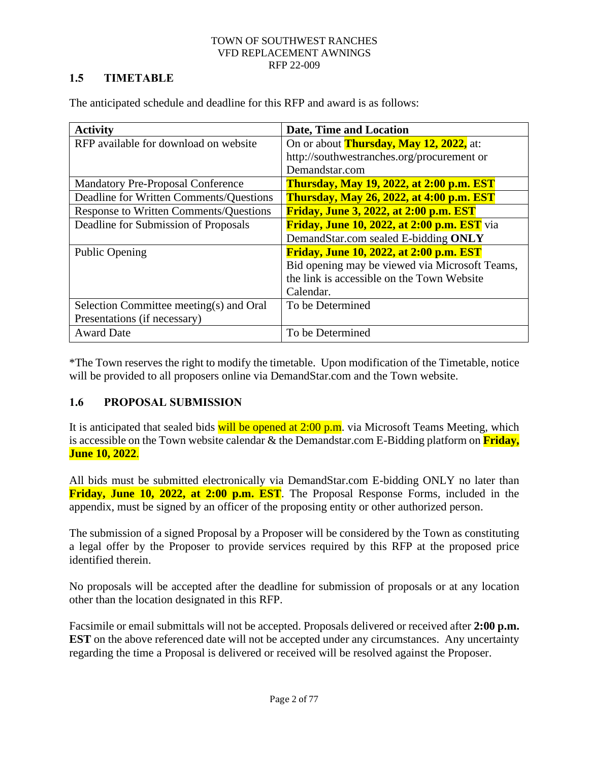## 1.5 TIMETABLE

The anticipated schedule and deadline for this RFP and award is as follows:

| Activity | Date, Time and Location |
|---|---|
| RFP available for download on website | On or about **Thursday, May 12, 2022,** at: http://southwestranches.org/procurement or Demandstar.com |
| Mandatory Pre-Proposal Conference | **Thursday, May 19, 2022, at 2:00 p.m. EST** |
| Deadline for Written Comments/Questions | **Thursday, May 26, 2022, at 4:00 p.m. EST** |
| Response to Written Comments/Questions | **Friday, June 3, 2022, at 2:00 p.m. EST** |
| Deadline for Submission of Proposals | **Friday, June 10, 2022, at 2:00 p.m. EST** via DemandStar.com sealed E-bidding **ONLY** |
| Public Opening | **Friday, June 10, 2022, at 2:00 p.m. EST** Bid opening may be viewed via Microsoft Teams, the link is accessible on the Town Website Calendar. |
| Selection Committee meeting(s) and Oral Presentations (if necessary) | To be Determined |
| Award Date | To be Determined |

*The Town reserves the right to modify the timetable. Upon modification of the Timetable, notice will be provided to all proposers online via DemandStar.com and the Town website.

## 1.6 PROPOSAL SUBMISSION

It is anticipated that sealed bids will be opened at 2:00 p.m. via Microsoft Teams Meeting, which is accessible on the Town website calendar & the Demandstar.com E-Bidding platform on **Friday, June 10, 2022**.

All bids must be submitted electronically via DemandStar.com E-bidding ONLY no later than **Friday, June 10, 2022, at 2:00 p.m. EST**. The Proposal Response Forms, included in the appendix, must be signed by an officer of the proposing entity or other authorized person.

The submission of a signed Proposal by a Proposer will be considered by the Town as constituting a legal offer by the Proposer to provide services required by this RFP at the proposed price identified therein.

No proposals will be accepted after the deadline for submission of proposals or at any location other than the location designated in this RFP.

Facsimile or email submittals will not be accepted. Proposals delivered or received after **2:00 p.m. EST** on the above referenced date will not be accepted under any circumstances. Any uncertainty regarding the time a Proposal is delivered or received will be resolved against the Proposer.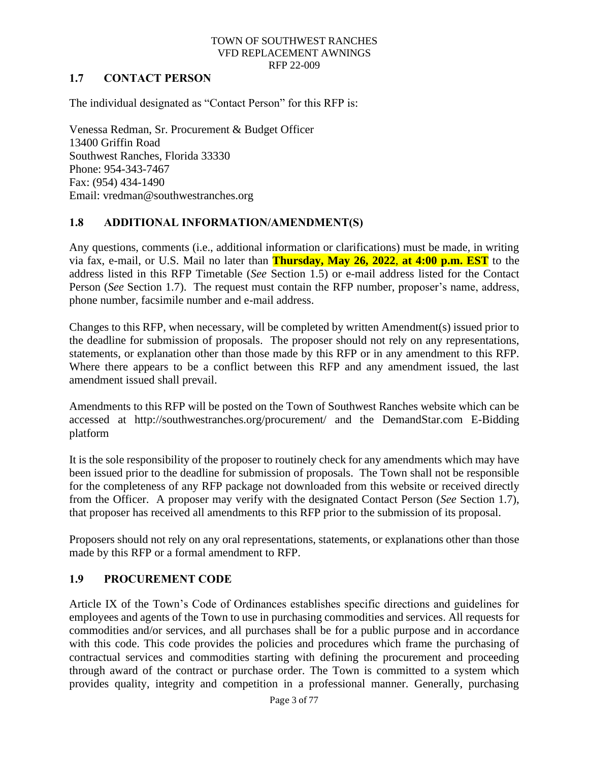## 1.7 CONTACT PERSON

The individual designated as "Contact Person" for this RFP is:

Venessa Redman, Sr. Procurement & Budget Officer
13400 Griffin Road
Southwest Ranches, Florida 33330
Phone: 954-343-7467
Fax: (954) 434-1490
Email: vredman@southwestranches.org

## 1.8 ADDITIONAL INFORMATION/AMENDMENT(S)

Any questions, comments (i.e., additional information or clarifications) must be made, in writing via fax, e-mail, or U.S. Mail no later than **Thursday, May 26, 2022**, **at 4:00 p.m. EST** to the address listed in this RFP Timetable (*See* Section 1.5) or e-mail address listed for the Contact Person (*See* Section 1.7). The request must contain the RFP number, proposer's name, address, phone number, facsimile number and e-mail address.

Changes to this RFP, when necessary, will be completed by written Amendment(s) issued prior to the deadline for submission of proposals. The proposer should not rely on any representations, statements, or explanation other than those made by this RFP or in any amendment to this RFP. Where there appears to be a conflict between this RFP and any amendment issued, the last amendment issued shall prevail.

Amendments to this RFP will be posted on the Town of Southwest Ranches website which can be accessed at http://southwestranches.org/procurement/ and the DemandStar.com E-Bidding platform

It is the sole responsibility of the proposer to routinely check for any amendments which may have been issued prior to the deadline for submission of proposals. The Town shall not be responsible for the completeness of any RFP package not downloaded from this website or received directly from the Officer. A proposer may verify with the designated Contact Person (*See* Section 1.7), that proposer has received all amendments to this RFP prior to the submission of its proposal.

Proposers should not rely on any oral representations, statements, or explanations other than those made by this RFP or a formal amendment to RFP.

## 1.9 PROCUREMENT CODE

Article IX of the Town's Code of Ordinances establishes specific directions and guidelines for employees and agents of the Town to use in purchasing commodities and services. All requests for commodities and/or services, and all purchases shall be for a public purpose and in accordance with this code. This code provides the policies and procedures which frame the purchasing of contractual services and commodities starting with defining the procurement and proceeding through award of the contract or purchase order. The Town is committed to a system which provides quality, integrity and competition in a professional manner. Generally, purchasing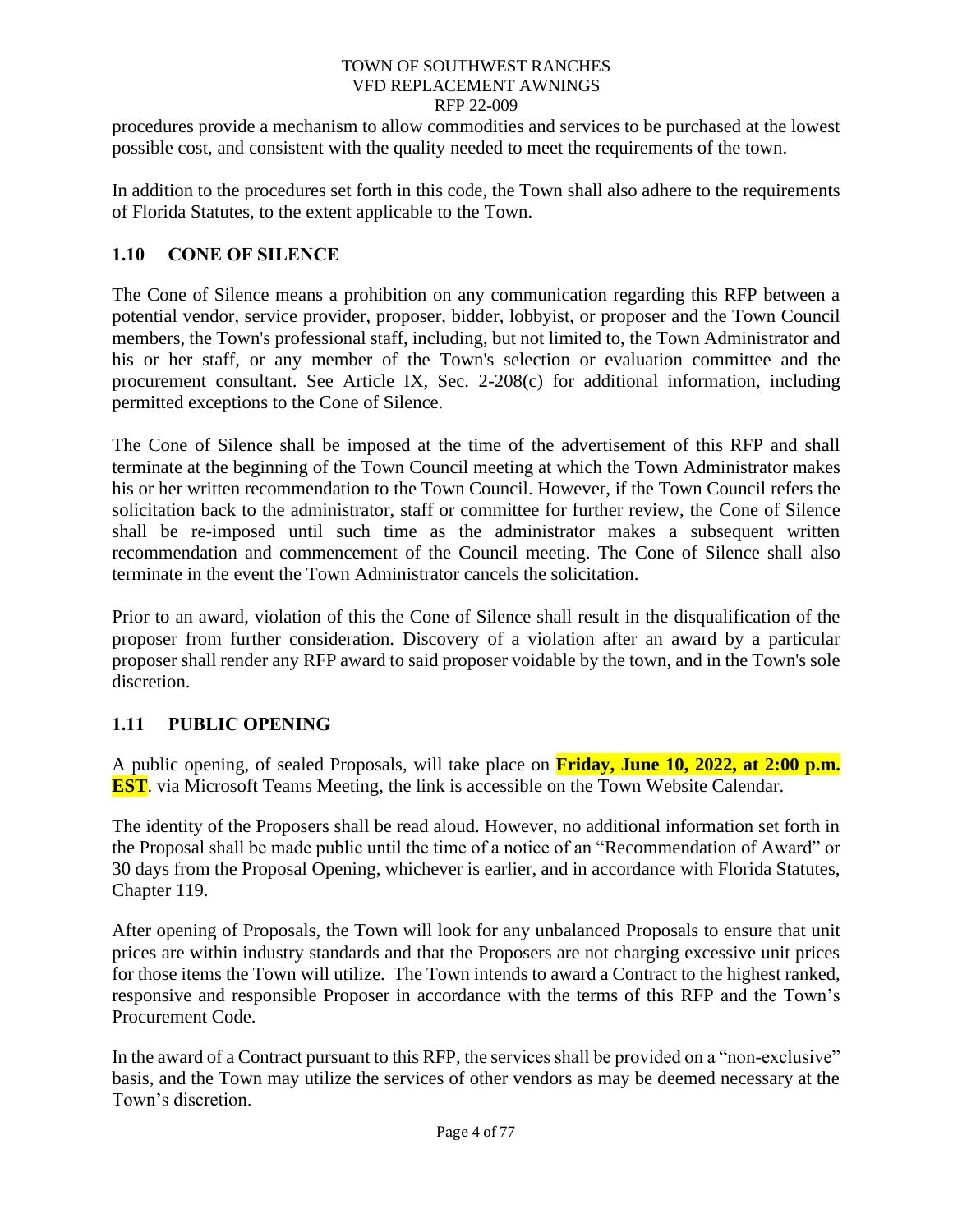procedures provide a mechanism to allow commodities and services to be purchased at the lowest possible cost, and consistent with the quality needed to meet the requirements of the town.

In addition to the procedures set forth in this code, the Town shall also adhere to the requirements of Florida Statutes, to the extent applicable to the Town.

## 1.10 CONE OF SILENCE

The Cone of Silence means a prohibition on any communication regarding this RFP between a potential vendor, service provider, proposer, bidder, lobbyist, or proposer and the Town Council members, the Town's professional staff, including, but not limited to, the Town Administrator and his or her staff, or any member of the Town's selection or evaluation committee and the procurement consultant. See Article IX, Sec. 2-208(c) for additional information, including permitted exceptions to the Cone of Silence.

The Cone of Silence shall be imposed at the time of the advertisement of this RFP and shall terminate at the beginning of the Town Council meeting at which the Town Administrator makes his or her written recommendation to the Town Council. However, if the Town Council refers the solicitation back to the administrator, staff or committee for further review, the Cone of Silence shall be re-imposed until such time as the administrator makes a subsequent written recommendation and commencement of the Council meeting. The Cone of Silence shall also terminate in the event the Town Administrator cancels the solicitation.

Prior to an award, violation of this the Cone of Silence shall result in the disqualification of the proposer from further consideration. Discovery of a violation after an award by a particular proposer shall render any RFP award to said proposer voidable by the town, and in the Town's sole discretion.

## 1.11 PUBLIC OPENING

A public opening, of sealed Proposals, will take place on **Friday, June 10, 2022, at 2:00 p.m. EST**. via Microsoft Teams Meeting, the link is accessible on the Town Website Calendar.

The identity of the Proposers shall be read aloud. However, no additional information set forth in the Proposal shall be made public until the time of a notice of an "Recommendation of Award" or 30 days from the Proposal Opening, whichever is earlier, and in accordance with Florida Statutes, Chapter 119.

After opening of Proposals, the Town will look for any unbalanced Proposals to ensure that unit prices are within industry standards and that the Proposers are not charging excessive unit prices for those items the Town will utilize. The Town intends to award a Contract to the highest ranked, responsive and responsible Proposer in accordance with the terms of this RFP and the Town's Procurement Code.

In the award of a Contract pursuant to this RFP, the services shall be provided on a "non-exclusive" basis, and the Town may utilize the services of other vendors as may be deemed necessary at the Town's discretion.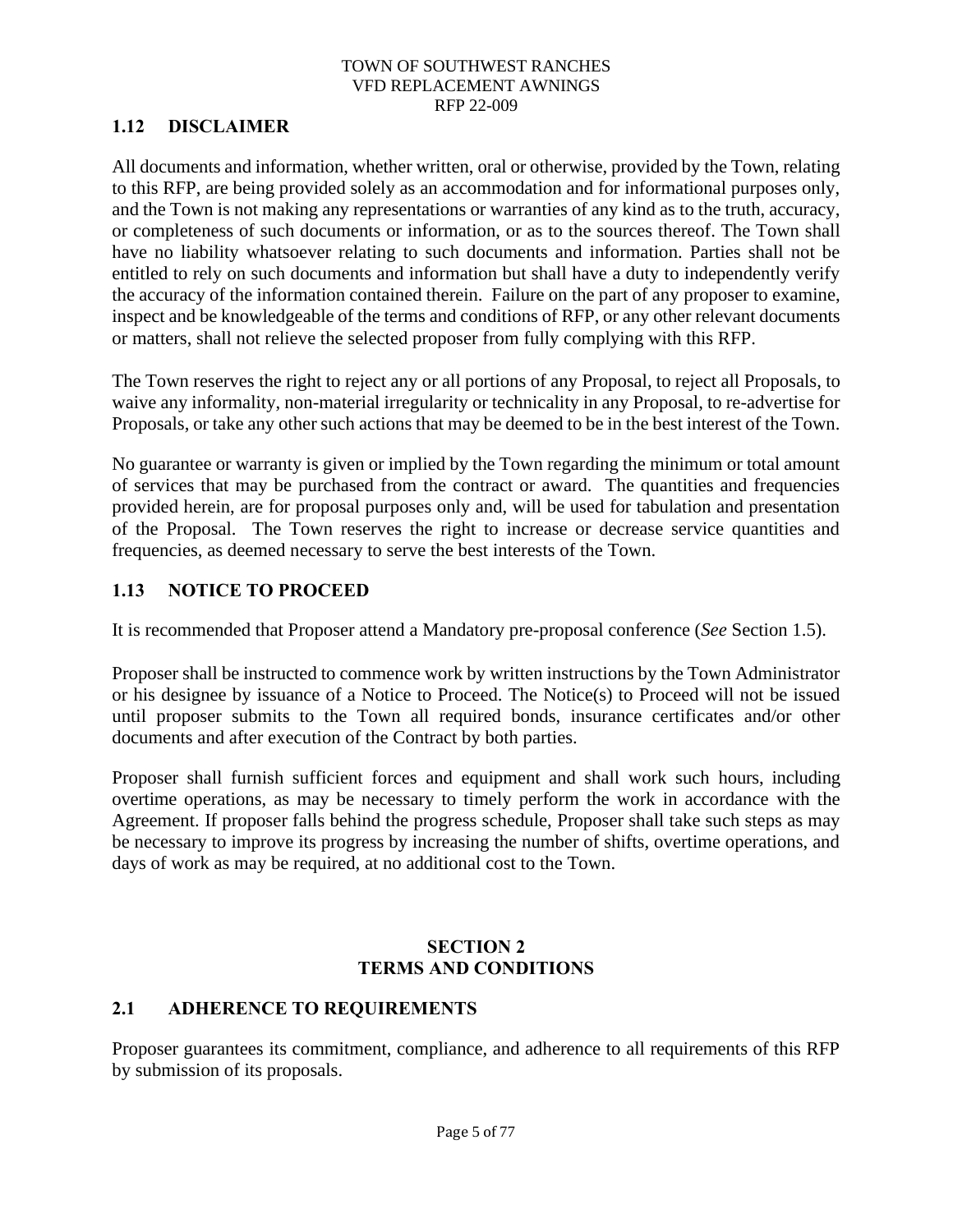## 1.12 DISCLAIMER

All documents and information, whether written, oral or otherwise, provided by the Town, relating to this RFP, are being provided solely as an accommodation and for informational purposes only, and the Town is not making any representations or warranties of any kind as to the truth, accuracy, or completeness of such documents or information, or as to the sources thereof. The Town shall have no liability whatsoever relating to such documents and information. Parties shall not be entitled to rely on such documents and information but shall have a duty to independently verify the accuracy of the information contained therein. Failure on the part of any proposer to examine, inspect and be knowledgeable of the terms and conditions of RFP, or any other relevant documents or matters, shall not relieve the selected proposer from fully complying with this RFP.

The Town reserves the right to reject any or all portions of any Proposal, to reject all Proposals, to waive any informality, non-material irregularity or technicality in any Proposal, to re-advertise for Proposals, or take any other such actions that may be deemed to be in the best interest of the Town.

No guarantee or warranty is given or implied by the Town regarding the minimum or total amount of services that may be purchased from the contract or award. The quantities and frequencies provided herein, are for proposal purposes only and, will be used for tabulation and presentation of the Proposal. The Town reserves the right to increase or decrease service quantities and frequencies, as deemed necessary to serve the best interests of the Town.

## 1.13 NOTICE TO PROCEED

It is recommended that Proposer attend a Mandatory pre-proposal conference (*See* Section 1.5).

Proposer shall be instructed to commence work by written instructions by the Town Administrator or his designee by issuance of a Notice to Proceed. The Notice(s) to Proceed will not be issued until proposer submits to the Town all required bonds, insurance certificates and/or other documents and after execution of the Contract by both parties.

Proposer shall furnish sufficient forces and equipment and shall work such hours, including overtime operations, as may be necessary to timely perform the work in accordance with the Agreement. If proposer falls behind the progress schedule, Proposer shall take such steps as may be necessary to improve its progress by increasing the number of shifts, overtime operations, and days of work as may be required, at no additional cost to the Town.

# SECTION 2
# TERMS AND CONDITIONS

## 2.1 ADHERENCE TO REQUIREMENTS

Proposer guarantees its commitment, compliance, and adherence to all requirements of this RFP by submission of its proposals.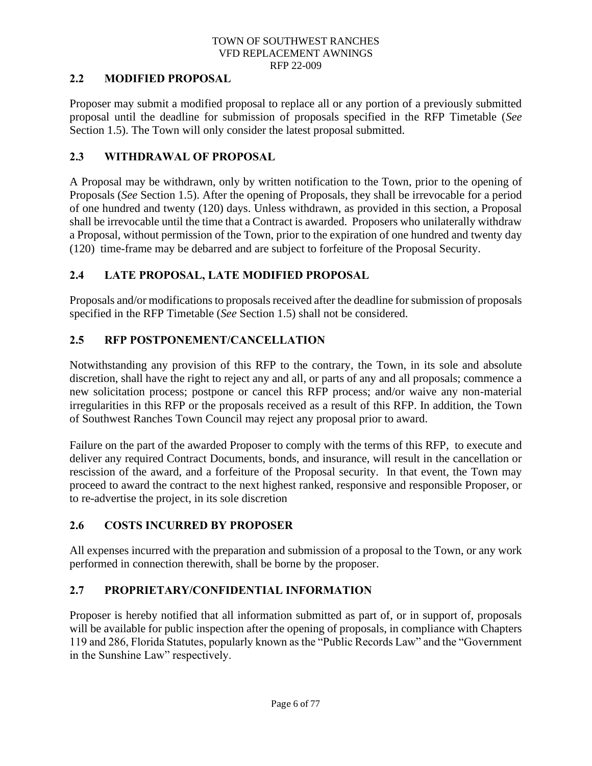## 2.2 MODIFIED PROPOSAL

Proposer may submit a modified proposal to replace all or any portion of a previously submitted proposal until the deadline for submission of proposals specified in the RFP Timetable (*See* Section 1.5). The Town will only consider the latest proposal submitted.

## 2.3 WITHDRAWAL OF PROPOSAL

A Proposal may be withdrawn, only by written notification to the Town, prior to the opening of Proposals (*See* Section 1.5). After the opening of Proposals, they shall be irrevocable for a period of one hundred and twenty (120) days. Unless withdrawn, as provided in this section, a Proposal shall be irrevocable until the time that a Contract is awarded. Proposers who unilaterally withdraw a Proposal, without permission of the Town, prior to the expiration of one hundred and twenty day (120) time-frame may be debarred and are subject to forfeiture of the Proposal Security.

## 2.4 LATE PROPOSAL, LATE MODIFIED PROPOSAL

Proposals and/or modifications to proposals received after the deadline for submission of proposals specified in the RFP Timetable (*See* Section 1.5) shall not be considered.

## 2.5 RFP POSTPONEMENT/CANCELLATION

Notwithstanding any provision of this RFP to the contrary, the Town, in its sole and absolute discretion, shall have the right to reject any and all, or parts of any and all proposals; commence a new solicitation process; postpone or cancel this RFP process; and/or waive any non-material irregularities in this RFP or the proposals received as a result of this RFP. In addition, the Town of Southwest Ranches Town Council may reject any proposal prior to award.

Failure on the part of the awarded Proposer to comply with the terms of this RFP, to execute and deliver any required Contract Documents, bonds, and insurance, will result in the cancellation or rescission of the award, and a forfeiture of the Proposal security. In that event, the Town may proceed to award the contract to the next highest ranked, responsive and responsible Proposer, or to re-advertise the project, in its sole discretion

## 2.6 COSTS INCURRED BY PROPOSER

All expenses incurred with the preparation and submission of a proposal to the Town, or any work performed in connection therewith, shall be borne by the proposer.

## 2.7 PROPRIETARY/CONFIDENTIAL INFORMATION

Proposer is hereby notified that all information submitted as part of, or in support of, proposals will be available for public inspection after the opening of proposals, in compliance with Chapters 119 and 286, Florida Statutes, popularly known as the "Public Records Law" and the "Government in the Sunshine Law" respectively.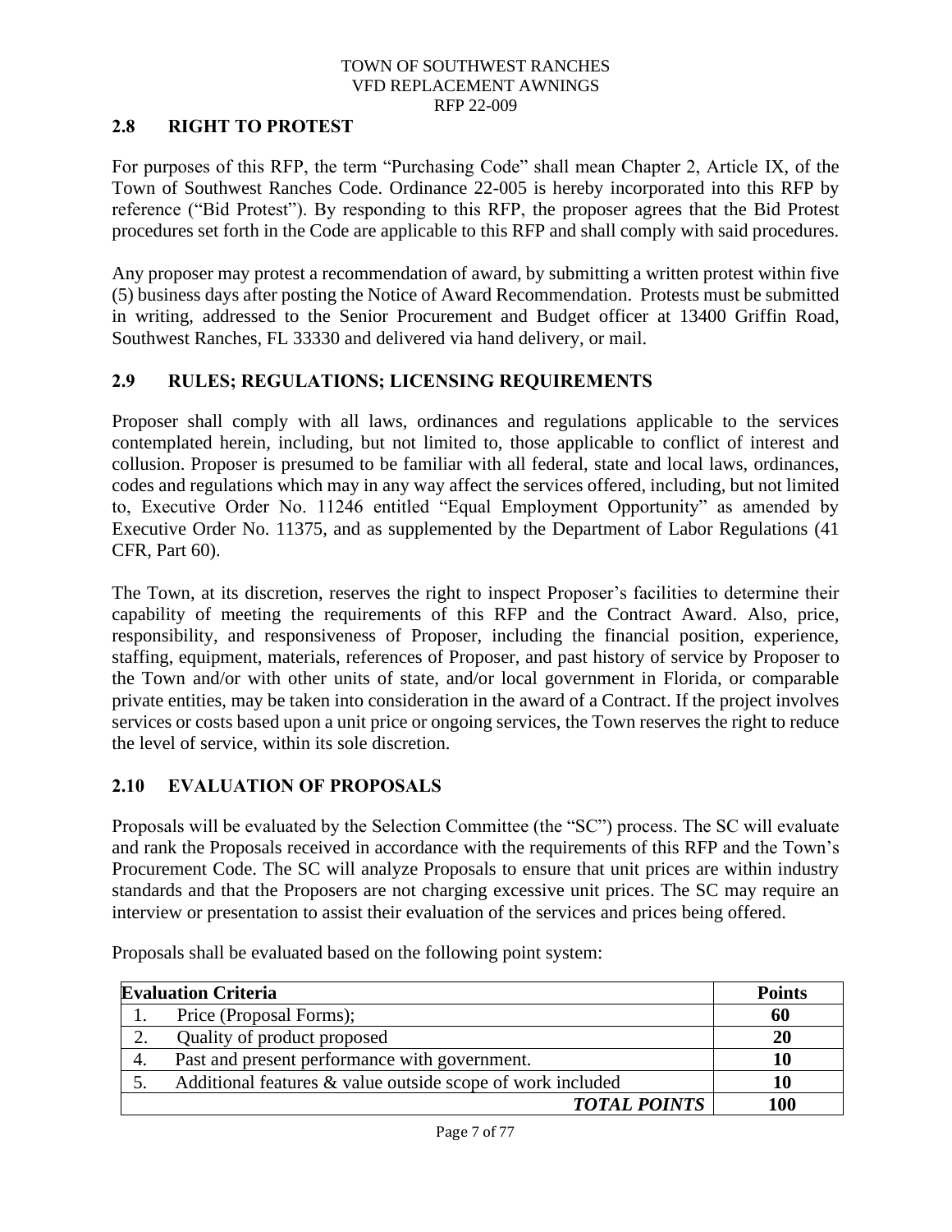## 2.8 RIGHT TO PROTEST

For purposes of this RFP, the term "Purchasing Code" shall mean Chapter 2, Article IX, of the Town of Southwest Ranches Code. Ordinance 22-005 is hereby incorporated into this RFP by reference ("Bid Protest"). By responding to this RFP, the proposer agrees that the Bid Protest procedures set forth in the Code are applicable to this RFP and shall comply with said procedures.

Any proposer may protest a recommendation of award, by submitting a written protest within five (5) business days after posting the Notice of Award Recommendation. Protests must be submitted in writing, addressed to the Senior Procurement and Budget officer at 13400 Griffin Road, Southwest Ranches, FL 33330 and delivered via hand delivery, or mail.

## 2.9 RULES; REGULATIONS; LICENSING REQUIREMENTS

Proposer shall comply with all laws, ordinances and regulations applicable to the services contemplated herein, including, but not limited to, those applicable to conflict of interest and collusion. Proposer is presumed to be familiar with all federal, state and local laws, ordinances, codes and regulations which may in any way affect the services offered, including, but not limited to, Executive Order No. 11246 entitled "Equal Employment Opportunity" as amended by Executive Order No. 11375, and as supplemented by the Department of Labor Regulations (41 CFR, Part 60).

The Town, at its discretion, reserves the right to inspect Proposer's facilities to determine their capability of meeting the requirements of this RFP and the Contract Award. Also, price, responsibility, and responsiveness of Proposer, including the financial position, experience, staffing, equipment, materials, references of Proposer, and past history of service by Proposer to the Town and/or with other units of state, and/or local government in Florida, or comparable private entities, may be taken into consideration in the award of a Contract. If the project involves services or costs based upon a unit price or ongoing services, the Town reserves the right to reduce the level of service, within its sole discretion.

## 2.10 EVALUATION OF PROPOSALS

Proposals will be evaluated by the Selection Committee (the "SC") process. The SC will evaluate and rank the Proposals received in accordance with the requirements of this RFP and the Town's Procurement Code. The SC will analyze Proposals to ensure that unit prices are within industry standards and that the Proposers are not charging excessive unit prices. The SC may require an interview or presentation to assist their evaluation of the services and prices being offered.

Proposals shall be evaluated based on the following point system:

| Evaluation Criteria | Points |
|---|---|
| 1. Price (Proposal Forms); | **60** |
| 2. Quality of product proposed | **20** |
| 4. Past and present performance with government. | **10** |
| 5. Additional features & value outside scope of work included | **10** |
| ***TOTAL POINTS*** | **100** |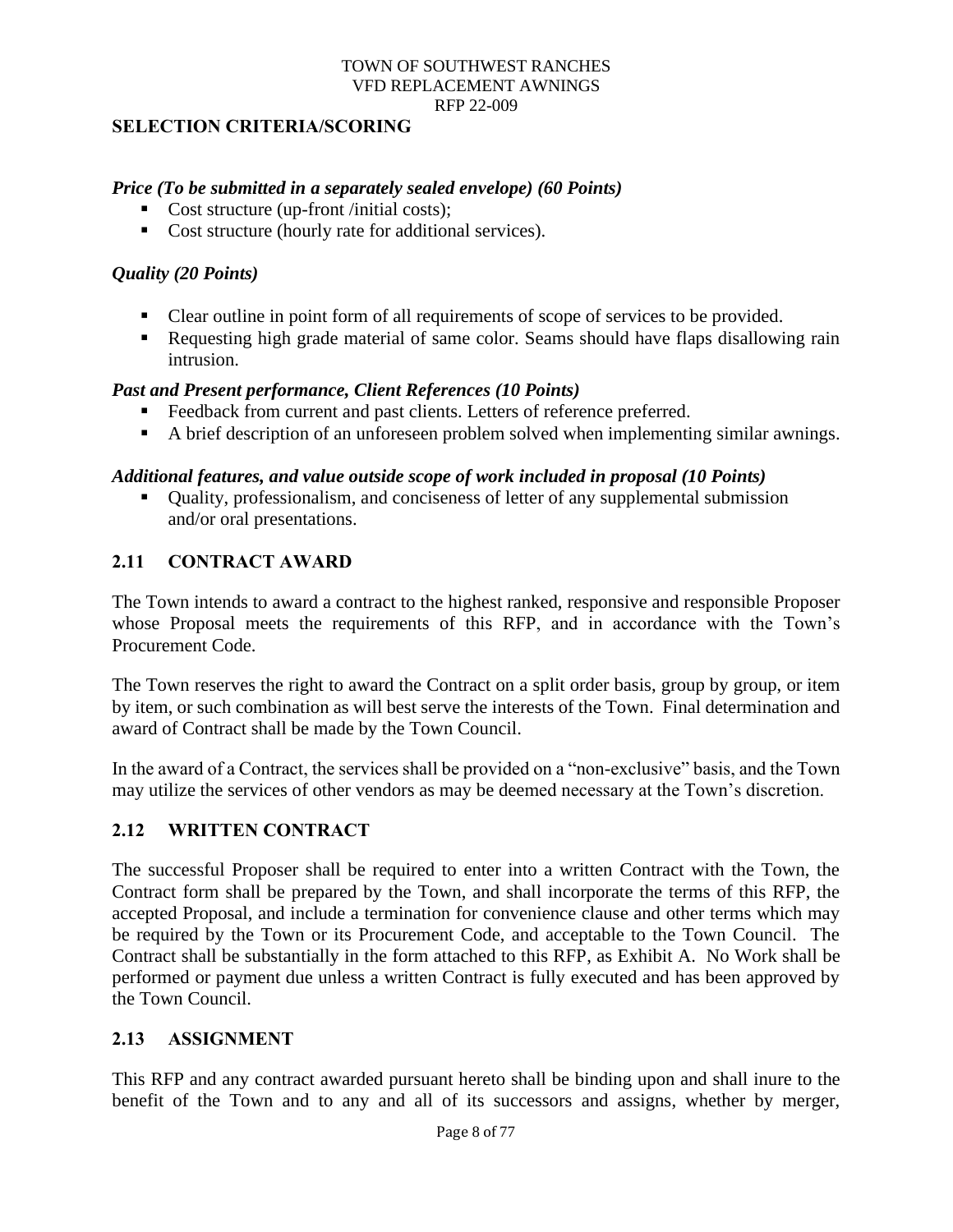## SELECTION CRITERIA/SCORING

***Price (To be submitted in a separately sealed envelope) (60 Points)***

- Cost structure (up-front /initial costs);
- Cost structure (hourly rate for additional services).

***Quality (20 Points)***

- Clear outline in point form of all requirements of scope of services to be provided.
- Requesting high grade material of same color. Seams should have flaps disallowing rain intrusion.

***Past and Present performance, Client References (10 Points)***

- Feedback from current and past clients. Letters of reference preferred.
- A brief description of an unforeseen problem solved when implementing similar awnings.

***Additional features, and value outside scope of work included in proposal (10 Points)***

- Quality, professionalism, and conciseness of letter of any supplemental submission and/or oral presentations.

## 2.11 CONTRACT AWARD

The Town intends to award a contract to the highest ranked, responsive and responsible Proposer whose Proposal meets the requirements of this RFP, and in accordance with the Town's Procurement Code.

The Town reserves the right to award the Contract on a split order basis, group by group, or item by item, or such combination as will best serve the interests of the Town. Final determination and award of Contract shall be made by the Town Council.

In the award of a Contract, the services shall be provided on a "non-exclusive" basis, and the Town may utilize the services of other vendors as may be deemed necessary at the Town's discretion.

## 2.12 WRITTEN CONTRACT

The successful Proposer shall be required to enter into a written Contract with the Town, the Contract form shall be prepared by the Town, and shall incorporate the terms of this RFP, the accepted Proposal, and include a termination for convenience clause and other terms which may be required by the Town or its Procurement Code, and acceptable to the Town Council. The Contract shall be substantially in the form attached to this RFP, as Exhibit A. No Work shall be performed or payment due unless a written Contract is fully executed and has been approved by the Town Council.

## 2.13 ASSIGNMENT

This RFP and any contract awarded pursuant hereto shall be binding upon and shall inure to the benefit of the Town and to any and all of its successors and assigns, whether by merger,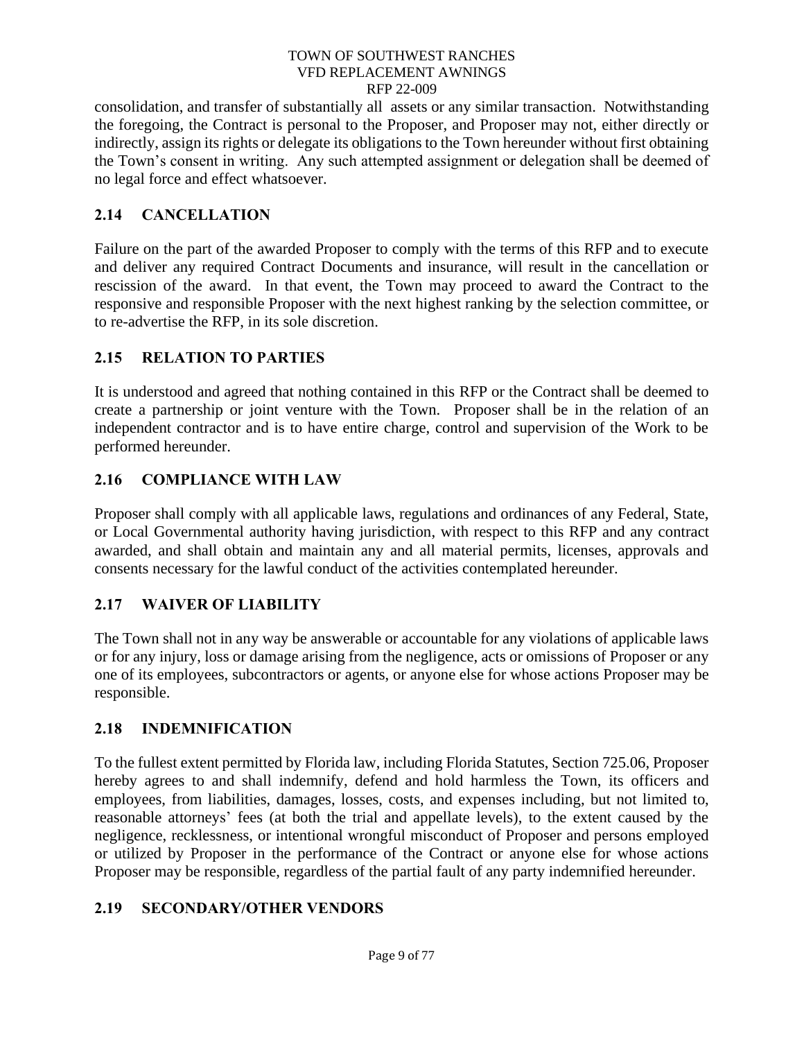consolidation, and transfer of substantially all assets or any similar transaction. Notwithstanding the foregoing, the Contract is personal to the Proposer, and Proposer may not, either directly or indirectly, assign its rights or delegate its obligations to the Town hereunder without first obtaining the Town's consent in writing. Any such attempted assignment or delegation shall be deemed of no legal force and effect whatsoever.

## 2.14 CANCELLATION

Failure on the part of the awarded Proposer to comply with the terms of this RFP and to execute and deliver any required Contract Documents and insurance, will result in the cancellation or rescission of the award. In that event, the Town may proceed to award the Contract to the responsive and responsible Proposer with the next highest ranking by the selection committee, or to re-advertise the RFP, in its sole discretion.

## 2.15 RELATION TO PARTIES

It is understood and agreed that nothing contained in this RFP or the Contract shall be deemed to create a partnership or joint venture with the Town. Proposer shall be in the relation of an independent contractor and is to have entire charge, control and supervision of the Work to be performed hereunder.

## 2.16 COMPLIANCE WITH LAW

Proposer shall comply with all applicable laws, regulations and ordinances of any Federal, State, or Local Governmental authority having jurisdiction, with respect to this RFP and any contract awarded, and shall obtain and maintain any and all material permits, licenses, approvals and consents necessary for the lawful conduct of the activities contemplated hereunder.

## 2.17 WAIVER OF LIABILITY

The Town shall not in any way be answerable or accountable for any violations of applicable laws or for any injury, loss or damage arising from the negligence, acts or omissions of Proposer or any one of its employees, subcontractors or agents, or anyone else for whose actions Proposer may be responsible.

## 2.18 INDEMNIFICATION

To the fullest extent permitted by Florida law, including Florida Statutes, Section 725.06, Proposer hereby agrees to and shall indemnify, defend and hold harmless the Town, its officers and employees, from liabilities, damages, losses, costs, and expenses including, but not limited to, reasonable attorneys' fees (at both the trial and appellate levels), to the extent caused by the negligence, recklessness, or intentional wrongful misconduct of Proposer and persons employed or utilized by Proposer in the performance of the Contract or anyone else for whose actions Proposer may be responsible, regardless of the partial fault of any party indemnified hereunder.

## 2.19 SECONDARY/OTHER VENDORS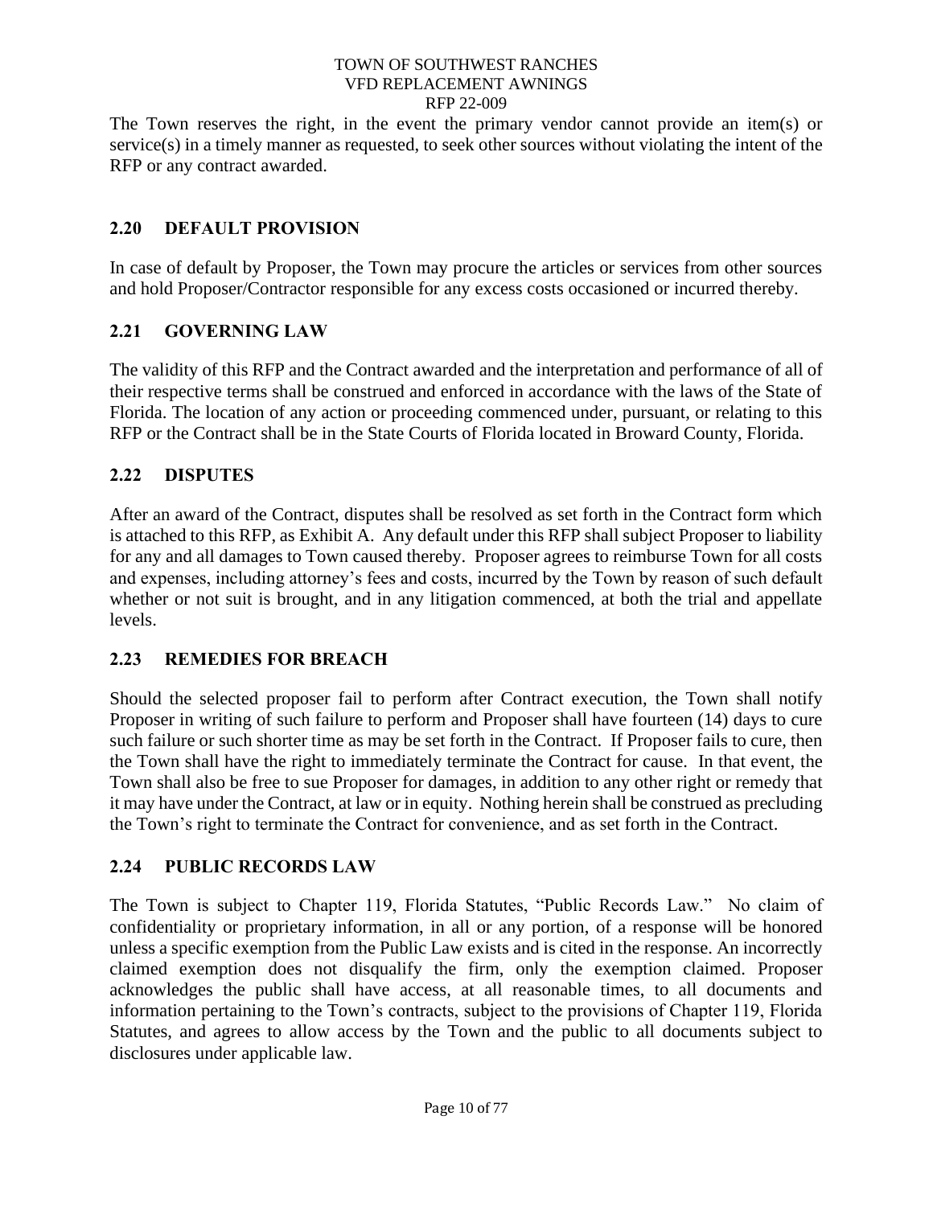The Town reserves the right, in the event the primary vendor cannot provide an item(s) or service(s) in a timely manner as requested, to seek other sources without violating the intent of the RFP or any contract awarded.

## 2.20 DEFAULT PROVISION

In case of default by Proposer, the Town may procure the articles or services from other sources and hold Proposer/Contractor responsible for any excess costs occasioned or incurred thereby.

## 2.21 GOVERNING LAW

The validity of this RFP and the Contract awarded and the interpretation and performance of all of their respective terms shall be construed and enforced in accordance with the laws of the State of Florida. The location of any action or proceeding commenced under, pursuant, or relating to this RFP or the Contract shall be in the State Courts of Florida located in Broward County, Florida.

## 2.22 DISPUTES

After an award of the Contract, disputes shall be resolved as set forth in the Contract form which is attached to this RFP, as Exhibit A. Any default under this RFP shall subject Proposer to liability for any and all damages to Town caused thereby. Proposer agrees to reimburse Town for all costs and expenses, including attorney's fees and costs, incurred by the Town by reason of such default whether or not suit is brought, and in any litigation commenced, at both the trial and appellate levels.

## 2.23 REMEDIES FOR BREACH

Should the selected proposer fail to perform after Contract execution, the Town shall notify Proposer in writing of such failure to perform and Proposer shall have fourteen (14) days to cure such failure or such shorter time as may be set forth in the Contract. If Proposer fails to cure, then the Town shall have the right to immediately terminate the Contract for cause. In that event, the Town shall also be free to sue Proposer for damages, in addition to any other right or remedy that it may have under the Contract, at law or in equity. Nothing herein shall be construed as precluding the Town's right to terminate the Contract for convenience, and as set forth in the Contract.

## 2.24 PUBLIC RECORDS LAW

The Town is subject to Chapter 119, Florida Statutes, "Public Records Law." No claim of confidentiality or proprietary information, in all or any portion, of a response will be honored unless a specific exemption from the Public Law exists and is cited in the response. An incorrectly claimed exemption does not disqualify the firm, only the exemption claimed. Proposer acknowledges the public shall have access, at all reasonable times, to all documents and information pertaining to the Town's contracts, subject to the provisions of Chapter 119, Florida Statutes, and agrees to allow access by the Town and the public to all documents subject to disclosures under applicable law.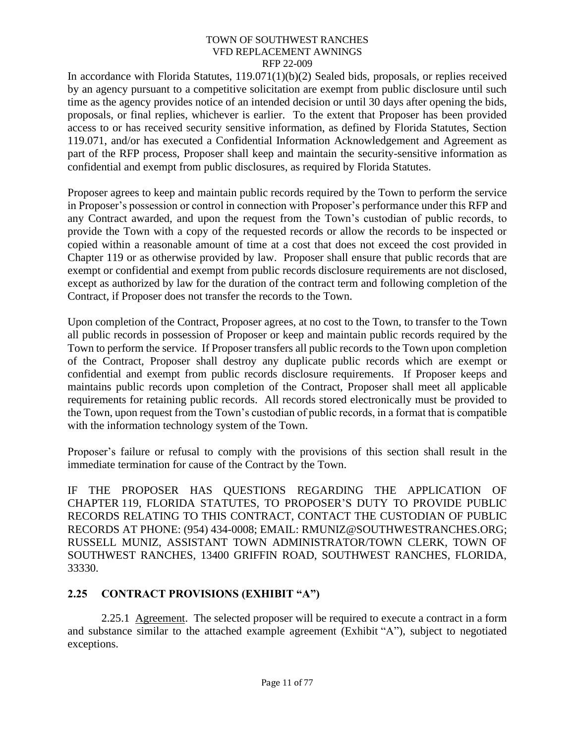In accordance with Florida Statutes, 119.071(1)(b)(2) Sealed bids, proposals, or replies received by an agency pursuant to a competitive solicitation are exempt from public disclosure until such time as the agency provides notice of an intended decision or until 30 days after opening the bids, proposals, or final replies, whichever is earlier. To the extent that Proposer has been provided access to or has received security sensitive information, as defined by Florida Statutes, Section 119.071, and/or has executed a Confidential Information Acknowledgement and Agreement as part of the RFP process, Proposer shall keep and maintain the security-sensitive information as confidential and exempt from public disclosures, as required by Florida Statutes.

Proposer agrees to keep and maintain public records required by the Town to perform the service in Proposer's possession or control in connection with Proposer's performance under this RFP and any Contract awarded, and upon the request from the Town's custodian of public records, to provide the Town with a copy of the requested records or allow the records to be inspected or copied within a reasonable amount of time at a cost that does not exceed the cost provided in Chapter 119 or as otherwise provided by law. Proposer shall ensure that public records that are exempt or confidential and exempt from public records disclosure requirements are not disclosed, except as authorized by law for the duration of the contract term and following completion of the Contract, if Proposer does not transfer the records to the Town.

Upon completion of the Contract, Proposer agrees, at no cost to the Town, to transfer to the Town all public records in possession of Proposer or keep and maintain public records required by the Town to perform the service. If Proposer transfers all public records to the Town upon completion of the Contract, Proposer shall destroy any duplicate public records which are exempt or confidential and exempt from public records disclosure requirements. If Proposer keeps and maintains public records upon completion of the Contract, Proposer shall meet all applicable requirements for retaining public records. All records stored electronically must be provided to the Town, upon request from the Town's custodian of public records, in a format that is compatible with the information technology system of the Town.

Proposer's failure or refusal to comply with the provisions of this section shall result in the immediate termination for cause of the Contract by the Town.

IF THE PROPOSER HAS QUESTIONS REGARDING THE APPLICATION OF CHAPTER 119, FLORIDA STATUTES, TO PROPOSER'S DUTY TO PROVIDE PUBLIC RECORDS RELATING TO THIS CONTRACT, CONTACT THE CUSTODIAN OF PUBLIC RECORDS AT PHONE: (954) 434-0008; EMAIL: RMUNIZ@SOUTHWESTRANCHES.ORG; RUSSELL MUNIZ, ASSISTANT TOWN ADMINISTRATOR/TOWN CLERK, TOWN OF SOUTHWEST RANCHES, 13400 GRIFFIN ROAD, SOUTHWEST RANCHES, FLORIDA, 33330.

## 2.25 CONTRACT PROVISIONS (EXHIBIT "A")

2.25.1 Agreement. The selected proposer will be required to execute a contract in a form and substance similar to the attached example agreement (Exhibit "A"), subject to negotiated exceptions.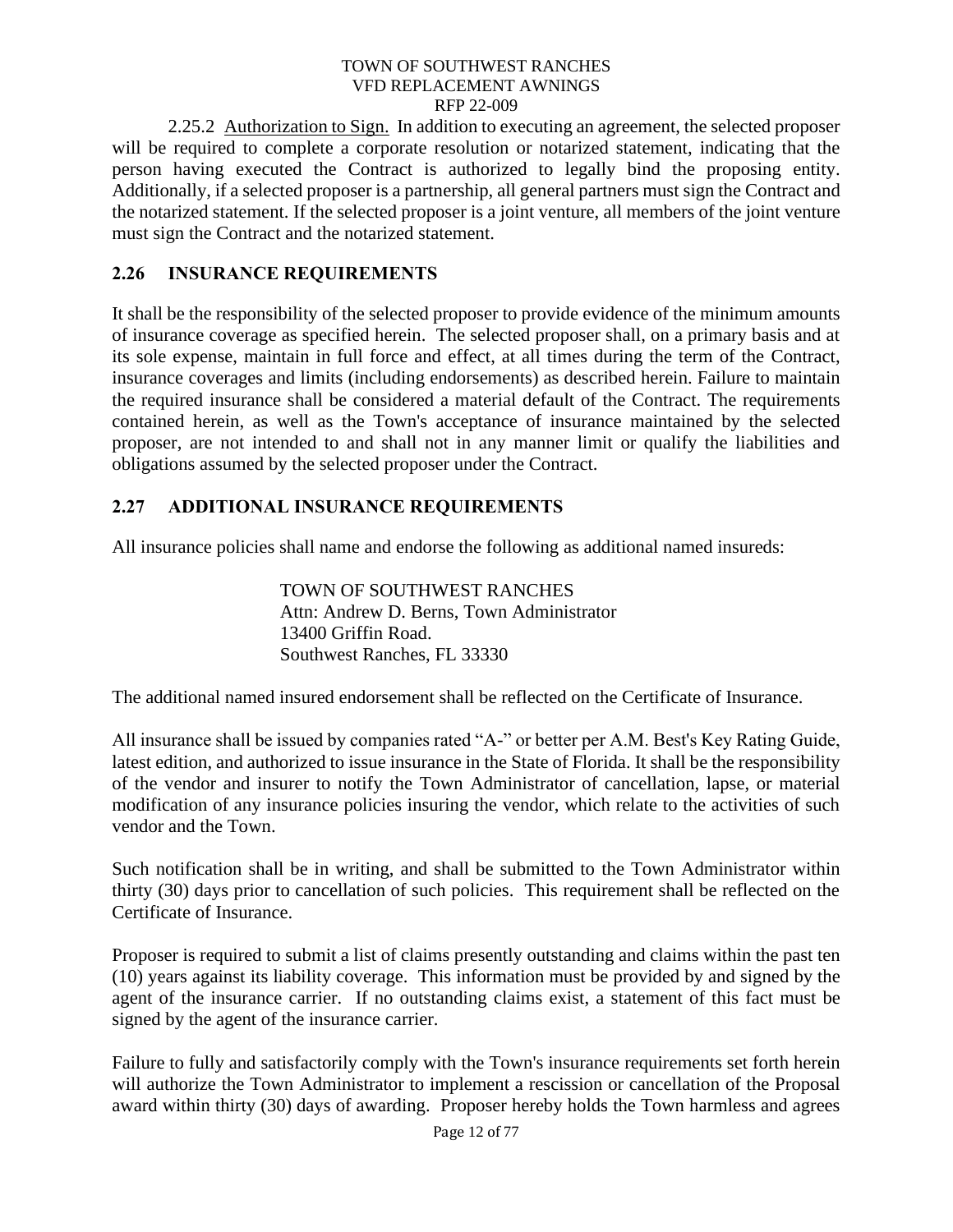2.25.2 Authorization to Sign. In addition to executing an agreement, the selected proposer will be required to complete a corporate resolution or notarized statement, indicating that the person having executed the Contract is authorized to legally bind the proposing entity. Additionally, if a selected proposer is a partnership, all general partners must sign the Contract and the notarized statement. If the selected proposer is a joint venture, all members of the joint venture must sign the Contract and the notarized statement.

## 2.26 INSURANCE REQUIREMENTS

It shall be the responsibility of the selected proposer to provide evidence of the minimum amounts of insurance coverage as specified herein. The selected proposer shall, on a primary basis and at its sole expense, maintain in full force and effect, at all times during the term of the Contract, insurance coverages and limits (including endorsements) as described herein. Failure to maintain the required insurance shall be considered a material default of the Contract. The requirements contained herein, as well as the Town's acceptance of insurance maintained by the selected proposer, are not intended to and shall not in any manner limit or qualify the liabilities and obligations assumed by the selected proposer under the Contract.

## 2.27 ADDITIONAL INSURANCE REQUIREMENTS

All insurance policies shall name and endorse the following as additional named insureds:

TOWN OF SOUTHWEST RANCHES
Attn: Andrew D. Berns, Town Administrator
13400 Griffin Road.
Southwest Ranches, FL 33330

The additional named insured endorsement shall be reflected on the Certificate of Insurance.

All insurance shall be issued by companies rated "A-" or better per A.M. Best's Key Rating Guide, latest edition, and authorized to issue insurance in the State of Florida. It shall be the responsibility of the vendor and insurer to notify the Town Administrator of cancellation, lapse, or material modification of any insurance policies insuring the vendor, which relate to the activities of such vendor and the Town.

Such notification shall be in writing, and shall be submitted to the Town Administrator within thirty (30) days prior to cancellation of such policies. This requirement shall be reflected on the Certificate of Insurance.

Proposer is required to submit a list of claims presently outstanding and claims within the past ten (10) years against its liability coverage. This information must be provided by and signed by the agent of the insurance carrier. If no outstanding claims exist, a statement of this fact must be signed by the agent of the insurance carrier.

Failure to fully and satisfactorily comply with the Town's insurance requirements set forth herein will authorize the Town Administrator to implement a rescission or cancellation of the Proposal award within thirty (30) days of awarding. Proposer hereby holds the Town harmless and agrees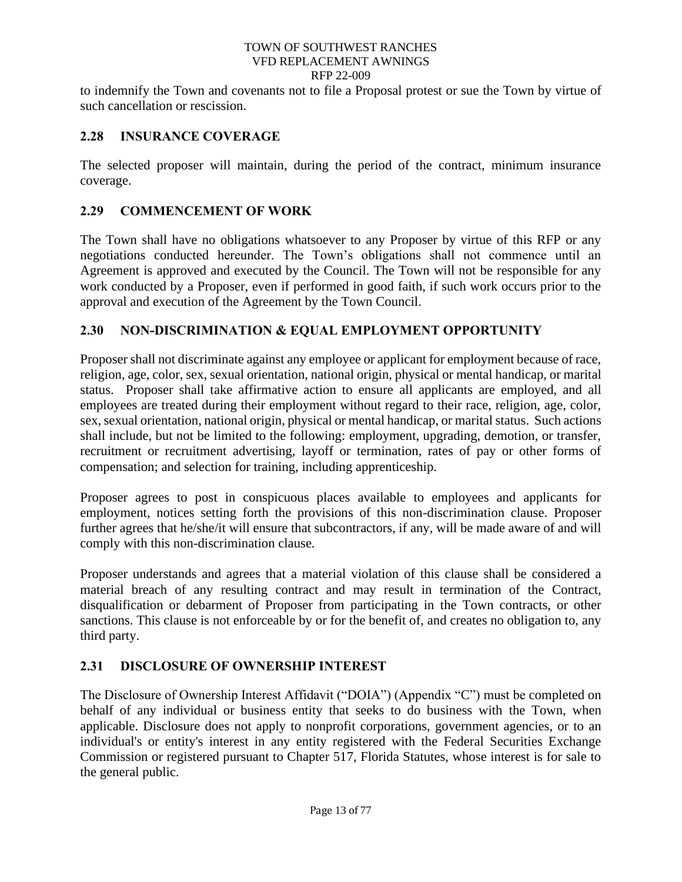to indemnify the Town and covenants not to file a Proposal protest or sue the Town by virtue of such cancellation or rescission.

## 2.28 INSURANCE COVERAGE

The selected proposer will maintain, during the period of the contract, minimum insurance coverage.

## 2.29 COMMENCEMENT OF WORK

The Town shall have no obligations whatsoever to any Proposer by virtue of this RFP or any negotiations conducted hereunder. The Town's obligations shall not commence until an Agreement is approved and executed by the Council. The Town will not be responsible for any work conducted by a Proposer, even if performed in good faith, if such work occurs prior to the approval and execution of the Agreement by the Town Council.

## 2.30 NON-DISCRIMINATION & EQUAL EMPLOYMENT OPPORTUNITY

Proposer shall not discriminate against any employee or applicant for employment because of race, religion, age, color, sex, sexual orientation, national origin, physical or mental handicap, or marital status. Proposer shall take affirmative action to ensure all applicants are employed, and all employees are treated during their employment without regard to their race, religion, age, color, sex, sexual orientation, national origin, physical or mental handicap, or marital status. Such actions shall include, but not be limited to the following: employment, upgrading, demotion, or transfer, recruitment or recruitment advertising, layoff or termination, rates of pay or other forms of compensation; and selection for training, including apprenticeship.

Proposer agrees to post in conspicuous places available to employees and applicants for employment, notices setting forth the provisions of this non-discrimination clause. Proposer further agrees that he/she/it will ensure that subcontractors, if any, will be made aware of and will comply with this non-discrimination clause.

Proposer understands and agrees that a material violation of this clause shall be considered a material breach of any resulting contract and may result in termination of the Contract, disqualification or debarment of Proposer from participating in the Town contracts, or other sanctions. This clause is not enforceable by or for the benefit of, and creates no obligation to, any third party.

## 2.31 DISCLOSURE OF OWNERSHIP INTEREST

The Disclosure of Ownership Interest Affidavit ("DOIA") (Appendix "C") must be completed on behalf of any individual or business entity that seeks to do business with the Town, when applicable. Disclosure does not apply to nonprofit corporations, government agencies, or to an individual's or entity's interest in any entity registered with the Federal Securities Exchange Commission or registered pursuant to Chapter 517, Florida Statutes, whose interest is for sale to the general public.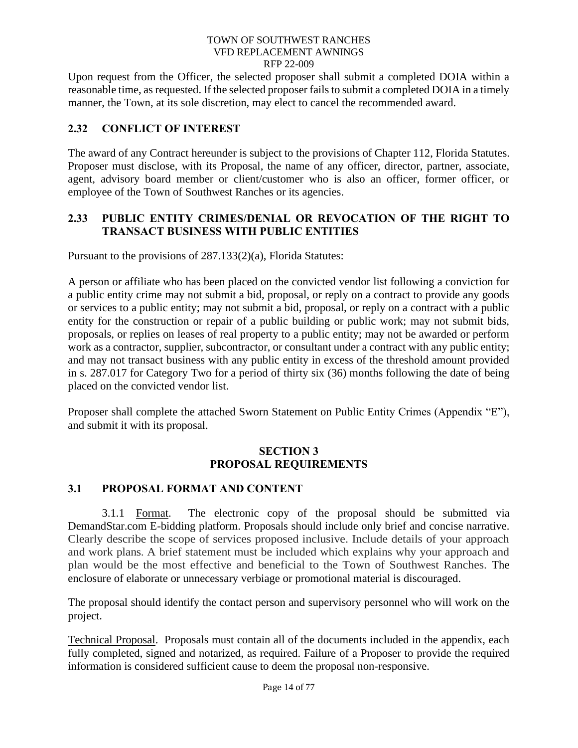Upon request from the Officer, the selected proposer shall submit a completed DOIA within a reasonable time, as requested. If the selected proposer fails to submit a completed DOIA in a timely manner, the Town, at its sole discretion, may elect to cancel the recommended award.

## 2.32 CONFLICT OF INTEREST

The award of any Contract hereunder is subject to the provisions of Chapter 112, Florida Statutes. Proposer must disclose, with its Proposal, the name of any officer, director, partner, associate, agent, advisory board member or client/customer who is also an officer, former officer, or employee of the Town of Southwest Ranches or its agencies.

## 2.33 PUBLIC ENTITY CRIMES/DENIAL OR REVOCATION OF THE RIGHT TO TRANSACT BUSINESS WITH PUBLIC ENTITIES

Pursuant to the provisions of 287.133(2)(a), Florida Statutes:

A person or affiliate who has been placed on the convicted vendor list following a conviction for a public entity crime may not submit a bid, proposal, or reply on a contract to provide any goods or services to a public entity; may not submit a bid, proposal, or reply on a contract with a public entity for the construction or repair of a public building or public work; may not submit bids, proposals, or replies on leases of real property to a public entity; may not be awarded or perform work as a contractor, supplier, subcontractor, or consultant under a contract with any public entity; and may not transact business with any public entity in excess of the threshold amount provided in s. 287.017 for Category Two for a period of thirty six (36) months following the date of being placed on the convicted vendor list.

Proposer shall complete the attached Sworn Statement on Public Entity Crimes (Appendix "E"), and submit it with its proposal.

# SECTION 3
# PROPOSAL REQUIREMENTS

## 3.1 PROPOSAL FORMAT AND CONTENT

3.1.1 Format. The electronic copy of the proposal should be submitted via DemandStar.com E-bidding platform. Proposals should include only brief and concise narrative. Clearly describe the scope of services proposed inclusive. Include details of your approach and work plans. A brief statement must be included which explains why your approach and plan would be the most effective and beneficial to the Town of Southwest Ranches. The enclosure of elaborate or unnecessary verbiage or promotional material is discouraged.

The proposal should identify the contact person and supervisory personnel who will work on the project.

Technical Proposal. Proposals must contain all of the documents included in the appendix, each fully completed, signed and notarized, as required. Failure of a Proposer to provide the required information is considered sufficient cause to deem the proposal non-responsive.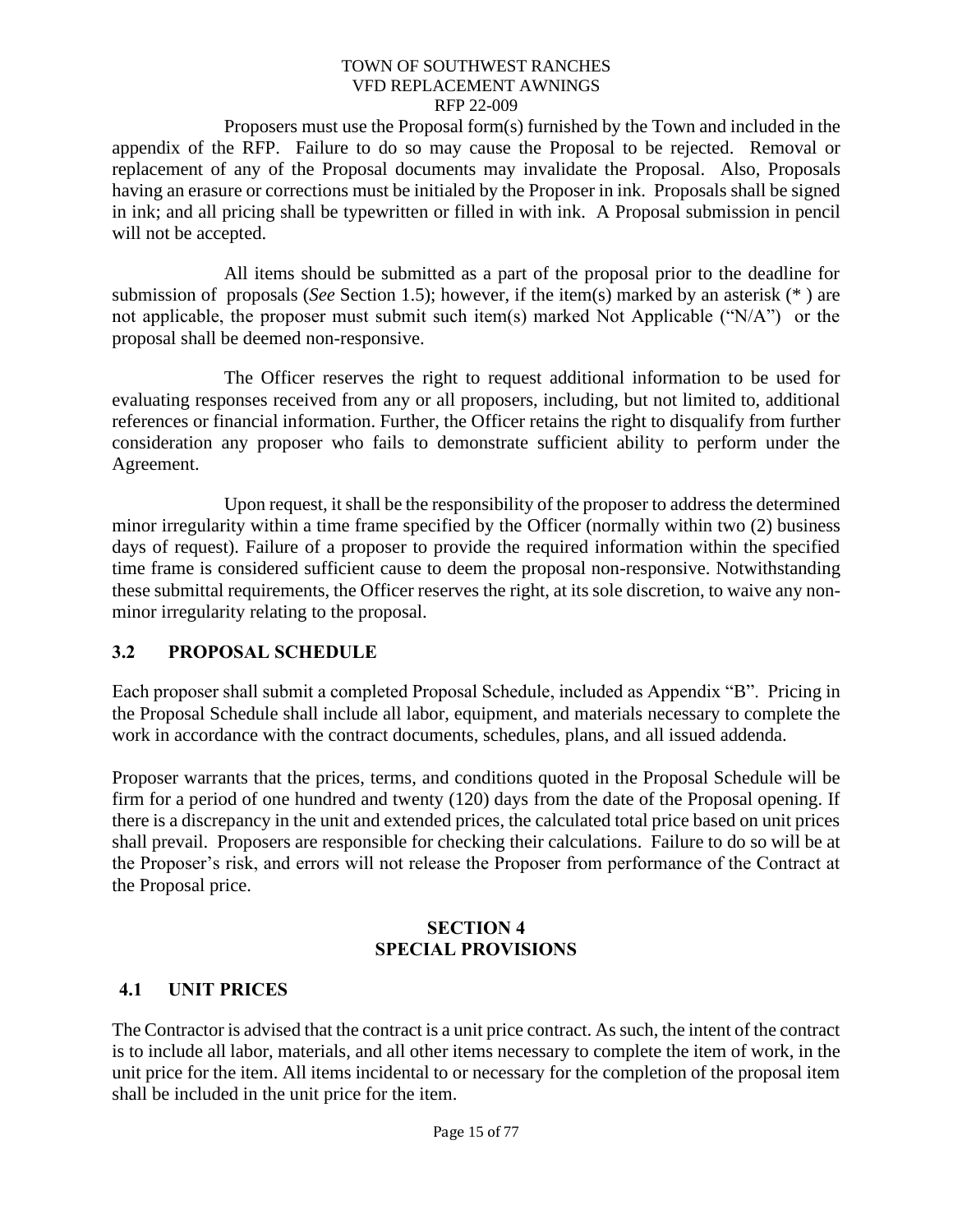Proposers must use the Proposal form(s) furnished by the Town and included in the appendix of the RFP. Failure to do so may cause the Proposal to be rejected. Removal or replacement of any of the Proposal documents may invalidate the Proposal. Also, Proposals having an erasure or corrections must be initialed by the Proposer in ink. Proposals shall be signed in ink; and all pricing shall be typewritten or filled in with ink. A Proposal submission in pencil will not be accepted.

All items should be submitted as a part of the proposal prior to the deadline for submission of proposals (*See* Section 1.5); however, if the item(s) marked by an asterisk (* ) are not applicable, the proposer must submit such item(s) marked Not Applicable ("N/A") or the proposal shall be deemed non-responsive.

The Officer reserves the right to request additional information to be used for evaluating responses received from any or all proposers, including, but not limited to, additional references or financial information. Further, the Officer retains the right to disqualify from further consideration any proposer who fails to demonstrate sufficient ability to perform under the Agreement.

Upon request, it shall be the responsibility of the proposer to address the determined minor irregularity within a time frame specified by the Officer (normally within two (2) business days of request). Failure of a proposer to provide the required information within the specified time frame is considered sufficient cause to deem the proposal non-responsive. Notwithstanding these submittal requirements, the Officer reserves the right, at its sole discretion, to waive any non-minor irregularity relating to the proposal.

## 3.2 PROPOSAL SCHEDULE

Each proposer shall submit a completed Proposal Schedule, included as Appendix "B". Pricing in the Proposal Schedule shall include all labor, equipment, and materials necessary to complete the work in accordance with the contract documents, schedules, plans, and all issued addenda.

Proposer warrants that the prices, terms, and conditions quoted in the Proposal Schedule will be firm for a period of one hundred and twenty (120) days from the date of the Proposal opening. If there is a discrepancy in the unit and extended prices, the calculated total price based on unit prices shall prevail. Proposers are responsible for checking their calculations. Failure to do so will be at the Proposer's risk, and errors will not release the Proposer from performance of the Contract at the Proposal price.

# SECTION 4
# SPECIAL PROVISIONS

## 4.1 UNIT PRICES

The Contractor is advised that the contract is a unit price contract. As such, the intent of the contract is to include all labor, materials, and all other items necessary to complete the item of work, in the unit price for the item. All items incidental to or necessary for the completion of the proposal item shall be included in the unit price for the item.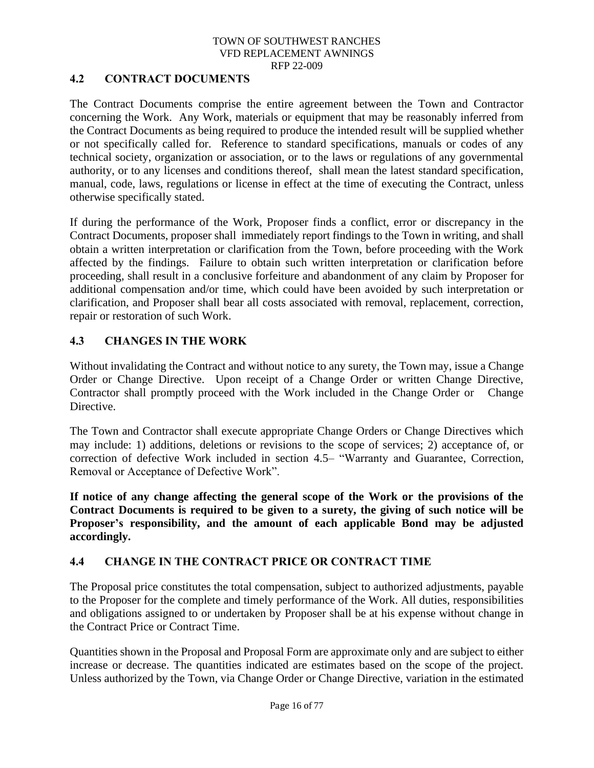## 4.2 CONTRACT DOCUMENTS

The Contract Documents comprise the entire agreement between the Town and Contractor concerning the Work. Any Work, materials or equipment that may be reasonably inferred from the Contract Documents as being required to produce the intended result will be supplied whether or not specifically called for. Reference to standard specifications, manuals or codes of any technical society, organization or association, or to the laws or regulations of any governmental authority, or to any licenses and conditions thereof, shall mean the latest standard specification, manual, code, laws, regulations or license in effect at the time of executing the Contract, unless otherwise specifically stated.

If during the performance of the Work, Proposer finds a conflict, error or discrepancy in the Contract Documents, proposer shall immediately report findings to the Town in writing, and shall obtain a written interpretation or clarification from the Town, before proceeding with the Work affected by the findings. Failure to obtain such written interpretation or clarification before proceeding, shall result in a conclusive forfeiture and abandonment of any claim by Proposer for additional compensation and/or time, which could have been avoided by such interpretation or clarification, and Proposer shall bear all costs associated with removal, replacement, correction, repair or restoration of such Work.

## 4.3 CHANGES IN THE WORK

Without invalidating the Contract and without notice to any surety, the Town may, issue a Change Order or Change Directive. Upon receipt of a Change Order or written Change Directive, Contractor shall promptly proceed with the Work included in the Change Order or Change Directive.

The Town and Contractor shall execute appropriate Change Orders or Change Directives which may include: 1) additions, deletions or revisions to the scope of services; 2) acceptance of, or correction of defective Work included in section 4.5– "Warranty and Guarantee, Correction, Removal or Acceptance of Defective Work".

**If notice of any change affecting the general scope of the Work or the provisions of the Contract Documents is required to be given to a surety, the giving of such notice will be Proposer's responsibility, and the amount of each applicable Bond may be adjusted accordingly.**

## 4.4 CHANGE IN THE CONTRACT PRICE OR CONTRACT TIME

The Proposal price constitutes the total compensation, subject to authorized adjustments, payable to the Proposer for the complete and timely performance of the Work. All duties, responsibilities and obligations assigned to or undertaken by Proposer shall be at his expense without change in the Contract Price or Contract Time.

Quantities shown in the Proposal and Proposal Form are approximate only and are subject to either increase or decrease. The quantities indicated are estimates based on the scope of the project. Unless authorized by the Town, via Change Order or Change Directive, variation in the estimated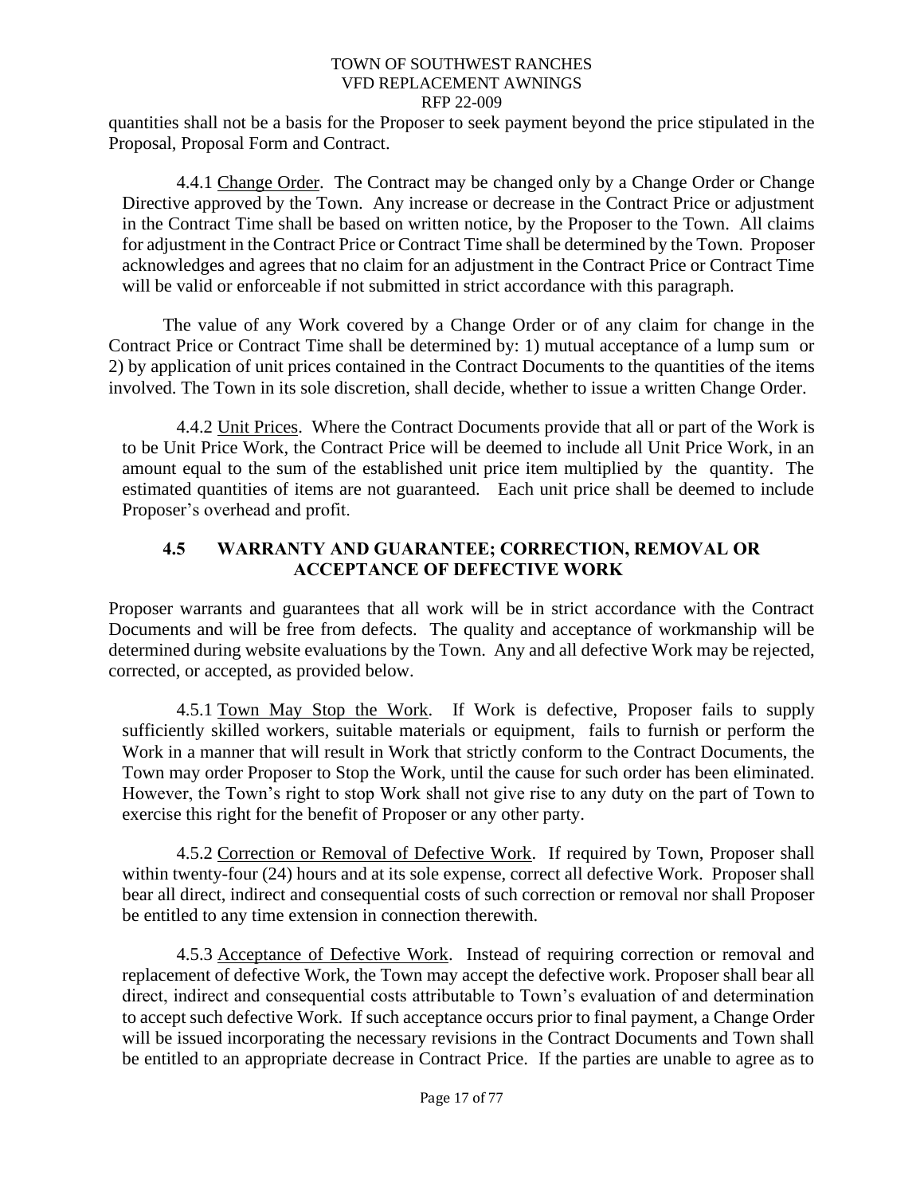quantities shall not be a basis for the Proposer to seek payment beyond the price stipulated in the Proposal, Proposal Form and Contract.

4.4.1 Change Order. The Contract may be changed only by a Change Order or Change Directive approved by the Town. Any increase or decrease in the Contract Price or adjustment in the Contract Time shall be based on written notice, by the Proposer to the Town. All claims for adjustment in the Contract Price or Contract Time shall be determined by the Town. Proposer acknowledges and agrees that no claim for an adjustment in the Contract Price or Contract Time will be valid or enforceable if not submitted in strict accordance with this paragraph.

The value of any Work covered by a Change Order or of any claim for change in the Contract Price or Contract Time shall be determined by: 1) mutual acceptance of a lump sum or 2) by application of unit prices contained in the Contract Documents to the quantities of the items involved. The Town in its sole discretion, shall decide, whether to issue a written Change Order.

4.4.2 Unit Prices. Where the Contract Documents provide that all or part of the Work is to be Unit Price Work, the Contract Price will be deemed to include all Unit Price Work, in an amount equal to the sum of the established unit price item multiplied by the quantity. The estimated quantities of items are not guaranteed. Each unit price shall be deemed to include Proposer's overhead and profit.

## 4.5 WARRANTY AND GUARANTEE; CORRECTION, REMOVAL OR ACCEPTANCE OF DEFECTIVE WORK

Proposer warrants and guarantees that all work will be in strict accordance with the Contract Documents and will be free from defects. The quality and acceptance of workmanship will be determined during website evaluations by the Town. Any and all defective Work may be rejected, corrected, or accepted, as provided below.

4.5.1 Town May Stop the Work. If Work is defective, Proposer fails to supply sufficiently skilled workers, suitable materials or equipment, fails to furnish or perform the Work in a manner that will result in Work that strictly conform to the Contract Documents, the Town may order Proposer to Stop the Work, until the cause for such order has been eliminated. However, the Town's right to stop Work shall not give rise to any duty on the part of Town to exercise this right for the benefit of Proposer or any other party.

4.5.2 Correction or Removal of Defective Work. If required by Town, Proposer shall within twenty-four (24) hours and at its sole expense, correct all defective Work. Proposer shall bear all direct, indirect and consequential costs of such correction or removal nor shall Proposer be entitled to any time extension in connection therewith.

4.5.3 Acceptance of Defective Work. Instead of requiring correction or removal and replacement of defective Work, the Town may accept the defective work. Proposer shall bear all direct, indirect and consequential costs attributable to Town's evaluation of and determination to accept such defective Work. If such acceptance occurs prior to final payment, a Change Order will be issued incorporating the necessary revisions in the Contract Documents and Town shall be entitled to an appropriate decrease in Contract Price. If the parties are unable to agree as to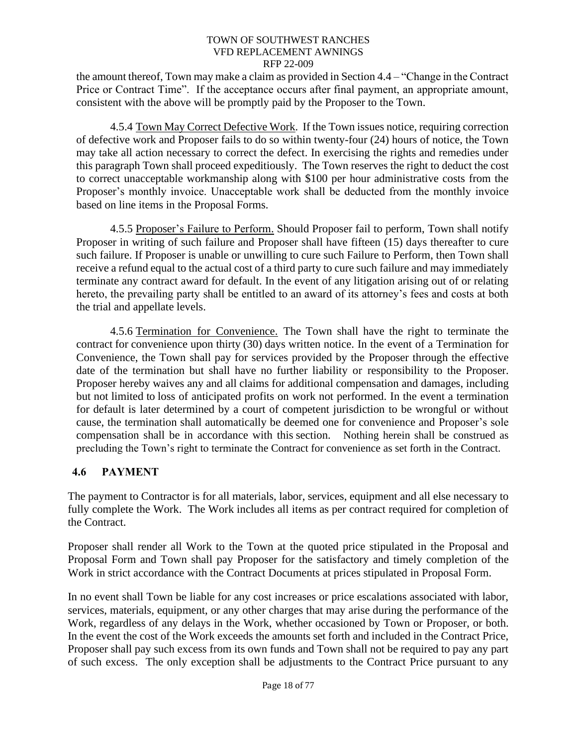the amount thereof, Town may make a claim as provided in Section 4.4 – "Change in the Contract Price or Contract Time". If the acceptance occurs after final payment, an appropriate amount, consistent with the above will be promptly paid by the Proposer to the Town.

4.5.4 Town May Correct Defective Work. If the Town issues notice, requiring correction of defective work and Proposer fails to do so within twenty-four (24) hours of notice, the Town may take all action necessary to correct the defect. In exercising the rights and remedies under this paragraph Town shall proceed expeditiously. The Town reserves the right to deduct the cost to correct unacceptable workmanship along with $100 per hour administrative costs from the Proposer's monthly invoice. Unacceptable work shall be deducted from the monthly invoice based on line items in the Proposal Forms.

4.5.5 Proposer's Failure to Perform. Should Proposer fail to perform, Town shall notify Proposer in writing of such failure and Proposer shall have fifteen (15) days thereafter to cure such failure. If Proposer is unable or unwilling to cure such Failure to Perform, then Town shall receive a refund equal to the actual cost of a third party to cure such failure and may immediately terminate any contract award for default. In the event of any litigation arising out of or relating hereto, the prevailing party shall be entitled to an award of its attorney's fees and costs at both the trial and appellate levels.

4.5.6 Termination for Convenience. The Town shall have the right to terminate the contract for convenience upon thirty (30) days written notice. In the event of a Termination for Convenience, the Town shall pay for services provided by the Proposer through the effective date of the termination but shall have no further liability or responsibility to the Proposer. Proposer hereby waives any and all claims for additional compensation and damages, including but not limited to loss of anticipated profits on work not performed. In the event a termination for default is later determined by a court of competent jurisdiction to be wrongful or without cause, the termination shall automatically be deemed one for convenience and Proposer's sole compensation shall be in accordance with this section. Nothing herein shall be construed as precluding the Town's right to terminate the Contract for convenience as set forth in the Contract.

## 4.6 PAYMENT

The payment to Contractor is for all materials, labor, services, equipment and all else necessary to fully complete the Work. The Work includes all items as per contract required for completion of the Contract.

Proposer shall render all Work to the Town at the quoted price stipulated in the Proposal and Proposal Form and Town shall pay Proposer for the satisfactory and timely completion of the Work in strict accordance with the Contract Documents at prices stipulated in Proposal Form.

In no event shall Town be liable for any cost increases or price escalations associated with labor, services, materials, equipment, or any other charges that may arise during the performance of the Work, regardless of any delays in the Work, whether occasioned by Town or Proposer, or both. In the event the cost of the Work exceeds the amounts set forth and included in the Contract Price, Proposer shall pay such excess from its own funds and Town shall not be required to pay any part of such excess. The only exception shall be adjustments to the Contract Price pursuant to any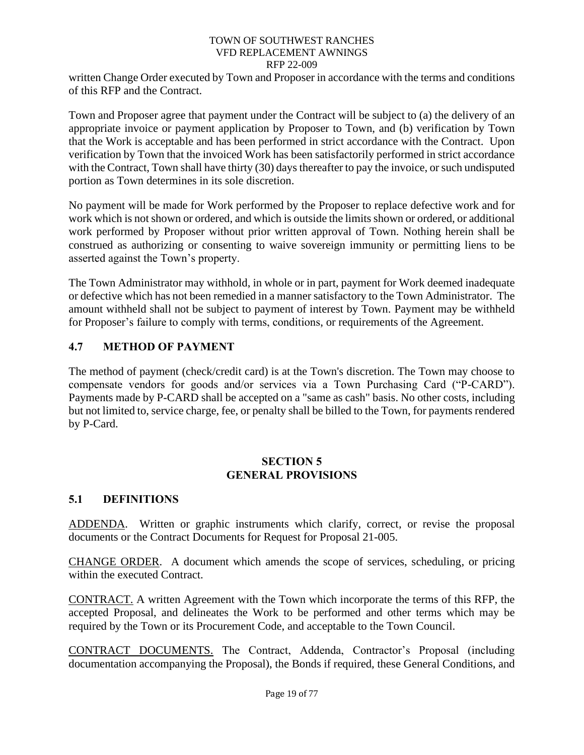written Change Order executed by Town and Proposer in accordance with the terms and conditions of this RFP and the Contract.

Town and Proposer agree that payment under the Contract will be subject to (a) the delivery of an appropriate invoice or payment application by Proposer to Town, and (b) verification by Town that the Work is acceptable and has been performed in strict accordance with the Contract. Upon verification by Town that the invoiced Work has been satisfactorily performed in strict accordance with the Contract, Town shall have thirty (30) days thereafter to pay the invoice, or such undisputed portion as Town determines in its sole discretion.

No payment will be made for Work performed by the Proposer to replace defective work and for work which is not shown or ordered, and which is outside the limits shown or ordered, or additional work performed by Proposer without prior written approval of Town. Nothing herein shall be construed as authorizing or consenting to waive sovereign immunity or permitting liens to be asserted against the Town's property.

The Town Administrator may withhold, in whole or in part, payment for Work deemed inadequate or defective which has not been remedied in a manner satisfactory to the Town Administrator. The amount withheld shall not be subject to payment of interest by Town. Payment may be withheld for Proposer's failure to comply with terms, conditions, or requirements of the Agreement.

## 4.7 METHOD OF PAYMENT

The method of payment (check/credit card) is at the Town's discretion. The Town may choose to compensate vendors for goods and/or services via a Town Purchasing Card ("P-CARD"). Payments made by P-CARD shall be accepted on a "same as cash" basis. No other costs, including but not limited to, service charge, fee, or penalty shall be billed to the Town, for payments rendered by P-Card.

# SECTION 5
# GENERAL PROVISIONS

## 5.1 DEFINITIONS

ADDENDA. Written or graphic instruments which clarify, correct, or revise the proposal documents or the Contract Documents for Request for Proposal 21-005.

CHANGE ORDER. A document which amends the scope of services, scheduling, or pricing within the executed Contract.

CONTRACT. A written Agreement with the Town which incorporate the terms of this RFP, the accepted Proposal, and delineates the Work to be performed and other terms which may be required by the Town or its Procurement Code, and acceptable to the Town Council.

CONTRACT DOCUMENTS. The Contract, Addenda, Contractor's Proposal (including documentation accompanying the Proposal), the Bonds if required, these General Conditions, and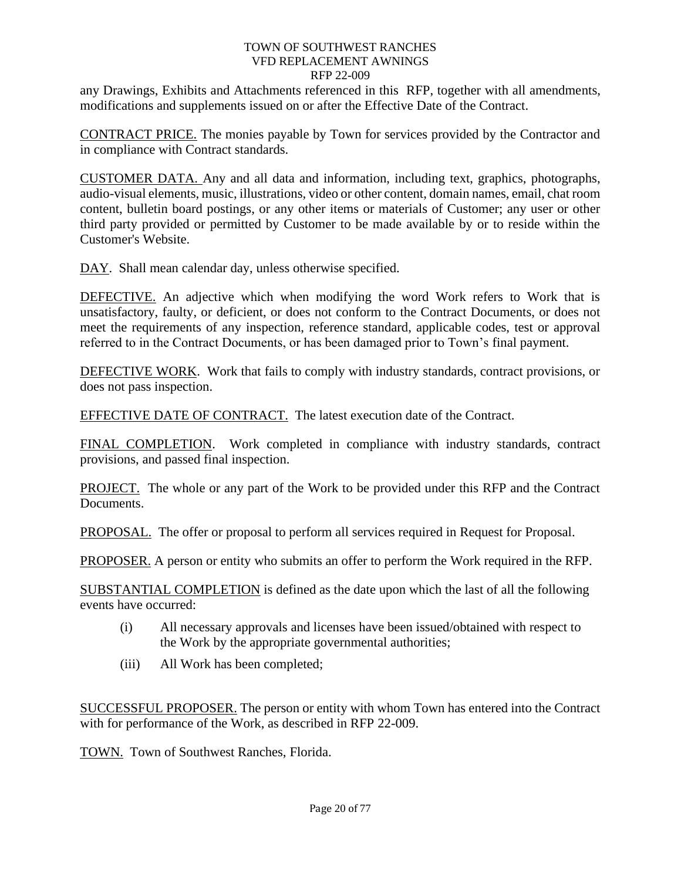any Drawings, Exhibits and Attachments referenced in this RFP, together with all amendments, modifications and supplements issued on or after the Effective Date of the Contract.

<u>CONTRACT PRICE.</u> The monies payable by Town for services provided by the Contractor and in compliance with Contract standards.

<u>CUSTOMER DATA.</u> Any and all data and information, including text, graphics, photographs, audio-visual elements, music, illustrations, video or other content, domain names, email, chat room content, bulletin board postings, or any other items or materials of Customer; any user or other third party provided or permitted by Customer to be made available by or to reside within the Customer's Website.

<u>DAY</u>. Shall mean calendar day, unless otherwise specified.

<u>DEFECTIVE.</u> An adjective which when modifying the word Work refers to Work that is unsatisfactory, faulty, or deficient, or does not conform to the Contract Documents, or does not meet the requirements of any inspection, reference standard, applicable codes, test or approval referred to in the Contract Documents, or has been damaged prior to Town's final payment.

<u>DEFECTIVE WORK</u>. Work that fails to comply with industry standards, contract provisions, or does not pass inspection.

<u>EFFECTIVE DATE OF CONTRACT</u>. The latest execution date of the Contract.

<u>FINAL COMPLETION</u>. Work completed in compliance with industry standards, contract provisions, and passed final inspection.

<u>PROJECT.</u> The whole or any part of the Work to be provided under this RFP and the Contract Documents.

<u>PROPOSAL.</u> The offer or proposal to perform all services required in Request for Proposal.

<u>PROPOSER.</u> A person or entity who submits an offer to perform the Work required in the RFP.

<u>SUBSTANTIAL COMPLETION</u> is defined as the date upon which the last of all the following events have occurred:

(i) All necessary approvals and licenses have been issued/obtained with respect to the Work by the appropriate governmental authorities;

(iii) All Work has been completed;

<u>SUCCESSFUL PROPOSER.</u> The person or entity with whom Town has entered into the Contract with for performance of the Work, as described in RFP 22-009.

<u>TOWN.</u> Town of Southwest Ranches, Florida.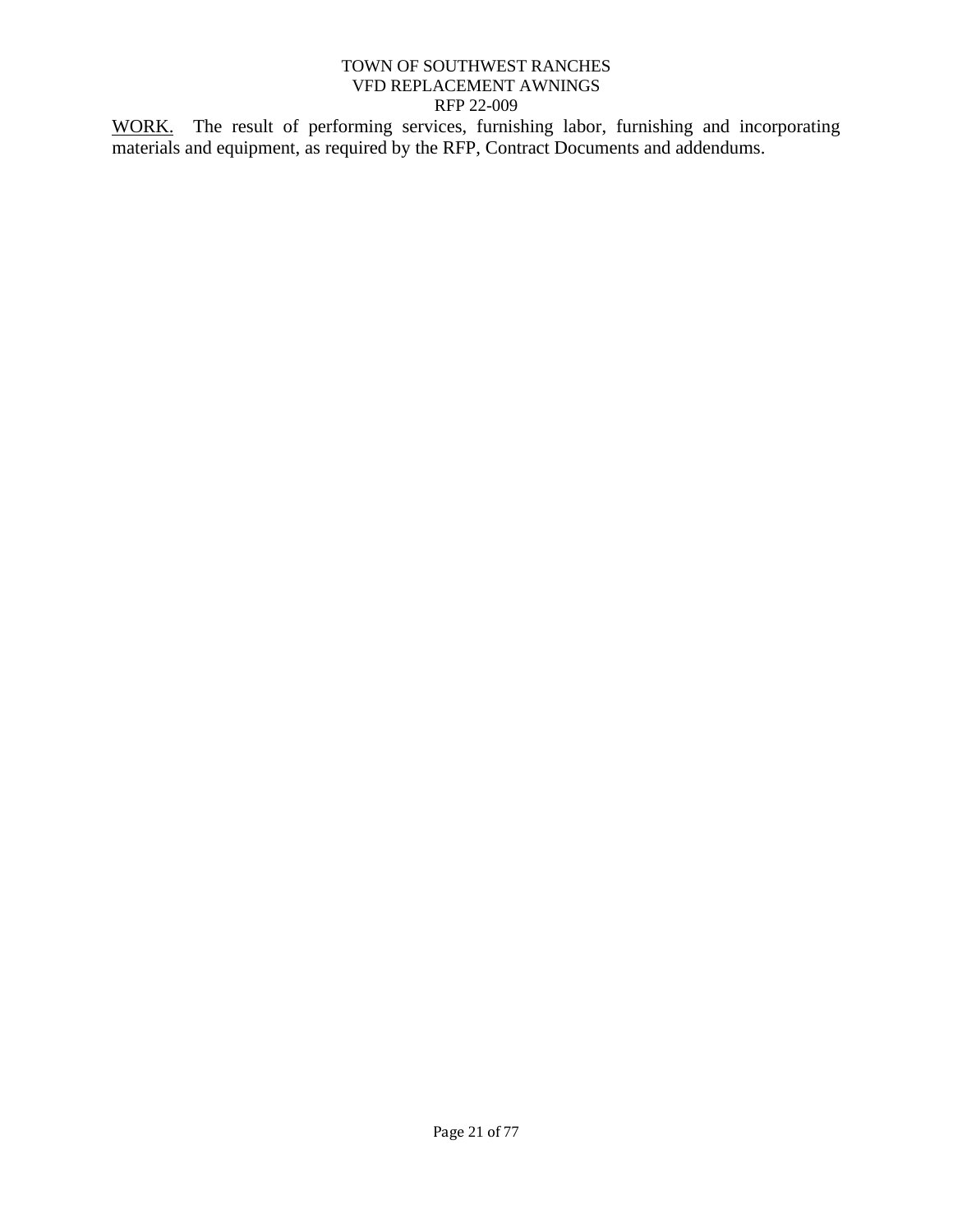<u>WORK.</u> The result of performing services, furnishing labor, furnishing and incorporating materials and equipment, as required by the RFP, Contract Documents and addendums.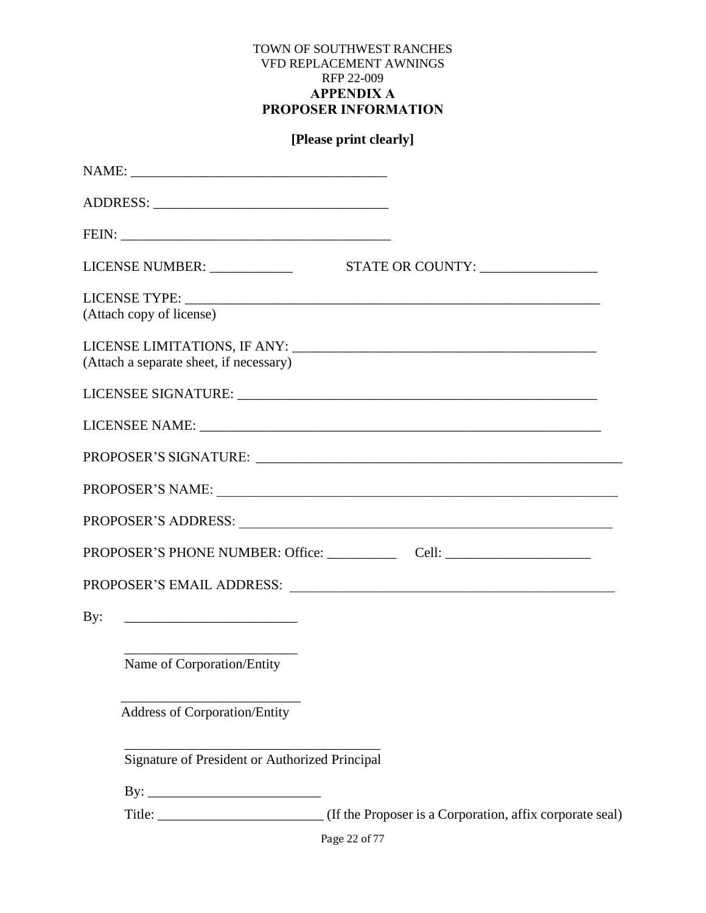TOWN OF SOUTHWEST RANCHES
VFD REPLACEMENT AWNINGS
RFP 22-009

# APPENDIX A
# PROPOSER INFORMATION

**[Please print clearly]**

NAME: ___________________________________

ADDRESS: ________________________________

FEIN: ____________________________________

LICENSE NUMBER: ____________ STATE OR COUNTY: _________________

LICENSE TYPE: ____________________________________________________________
(Attach copy of license)

LICENSE LIMITATIONS, IF ANY: _____________________________________________
(Attach a separate sheet, if necessary)

LICENSEE SIGNATURE: ____________________________________________________

LICENSEE NAME: ________________________________________________________

PROPOSER'S SIGNATURE: __________________________________________________

PROPOSER'S NAME: ______________________________________________________

PROPOSER'S ADDRESS: ____________________________________________________

PROPOSER'S PHONE NUMBER: Office: __________ Cell: _____________________

PROPOSER'S EMAIL ADDRESS: _______________________________________________

By: ________________________

________________________
Name of Corporation/Entity

________________________
Address of Corporation/Entity

____________________________________
Signature of President or Authorized Principal

By: ________________________

Title: ________________________ (If the Proposer is a Corporation, affix corporate seal)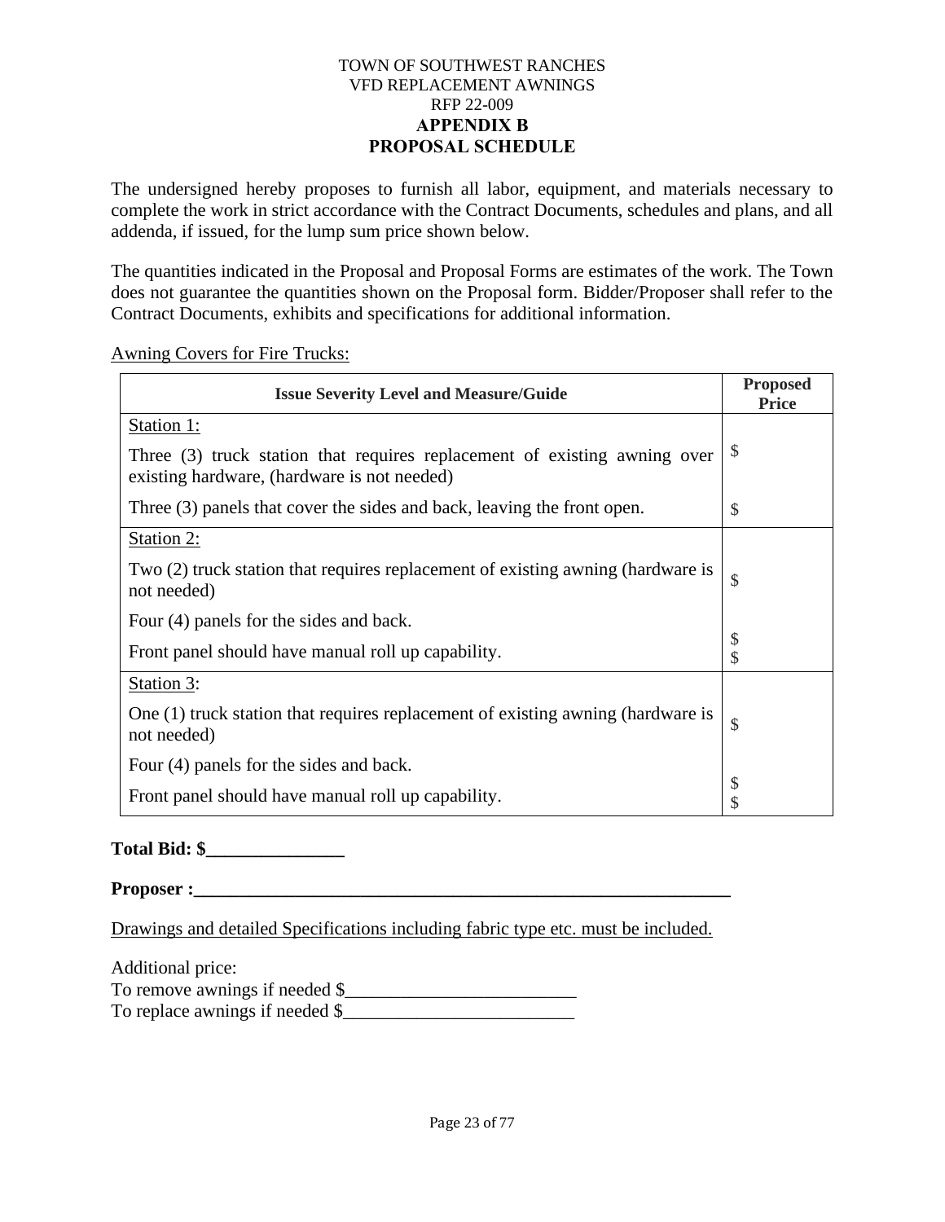TOWN OF SOUTHWEST RANCHES
VFD REPLACEMENT AWNINGS
RFP 22-009

# APPENDIX B
# PROPOSAL SCHEDULE

The undersigned hereby proposes to furnish all labor, equipment, and materials necessary to complete the work in strict accordance with the Contract Documents, schedules and plans, and all addenda, if issued, for the lump sum price shown below.

The quantities indicated in the Proposal and Proposal Forms are estimates of the work. The Town does not guarantee the quantities shown on the Proposal form. Bidder/Proposer shall refer to the Contract Documents, exhibits and specifications for additional information.

Awning Covers for Fire Trucks:

| Issue Severity Level and Measure/Guide | Proposed Price |
|---|---|
| Station 1: | |
| Three (3) truck station that requires replacement of existing awning over existing hardware, (hardware is not needed) | $ |
| Three (3) panels that cover the sides and back, leaving the front open. | $ |
| Station 2: | |
| Two (2) truck station that requires replacement of existing awning (hardware is not needed) | $ |
| Four (4) panels for the sides and back. | $ |
| Front panel should have manual roll up capability. | $ |
| Station 3: | |
| One (1) truck station that requires replacement of existing awning (hardware is not needed) | $ |
| Four (4) panels for the sides and back. | $ |
| Front panel should have manual roll up capability. | $ |

**Total Bid: $_______________**

**Proposer :_____________________________________________________________**

Drawings and detailed Specifications including fabric type etc. must be included.

Additional price:
To remove awnings if needed $_________________________
To replace awnings if needed $_________________________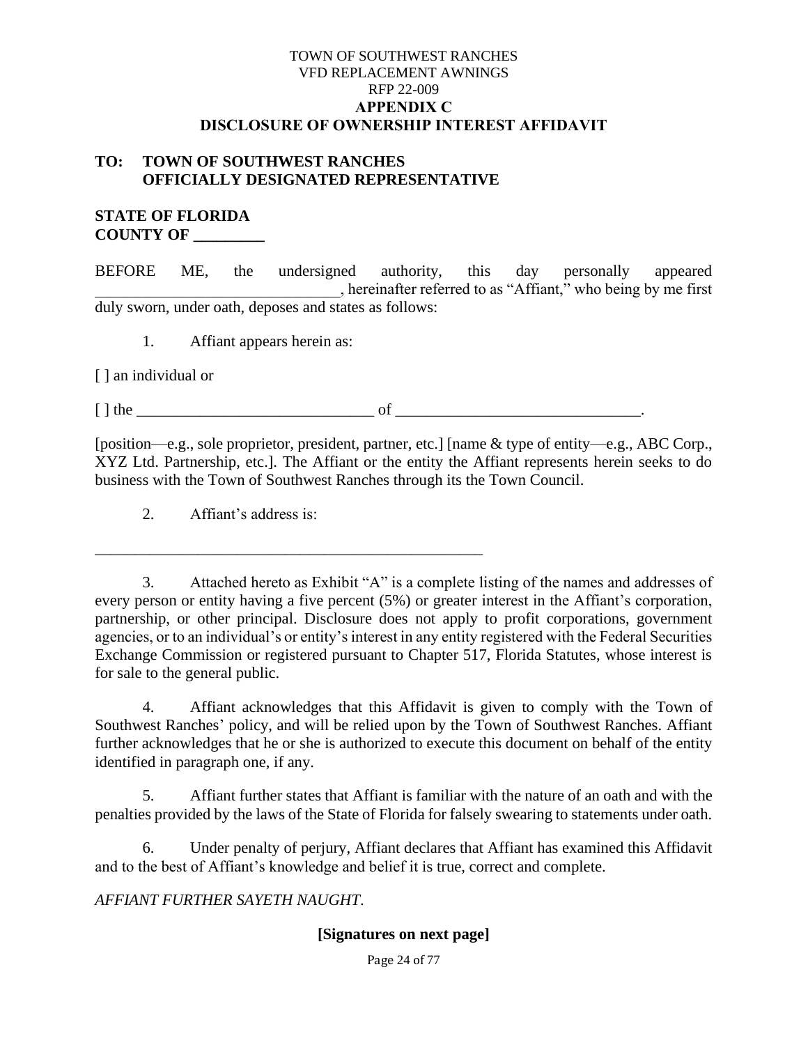TOWN OF SOUTHWEST RANCHES
VFD REPLACEMENT AWNINGS
RFP 22-009

**APPENDIX C**

**DISCLOSURE OF OWNERSHIP INTEREST AFFIDAVIT**

**TO: TOWN OF SOUTHWEST RANCHES**
**OFFICIALLY DESIGNATED REPRESENTATIVE**

**STATE OF FLORIDA**
**COUNTY OF _________**

BEFORE ME, the undersigned authority, this day personally appeared _______________________________, hereinafter referred to as "Affiant," who being by me first duly sworn, under oath, deposes and states as follows:

1. Affiant appears herein as:

[ ] an individual or

[ ] the ______________________________ of _______________________________.

[position—e.g., sole proprietor, president, partner, etc.] [name & type of entity—e.g., ABC Corp., XYZ Ltd. Partnership, etc.]. The Affiant or the entity the Affiant represents herein seeks to do business with the Town of Southwest Ranches through its the Town Council.

2. Affiant's address is:

__________________________________________________

3. Attached hereto as Exhibit "A" is a complete listing of the names and addresses of every person or entity having a five percent (5%) or greater interest in the Affiant's corporation, partnership, or other principal. Disclosure does not apply to profit corporations, government agencies, or to an individual's or entity's interest in any entity registered with the Federal Securities Exchange Commission or registered pursuant to Chapter 517, Florida Statutes, whose interest is for sale to the general public.

4. Affiant acknowledges that this Affidavit is given to comply with the Town of Southwest Ranches' policy, and will be relied upon by the Town of Southwest Ranches. Affiant further acknowledges that he or she is authorized to execute this document on behalf of the entity identified in paragraph one, if any.

5. Affiant further states that Affiant is familiar with the nature of an oath and with the penalties provided by the laws of the State of Florida for falsely swearing to statements under oath.

6. Under penalty of perjury, Affiant declares that Affiant has examined this Affidavit and to the best of Affiant's knowledge and belief it is true, correct and complete.

*AFFIANT FURTHER SAYETH NAUGHT.*

**[Signatures on next page]**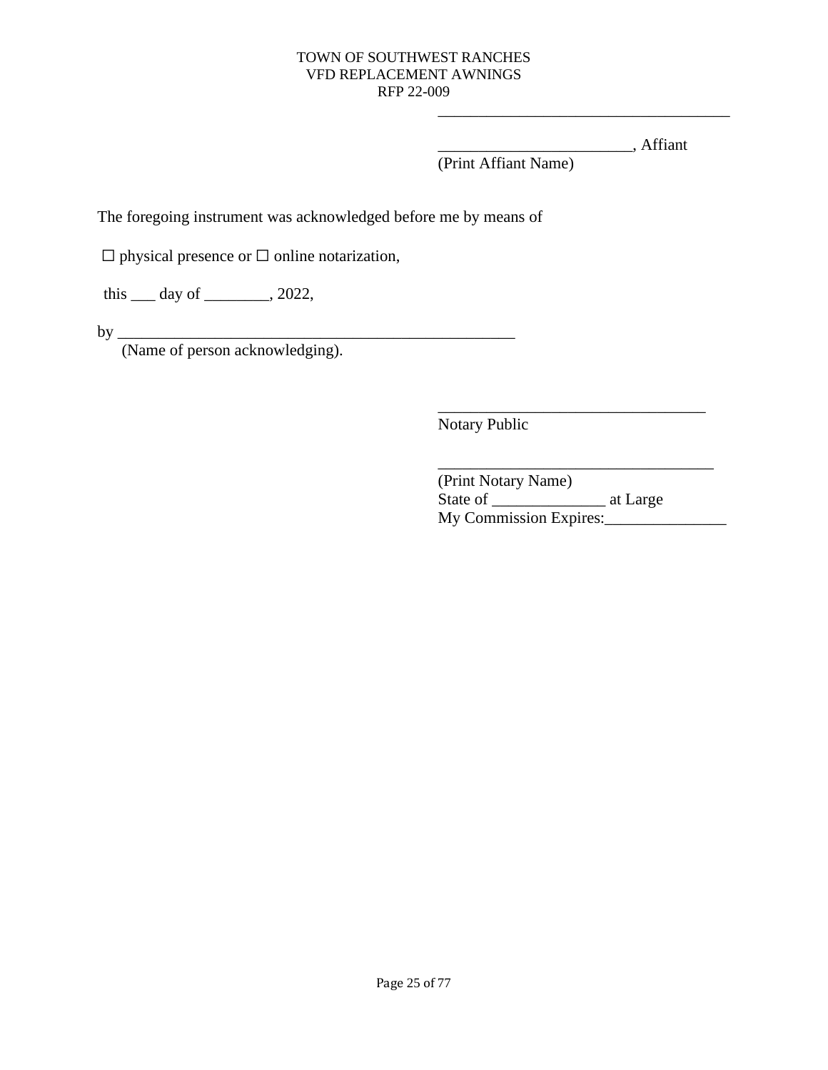\_\_\_\_\_\_\_\_\_\_\_\_\_\_\_\_\_\_\_\_\_\_\_\_\_\_\_\_\_\_\_\_\_\_\_\_\_

\_\_\_\_\_\_\_\_\_\_\_\_\_\_\_\_\_\_\_\_\_\_\_\_\_, Affiant
(Print Affiant Name)

The foregoing instrument was acknowledged before me by means of

☐ physical presence or ☐ online notarization,

this \_\_\_ day of \_\_\_\_\_\_\_\_, 2022,

by \_\_\_\_\_\_\_\_\_\_\_\_\_\_\_\_\_\_\_\_\_\_\_\_\_\_\_\_\_\_\_\_\_\_\_\_\_\_\_\_\_\_\_\_\_\_\_\_\_\_\_
(Name of person acknowledging).

\_\_\_\_\_\_\_\_\_\_\_\_\_\_\_\_\_\_\_\_\_\_\_\_\_\_\_\_\_\_\_\_\_\_
Notary Public

\_\_\_\_\_\_\_\_\_\_\_\_\_\_\_\_\_\_\_\_\_\_\_\_\_\_\_\_\_\_\_\_\_\_\_
(Print Notary Name)
State of \_\_\_\_\_\_\_\_\_\_\_\_\_\_ at Large
My Commission Expires:\_\_\_\_\_\_\_\_\_\_\_\_\_\_\_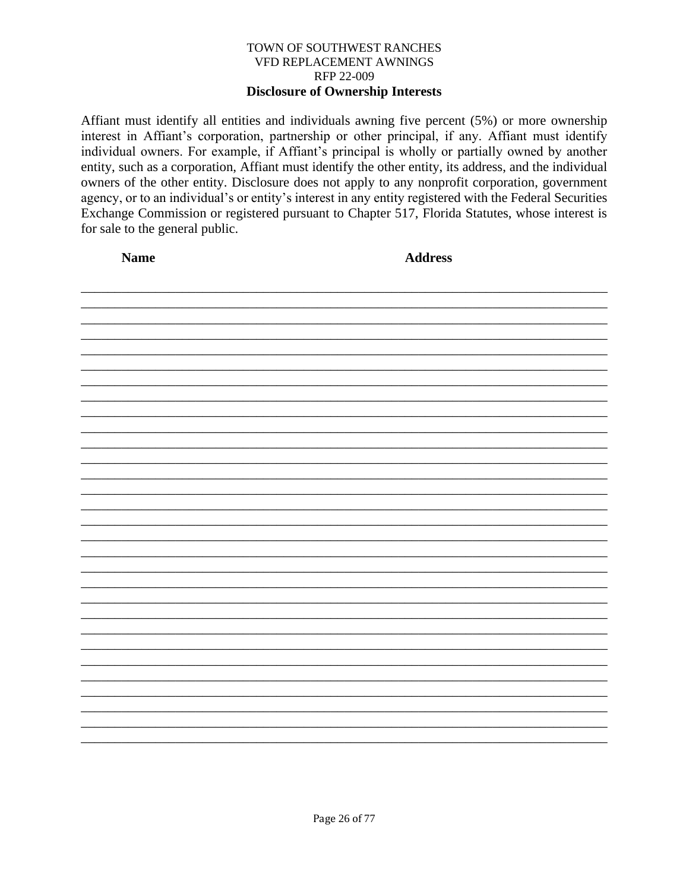TOWN OF SOUTHWEST RANCHES
VFD REPLACEMENT AWNINGS
RFP 22-009

**Disclosure of Ownership Interests**

Affiant must identify all entities and individuals awning five percent (5%) or more ownership interest in Affiant's corporation, partnership or other principal, if any. Affiant must identify individual owners. For example, if Affiant's principal is wholly or partially owned by another entity, such as a corporation, Affiant must identify the other entity, its address, and the individual owners of the other entity. Disclosure does not apply to any nonprofit corporation, government agency, or to an individual's or entity's interest in any entity registered with the Federal Securities Exchange Commission or registered pursuant to Chapter 517, Florida Statutes, whose interest is for sale to the general public.

| **Name** | **Address** |
| --- | --- |
| | |
| | |
| | |
| | |
| | |
| | |
| | |
| | |
| | |
| | |
| | |
| | |
| | |
| | |
| | |
| | |
| | |
| | |
| | |
| | |
| | |
| | |
| | |
| | |
| | |
| | |
| | |
| | |
| | |
| | |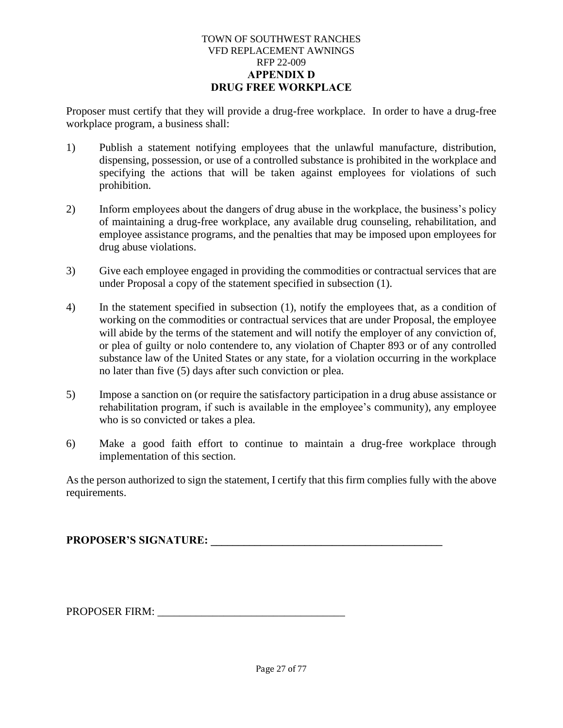TOWN OF SOUTHWEST RANCHES
VFD REPLACEMENT AWNINGS
RFP 22-009

# APPENDIX D
# DRUG FREE WORKPLACE

Proposer must certify that they will provide a drug-free workplace. In order to have a drug-free workplace program, a business shall:

1) Publish a statement notifying employees that the unlawful manufacture, distribution, dispensing, possession, or use of a controlled substance is prohibited in the workplace and specifying the actions that will be taken against employees for violations of such prohibition.

2) Inform employees about the dangers of drug abuse in the workplace, the business's policy of maintaining a drug-free workplace, any available drug counseling, rehabilitation, and employee assistance programs, and the penalties that may be imposed upon employees for drug abuse violations.

3) Give each employee engaged in providing the commodities or contractual services that are under Proposal a copy of the statement specified in subsection (1).

4) In the statement specified in subsection (1), notify the employees that, as a condition of working on the commodities or contractual services that are under Proposal, the employee will abide by the terms of the statement and will notify the employer of any conviction of, or plea of guilty or nolo contendere to, any violation of Chapter 893 or of any controlled substance law of the United States or any state, for a violation occurring in the workplace no later than five (5) days after such conviction or plea.

5) Impose a sanction on (or require the satisfactory participation in a drug abuse assistance or rehabilitation program, if such is available in the employee's community), any employee who is so convicted or takes a plea.

6) Make a good faith effort to continue to maintain a drug-free workplace through implementation of this section.

As the person authorized to sign the statement, I certify that this firm complies fully with the above requirements.

**PROPOSER'S SIGNATURE: ___________________________________________**

PROPOSER FIRM: __________________________________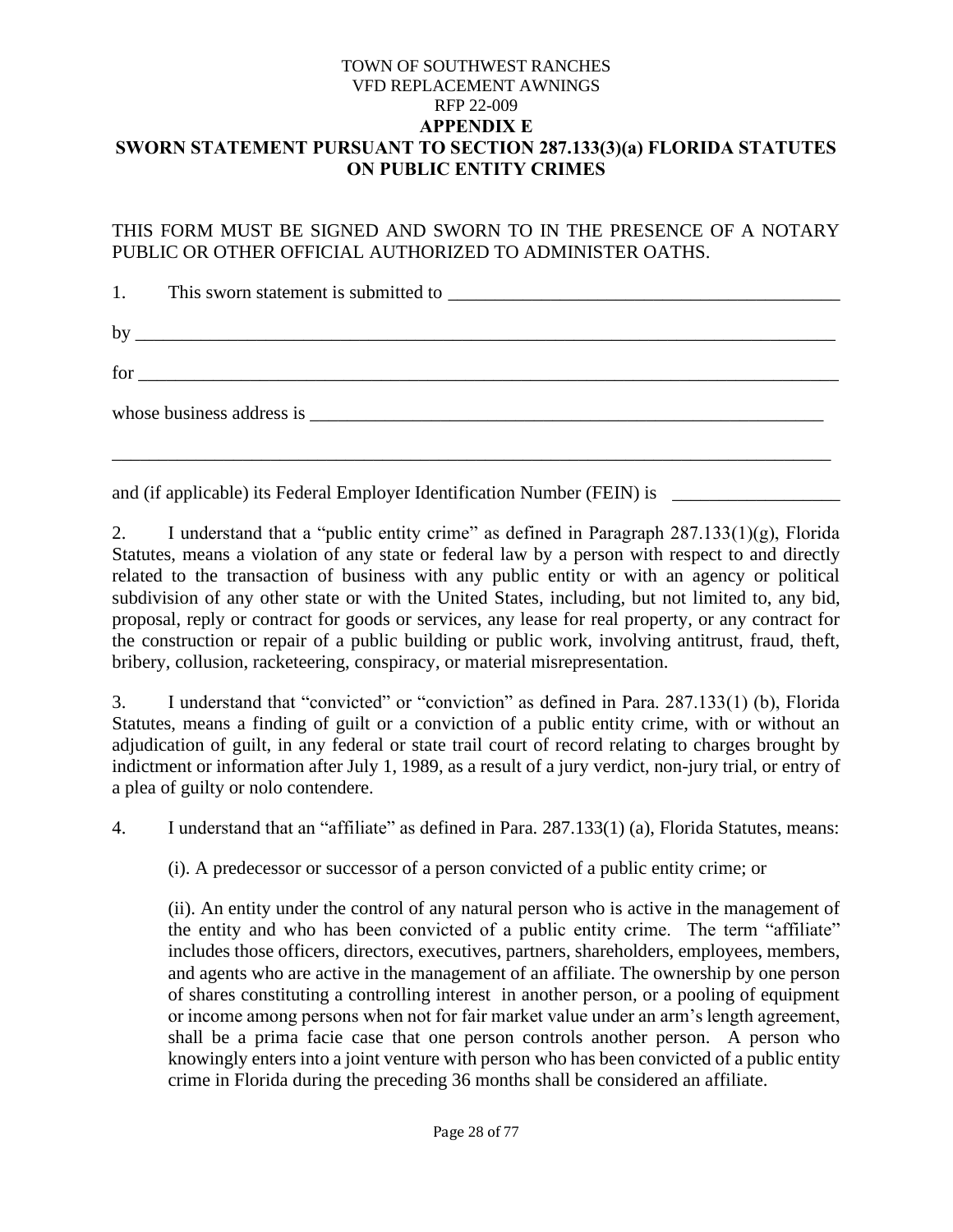TOWN OF SOUTHWEST RANCHES
VFD REPLACEMENT AWNINGS
RFP 22-009

**APPENDIX E**

**SWORN STATEMENT PURSUANT TO SECTION 287.133(3)(a) FLORIDA STATUTES ON PUBLIC ENTITY CRIMES**

THIS FORM MUST BE SIGNED AND SWORN TO IN THE PRESENCE OF A NOTARY PUBLIC OR OTHER OFFICIAL AUTHORIZED TO ADMINISTER OATHS.

1. This sworn statement is submitted to ___________________________________________

by ________________________________________________________________________

for ________________________________________________________________________

whose business address is ___________________________________________________

__________________________________________________________________________

and (if applicable) its Federal Employer Identification Number (FEIN) is __________________

2. I understand that a "public entity crime" as defined in Paragraph 287.133(1)(g), Florida Statutes, means a violation of any state or federal law by a person with respect to and directly related to the transaction of business with any public entity or with an agency or political subdivision of any other state or with the United States, including, but not limited to, any bid, proposal, reply or contract for goods or services, any lease for real property, or any contract for the construction or repair of a public building or public work, involving antitrust, fraud, theft, bribery, collusion, racketeering, conspiracy, or material misrepresentation.

3. I understand that "convicted" or "conviction" as defined in Para. 287.133(1) (b), Florida Statutes, means a finding of guilt or a conviction of a public entity crime, with or without an adjudication of guilt, in any federal or state trail court of record relating to charges brought by indictment or information after July 1, 1989, as a result of a jury verdict, non-jury trial, or entry of a plea of guilty or nolo contendere.

4. I understand that an "affiliate" as defined in Para. 287.133(1) (a), Florida Statutes, means:

(i). A predecessor or successor of a person convicted of a public entity crime; or

(ii). An entity under the control of any natural person who is active in the management of the entity and who has been convicted of a public entity crime. The term "affiliate" includes those officers, directors, executives, partners, shareholders, employees, members, and agents who are active in the management of an affiliate. The ownership by one person of shares constituting a controlling interest in another person, or a pooling of equipment or income among persons when not for fair market value under an arm's length agreement, shall be a prima facie case that one person controls another person. A person who knowingly enters into a joint venture with person who has been convicted of a public entity crime in Florida during the preceding 36 months shall be considered an affiliate.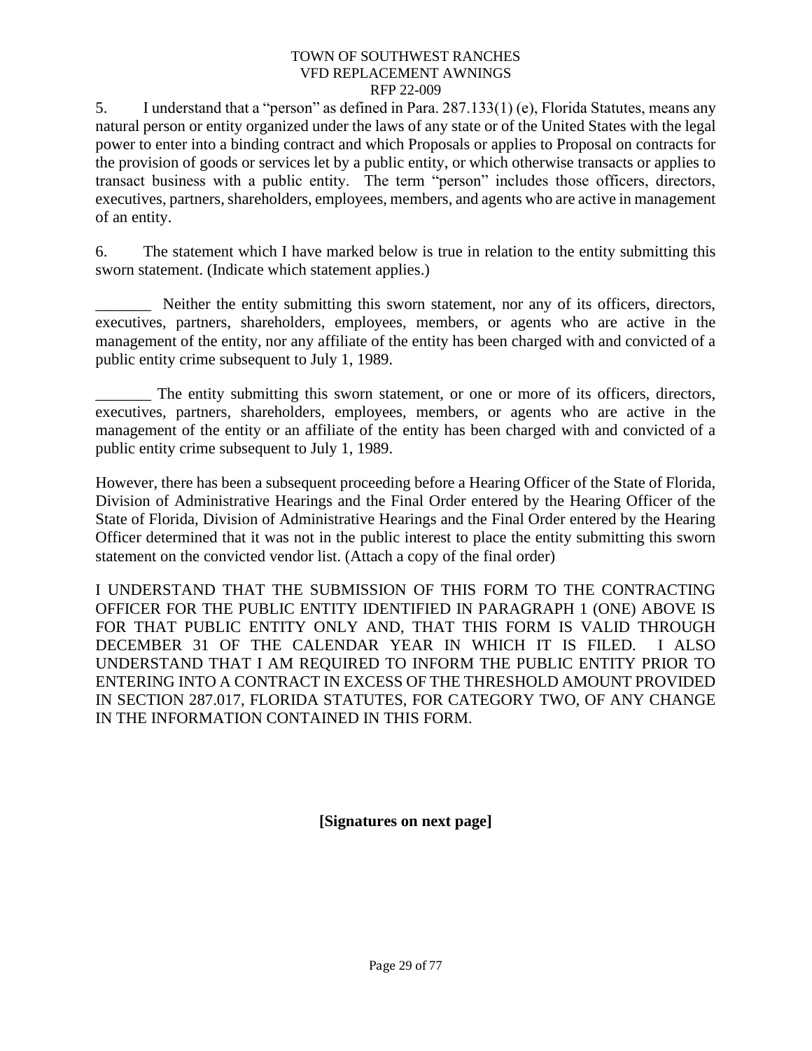5. I understand that a "person" as defined in Para. 287.133(1) (e), Florida Statutes, means any natural person or entity organized under the laws of any state or of the United States with the legal power to enter into a binding contract and which Proposals or applies to Proposal on contracts for the provision of goods or services let by a public entity, or which otherwise transacts or applies to transact business with a public entity. The term "person" includes those officers, directors, executives, partners, shareholders, employees, members, and agents who are active in management of an entity.

6. The statement which I have marked below is true in relation to the entity submitting this sworn statement. (Indicate which statement applies.)

_______ Neither the entity submitting this sworn statement, nor any of its officers, directors, executives, partners, shareholders, employees, members, or agents who are active in the management of the entity, nor any affiliate of the entity has been charged with and convicted of a public entity crime subsequent to July 1, 1989.

_______ The entity submitting this sworn statement, or one or more of its officers, directors, executives, partners, shareholders, employees, members, or agents who are active in the management of the entity or an affiliate of the entity has been charged with and convicted of a public entity crime subsequent to July 1, 1989.

However, there has been a subsequent proceeding before a Hearing Officer of the State of Florida, Division of Administrative Hearings and the Final Order entered by the Hearing Officer of the State of Florida, Division of Administrative Hearings and the Final Order entered by the Hearing Officer determined that it was not in the public interest to place the entity submitting this sworn statement on the convicted vendor list. (Attach a copy of the final order)

I UNDERSTAND THAT THE SUBMISSION OF THIS FORM TO THE CONTRACTING OFFICER FOR THE PUBLIC ENTITY IDENTIFIED IN PARAGRAPH 1 (ONE) ABOVE IS FOR THAT PUBLIC ENTITY ONLY AND, THAT THIS FORM IS VALID THROUGH DECEMBER 31 OF THE CALENDAR YEAR IN WHICH IT IS FILED. I ALSO UNDERSTAND THAT I AM REQUIRED TO INFORM THE PUBLIC ENTITY PRIOR TO ENTERING INTO A CONTRACT IN EXCESS OF THE THRESHOLD AMOUNT PROVIDED IN SECTION 287.017, FLORIDA STATUTES, FOR CATEGORY TWO, OF ANY CHANGE IN THE INFORMATION CONTAINED IN THIS FORM.

**[Signatures on next page]**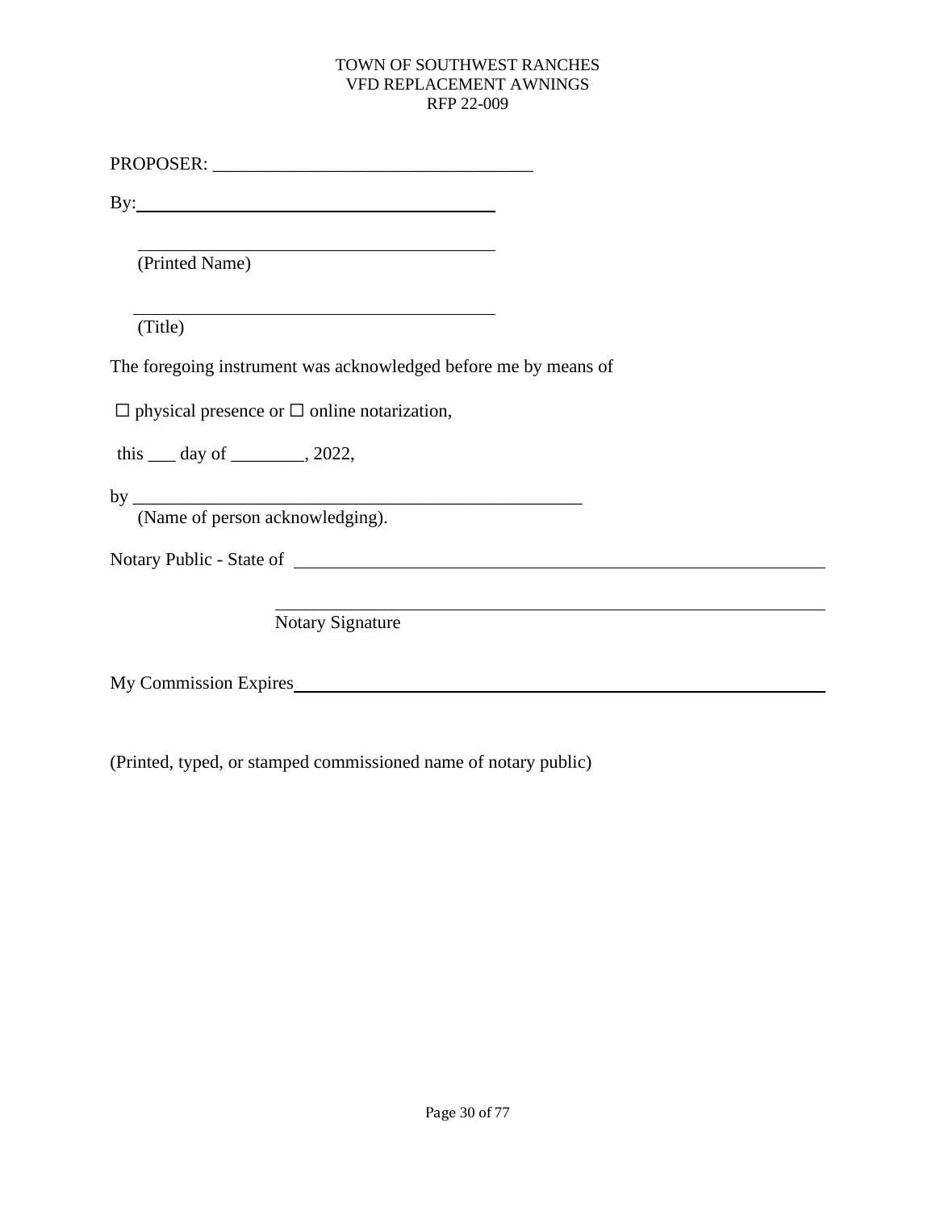PROPOSER: ___________________________________

By:_______________________________________

_______________________________________
(Printed Name)

_______________________________________
(Title)

The foregoing instrument was acknowledged before me by means of

☐ physical presence or ☐ online notarization,

this ___ day of ________, 2022,

by ___________________________________________________
(Name of person acknowledging).

Notary Public - State of ___________________________________________________________

___________________________________________________________
Notary Signature

My Commission Expires___________________________________________________________

(Printed, typed, or stamped commissioned name of notary public)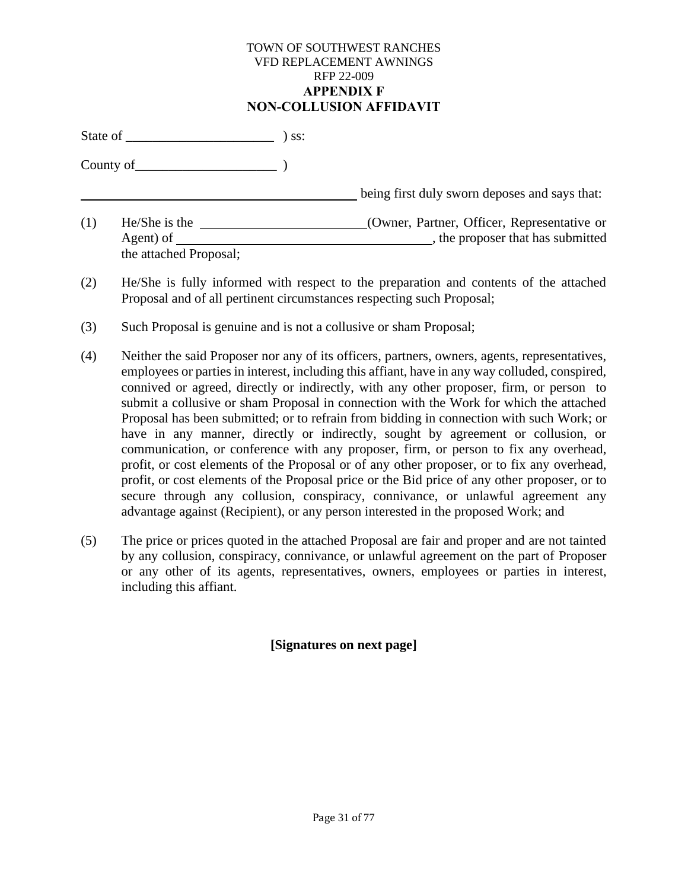TOWN OF SOUTHWEST RANCHES
VFD REPLACEMENT AWNINGS
RFP 22-009

**APPENDIX F**

**NON-COLLUSION AFFIDAVIT**

State of ______________________ ) ss:

County of_____________________ )

_________________________________________ being first duly sworn deposes and says that:

(1) He/She is the ________________________(Owner, Partner, Officer, Representative or Agent) of ______________________________________, the proposer that has submitted the attached Proposal;

(2) He/She is fully informed with respect to the preparation and contents of the attached Proposal and of all pertinent circumstances respecting such Proposal;

(3) Such Proposal is genuine and is not a collusive or sham Proposal;

(4) Neither the said Proposer nor any of its officers, partners, owners, agents, representatives, employees or parties in interest, including this affiant, have in any way colluded, conspired, connived or agreed, directly or indirectly, with any other proposer, firm, or person to submit a collusive or sham Proposal in connection with the Work for which the attached Proposal has been submitted; or to refrain from bidding in connection with such Work; or have in any manner, directly or indirectly, sought by agreement or collusion, or communication, or conference with any proposer, firm, or person to fix any overhead, profit, or cost elements of the Proposal or of any other proposer, or to fix any overhead, profit, or cost elements of the Proposal price or the Bid price of any other proposer, or to secure through any collusion, conspiracy, connivance, or unlawful agreement any advantage against (Recipient), or any person interested in the proposed Work; and

(5) The price or prices quoted in the attached Proposal are fair and proper and are not tainted by any collusion, conspiracy, connivance, or unlawful agreement on the part of Proposer or any other of its agents, representatives, owners, employees or parties in interest, including this affiant.

**[Signatures on next page]**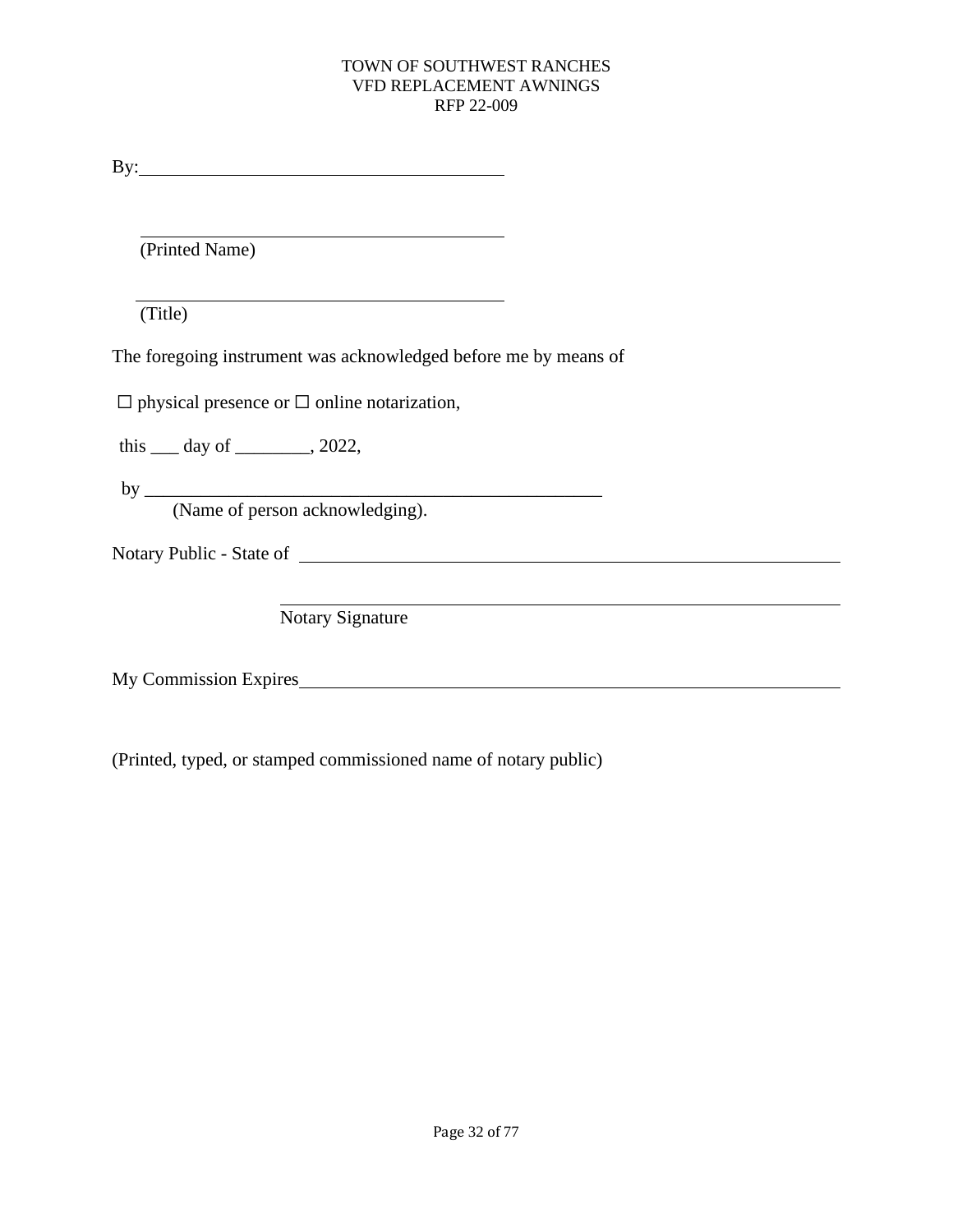By:________________________________________

________________________________________
(Printed Name)

________________________________________
(Title)

The foregoing instrument was acknowledged before me by means of

☐ physical presence or ☐ online notarization,

this ___ day of ________, 2022,

by ___________________________________________________
(Name of person acknowledging).

Notary Public - State of ____________________________________________

____________________________________________
Notary Signature

My Commission Expires____________________________________________

(Printed, typed, or stamped commissioned name of notary public)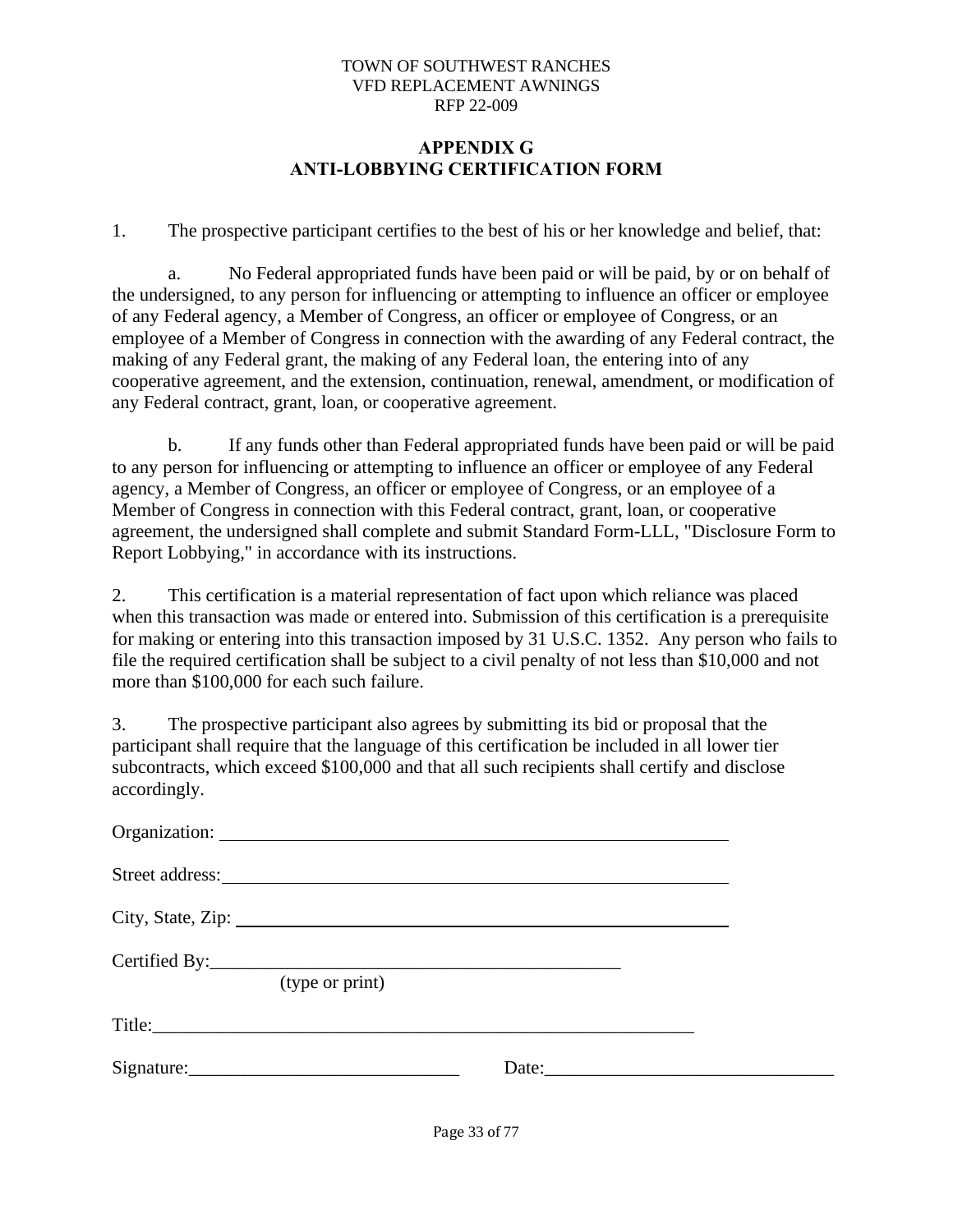TOWN OF SOUTHWEST RANCHES
VFD REPLACEMENT AWNINGS
RFP 22-009

## APPENDIX G
## ANTI-LOBBYING CERTIFICATION FORM

1. The prospective participant certifies to the best of his or her knowledge and belief, that:

   a. No Federal appropriated funds have been paid or will be paid, by or on behalf of the undersigned, to any person for influencing or attempting to influence an officer or employee of any Federal agency, a Member of Congress, an officer or employee of Congress, or an employee of a Member of Congress in connection with the awarding of any Federal contract, the making of any Federal grant, the making of any Federal loan, the entering into of any cooperative agreement, and the extension, continuation, renewal, amendment, or modification of any Federal contract, grant, loan, or cooperative agreement.

   b. If any funds other than Federal appropriated funds have been paid or will be paid to any person for influencing or attempting to influence an officer or employee of any Federal agency, a Member of Congress, an officer or employee of Congress, or an employee of a Member of Congress in connection with this Federal contract, grant, loan, or cooperative agreement, the undersigned shall complete and submit Standard Form-LLL, "Disclosure Form to Report Lobbying," in accordance with its instructions.

2. This certification is a material representation of fact upon which reliance was placed when this transaction was made or entered into. Submission of this certification is a prerequisite for making or entering into this transaction imposed by 31 U.S.C. 1352. Any person who fails to file the required certification shall be subject to a civil penalty of not less than $10,000 and not more than $100,000 for each such failure.

3. The prospective participant also agrees by submitting its bid or proposal that the participant shall require that the language of this certification be included in all lower tier subcontracts, which exceed $100,000 and that all such recipients shall certify and disclose accordingly.

Organization: ______________________________________________

Street address: ______________________________________________

City, State, Zip: ______________________________________________

Certified By: ______________________________________
(type or print)

Title: ______________________________________________

Signature: ____________________________ Date: ____________________________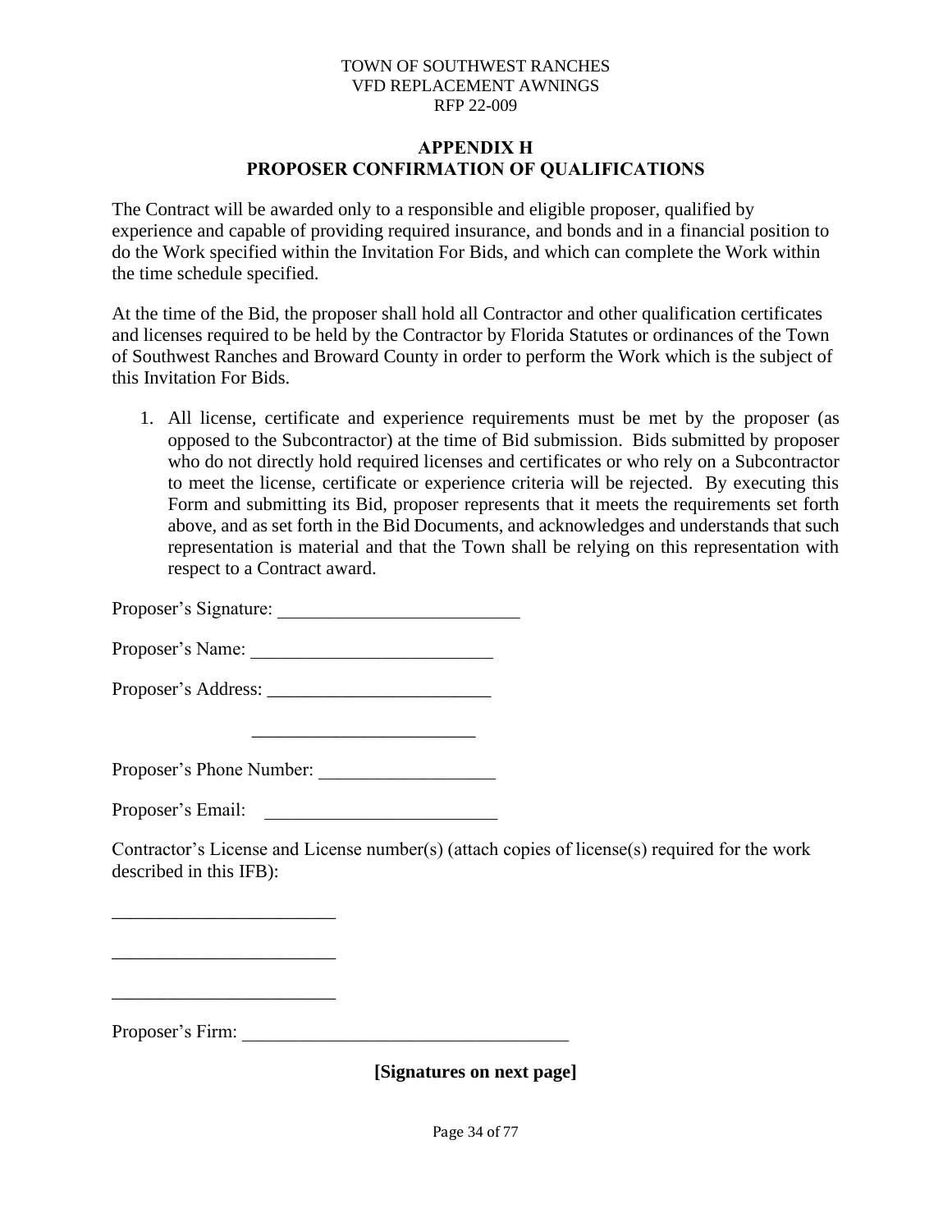TOWN OF SOUTHWEST RANCHES
VFD REPLACEMENT AWNINGS
RFP 22-009

## APPENDIX H
## PROPOSER CONFIRMATION OF QUALIFICATIONS

The Contract will be awarded only to a responsible and eligible proposer, qualified by experience and capable of providing required insurance, and bonds and in a financial position to do the Work specified within the Invitation For Bids, and which can complete the Work within the time schedule specified.

At the time of the Bid, the proposer shall hold all Contractor and other qualification certificates and licenses required to be held by the Contractor by Florida Statutes or ordinances of the Town of Southwest Ranches and Broward County in order to perform the Work which is the subject of this Invitation For Bids.

1. All license, certificate and experience requirements must be met by the proposer (as opposed to the Subcontractor) at the time of Bid submission. Bids submitted by proposer who do not directly hold required licenses and certificates or who rely on a Subcontractor to meet the license, certificate or experience criteria will be rejected. By executing this Form and submitting its Bid, proposer represents that it meets the requirements set forth above, and as set forth in the Bid Documents, and acknowledges and understands that such representation is material and that the Town shall be relying on this representation with respect to a Contract award.

Proposer's Signature: __________________________

Proposer's Name: __________________________

Proposer's Address: ________________________

________________________

Proposer's Phone Number: ___________________

Proposer's Email: _________________________

Contractor's License and License number(s) (attach copies of license(s) required for the work described in this IFB):

________________________

________________________

________________________

Proposer's Firm: ___________________________________

**[Signatures on next page]**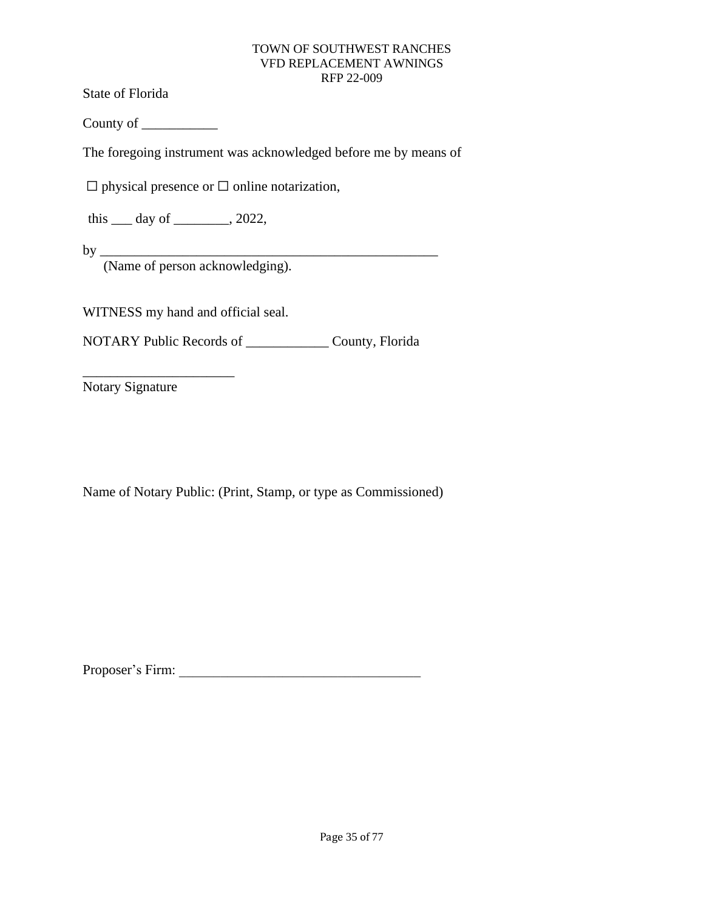State of Florida

County of ___________

The foregoing instrument was acknowledged before me by means of

☐ physical presence or ☐ online notarization,

this ___ day of ________, 2022,

by ___________________________________________________
(Name of person acknowledging).

WITNESS my hand and official seal.

NOTARY Public Records of ____________ County, Florida

______________________
Notary Signature

Name of Notary Public: (Print, Stamp, or type as Commissioned)

Proposer's Firm: ___________________________________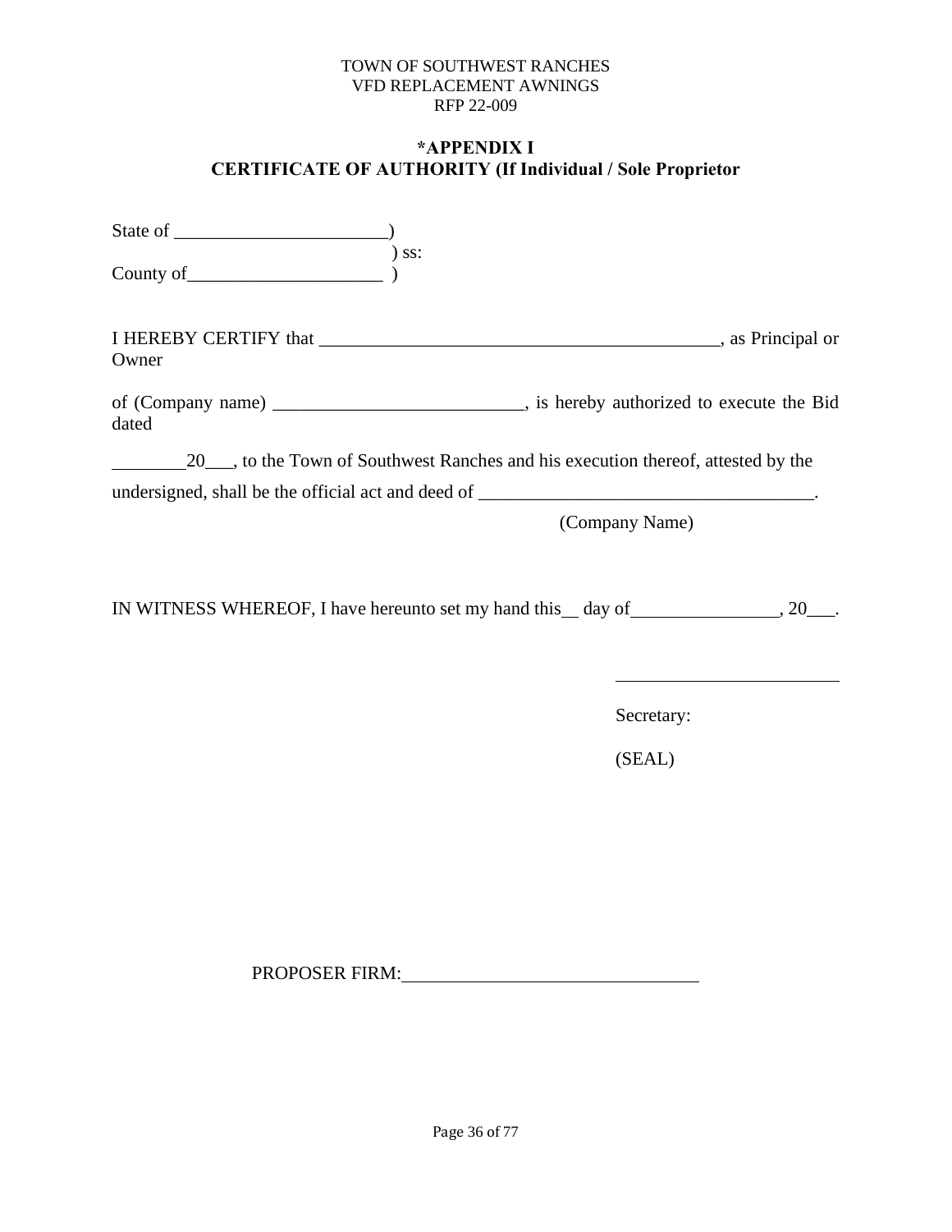TOWN OF SOUTHWEST RANCHES
VFD REPLACEMENT AWNINGS
RFP 22-009

## *APPENDIX I
## CERTIFICATE OF AUTHORITY (If Individual / Sole Proprietor

State of _______________________)
) ss:
County of_____________________ )

I HEREBY CERTIFY that ____________________________________________, as Principal or Owner

of (Company name) ___________________________, is hereby authorized to execute the Bid dated

________20___, to the Town of Southwest Ranches and his execution thereof, attested by the undersigned, shall be the official act and deed of ____________________________________.
(Company Name)

IN WITNESS WHEREOF, I have hereunto set my hand this__ day of________________, 20___.

________________________

Secretary:

(SEAL)

PROPOSER FIRM:________________________________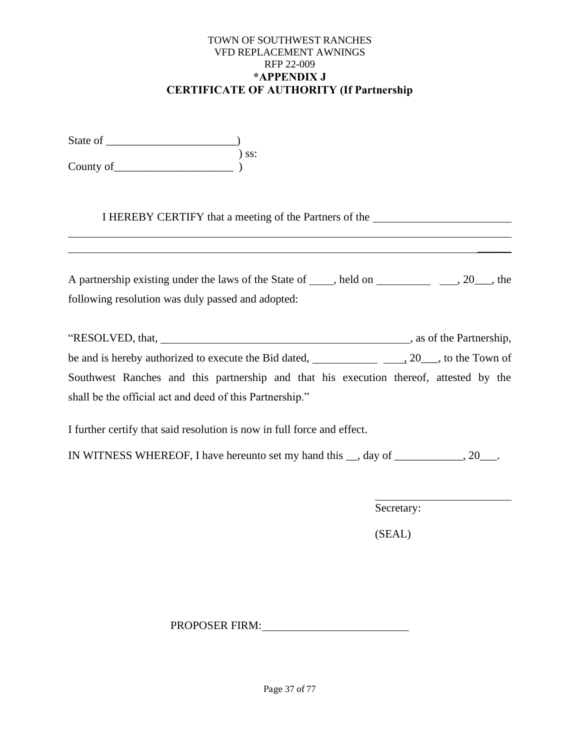TOWN OF SOUTHWEST RANCHES
VFD REPLACEMENT AWNINGS
RFP 22-009

**\*APPENDIX J**

**CERTIFICATE OF AUTHORITY (If Partnership**

State of _______________________)
) ss:
County of_____________________ )

I HEREBY CERTIFY that a meeting of the Partners of the ________________________
________________________________________________________________________
________________________________________________________________________

A partnership existing under the laws of the State of ____, held on __________ ___, 20___, the following resolution was duly passed and adopted:

"RESOLVED, that, ____________________________________________, as of the Partnership, be and is hereby authorized to execute the Bid dated, ___________ ____, 20___, to the Town of Southwest Ranches and this partnership and that his execution thereof, attested by the shall be the official act and deed of this Partnership."

I further certify that said resolution is now in full force and effect.

IN WITNESS WHEREOF, I have hereunto set my hand this __, day of ____________, 20___.

_________________________
Secretary:

(SEAL)

PROPOSER FIRM:__________________________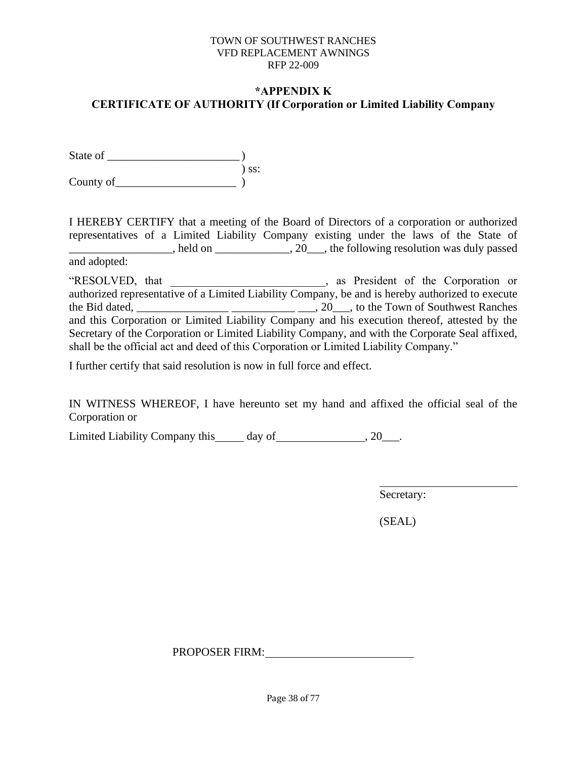TOWN OF SOUTHWEST RANCHES
VFD REPLACEMENT AWNINGS
RFP 22-009

## *APPENDIX K
## CERTIFICATE OF AUTHORITY (If Corporation or Limited Liability Company

State of _______________________ )
) ss:
County of_____________________ )

I HEREBY CERTIFY that a meeting of the Board of Directors of a corporation or authorized representatives of a Limited Liability Company existing under the laws of the State of __________________, held on _____________, 20___, the following resolution was duly passed and adopted:

"RESOLVED, that ___________________________, as President of the Corporation or authorized representative of a Limited Liability Company, be and is hereby authorized to execute the Bid dated, ________________ ___________ ___, 20___, to the Town of Southwest Ranches and this Corporation or Limited Liability Company and his execution thereof, attested by the Secretary of the Corporation or Limited Liability Company, and with the Corporate Seal affixed, shall be the official act and deed of this Corporation or Limited Liability Company."

I further certify that said resolution is now in full force and effect.

IN WITNESS WHEREOF, I have hereunto set my hand and affixed the official seal of the Corporation or

Limited Liability Company this_____ day of________________, 20___.

_________________________
Secretary:

(SEAL)

PROPOSER FIRM:__________________________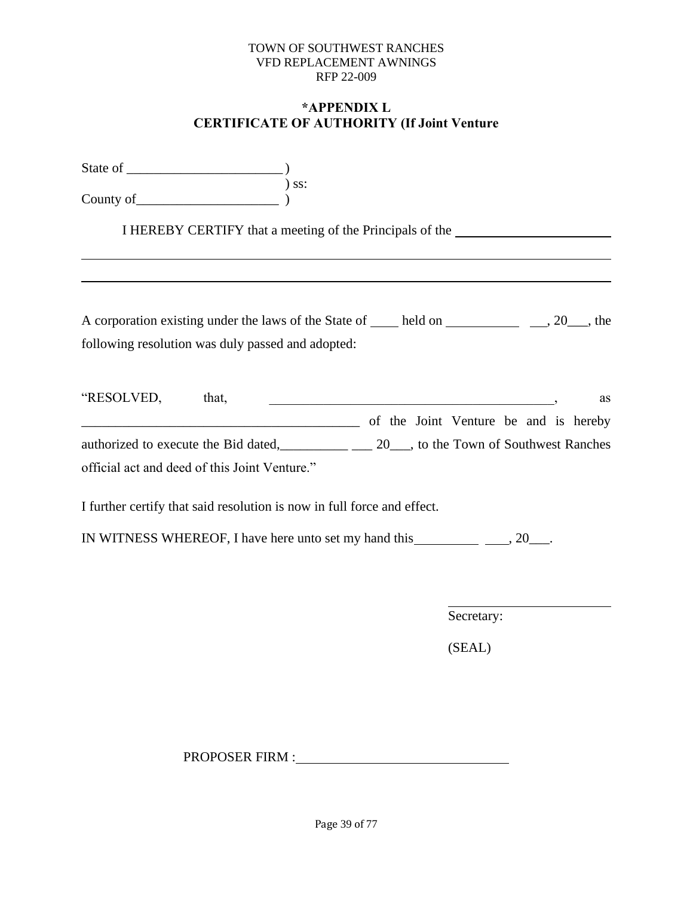TOWN OF SOUTHWEST RANCHES
VFD REPLACEMENT AWNINGS
RFP 22-009

## *APPENDIX L
## CERTIFICATE OF AUTHORITY (If Joint Venture

State of _______________________ )
) ss:
County of_____________________ )

I HEREBY CERTIFY that a meeting of the Principals of the ________________________

________________________________________________________________________________

________________________________________________________________________________

A corporation existing under the laws of the State of ____ held on ___________ __, 20___, the following resolution was duly passed and adopted:

"RESOLVED, that, ____________________________________________, as __________________________________________ of the Joint Venture be and is hereby authorized to execute the Bid dated,__________ ___ 20___, to the Town of Southwest Ranches official act and deed of this Joint Venture."

I further certify that said resolution is now in full force and effect.

IN WITNESS WHEREOF, I have here unto set my hand this__________ ____, 20___.

_________________________
Secretary:

(SEAL)

PROPOSER FIRM :________________________________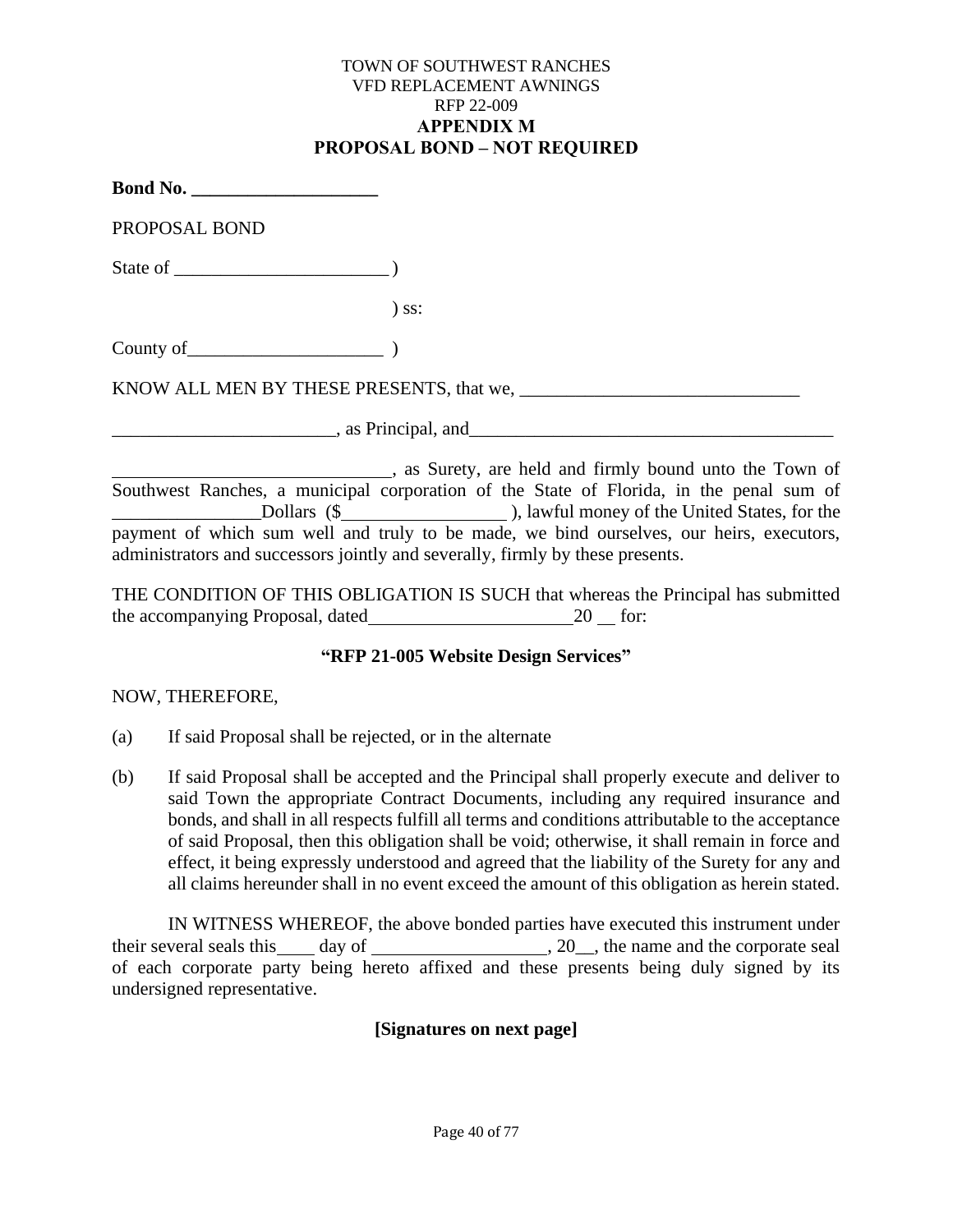TOWN OF SOUTHWEST RANCHES
VFD REPLACEMENT AWNINGS
RFP 22-009

# APPENDIX M
# PROPOSAL BOND – NOT REQUIRED

**Bond No. ____________________**

PROPOSAL BOND

State of _______________________ )

) ss:

County of_____________________ )

KNOW ALL MEN BY THESE PRESENTS, that we, ______________________________

________________________, as Principal, and_______________________________________

______________________________, as Surety, are held and firmly bound unto the Town of Southwest Ranches, a municipal corporation of the State of Florida, in the penal sum of ________________Dollars ($_________________ ), lawful money of the United States, for the payment of which sum well and truly to be made, we bind ourselves, our heirs, executors, administrators and successors jointly and severally, firmly by these presents.

THE CONDITION OF THIS OBLIGATION IS SUCH that whereas the Principal has submitted the accompanying Proposal, dated______________________20 __ for:

**"RFP 21-005 Website Design Services"**

NOW, THEREFORE,

(a) If said Proposal shall be rejected, or in the alternate

(b) If said Proposal shall be accepted and the Principal shall properly execute and deliver to said Town the appropriate Contract Documents, including any required insurance and bonds, and shall in all respects fulfill all terms and conditions attributable to the acceptance of said Proposal, then this obligation shall be void; otherwise, it shall remain in force and effect, it being expressly understood and agreed that the liability of the Surety for any and all claims hereunder shall in no event exceed the amount of this obligation as herein stated.

IN WITNESS WHEREOF, the above bonded parties have executed this instrument under their several seals this____ day of ___________________, 20__, the name and the corporate seal of each corporate party being hereto affixed and these presents being duly signed by its undersigned representative.

**[Signatures on next page]**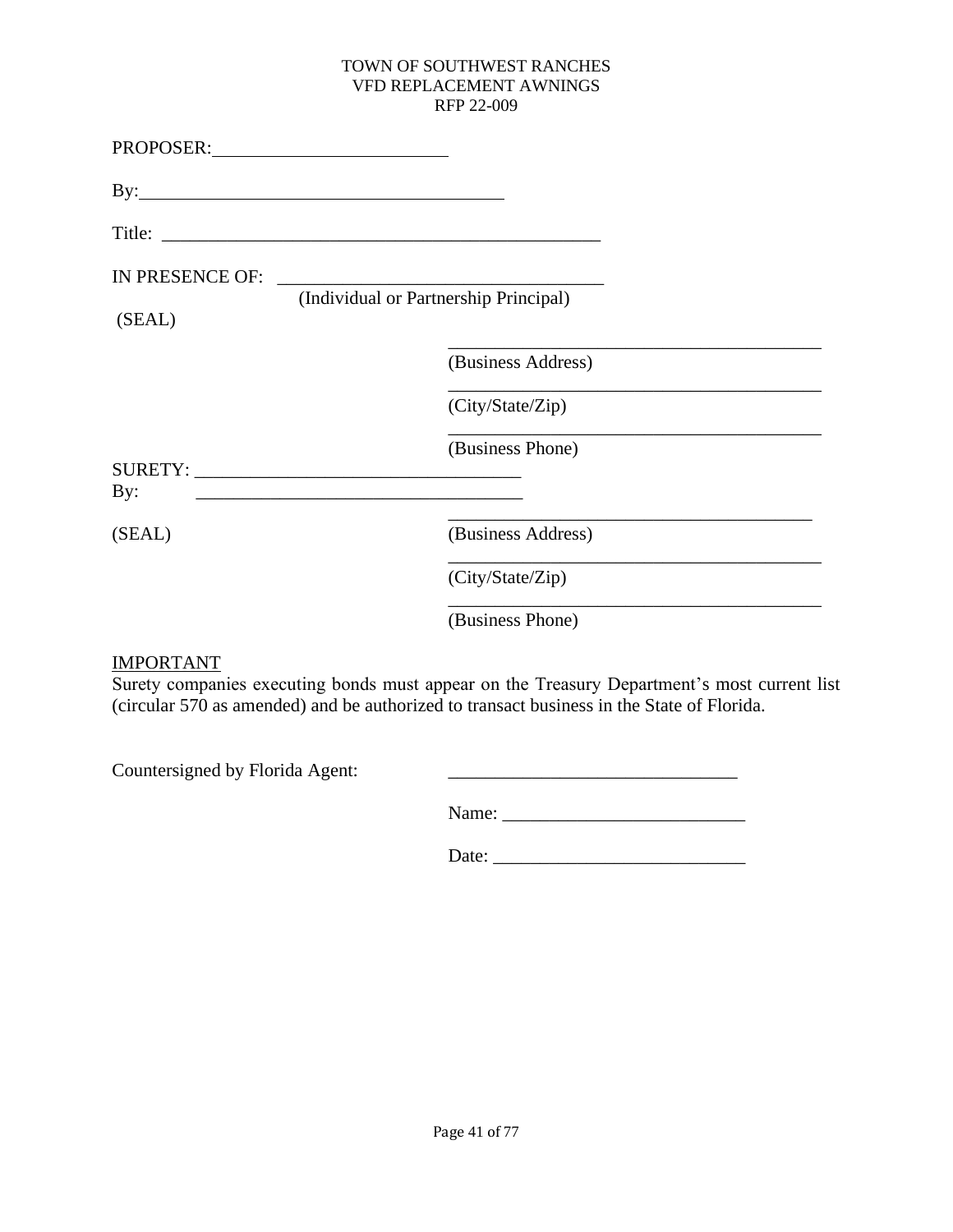TOWN OF SOUTHWEST RANCHES
VFD REPLACEMENT AWNINGS
RFP 22-009

PROPOSER:__________________________

By:________________________________________

Title: ________________________________________________

IN PRESENCE OF: ___________________________________
(Individual or Partnership Principal)

(SEAL)

_________________________________________
(Business Address)

_________________________________________
(City/State/Zip)

_________________________________________
(Business Phone)

SURETY: ___________________________________

By: ___________________________________

(SEAL)

_________________________________________
(Business Address)

_________________________________________
(City/State/Zip)

_________________________________________
(Business Phone)

IMPORTANT

Surety companies executing bonds must appear on the Treasury Department's most current list (circular 570 as amended) and be authorized to transact business in the State of Florida.

Countersigned by Florida Agent: _______________________________

Name: __________________________

Date: ___________________________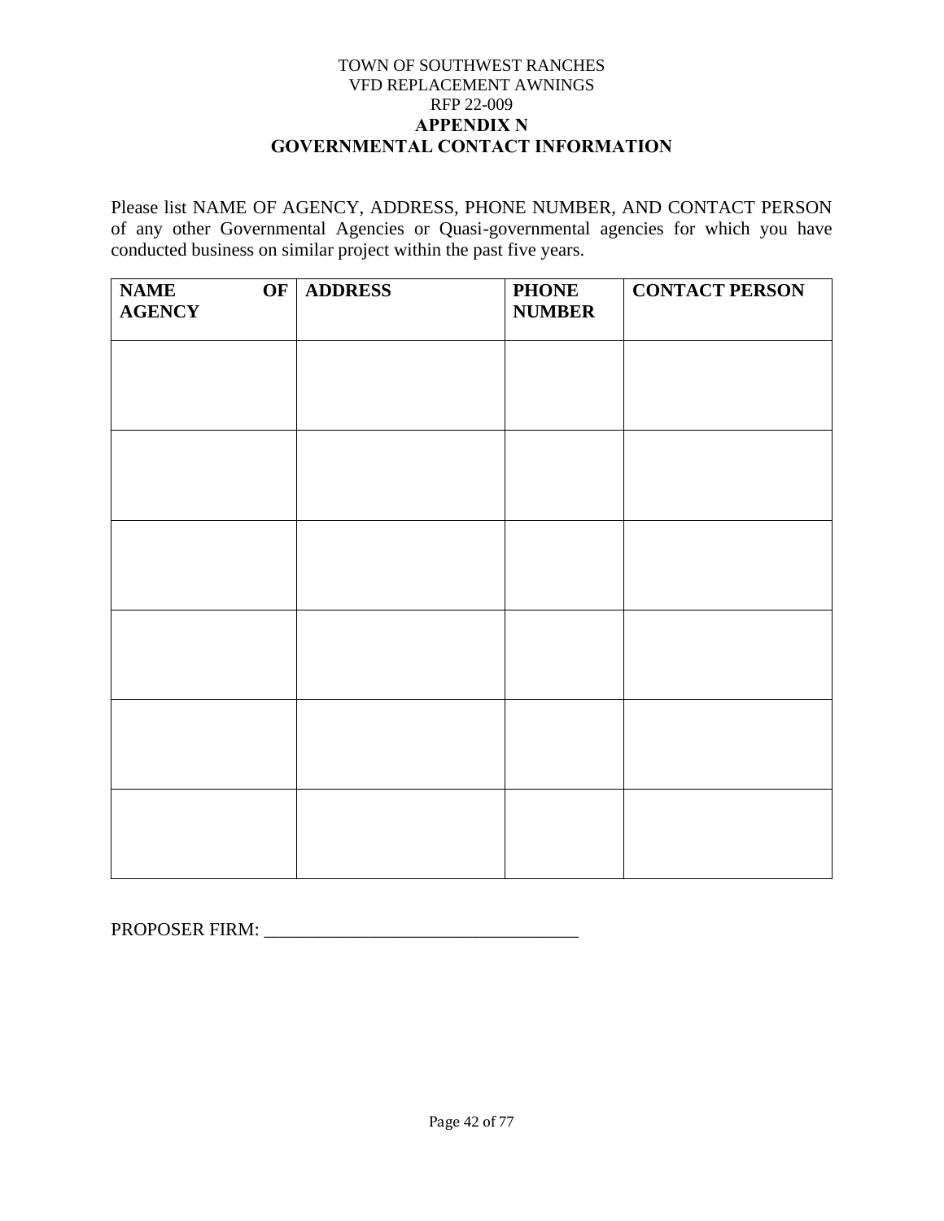TOWN OF SOUTHWEST RANCHES
VFD REPLACEMENT AWNINGS
RFP 22-009

# APPENDIX N
# GOVERNMENTAL CONTACT INFORMATION

Please list NAME OF AGENCY, ADDRESS, PHONE NUMBER, AND CONTACT PERSON of any other Governmental Agencies or Quasi-governmental agencies for which you have conducted business on similar project within the past five years.

| NAME OF AGENCY | ADDRESS | PHONE NUMBER | CONTACT PERSON |
|---|---|---|---|
| | | | |
| | | | |
| | | | |
| | | | |
| | | | |
| | | | |

PROPOSER FIRM: ___________________________________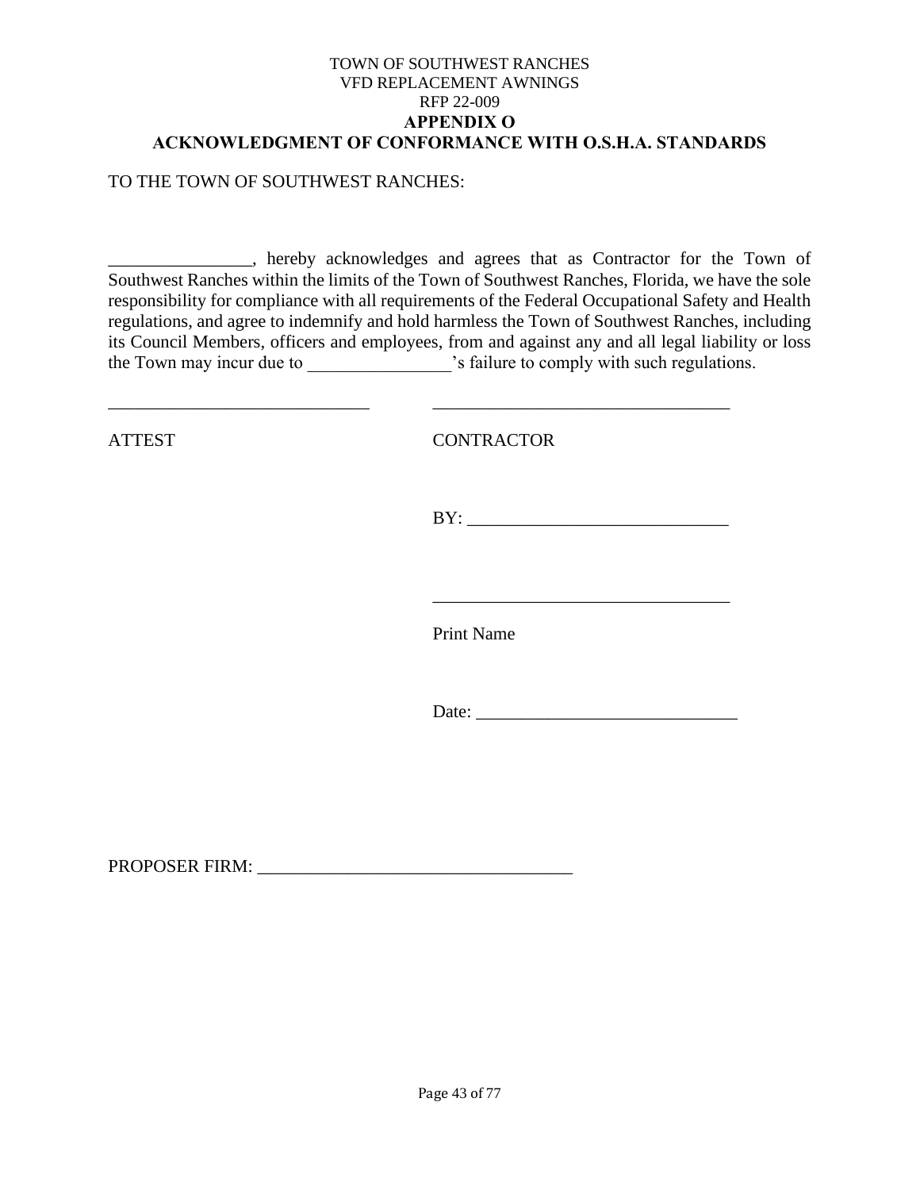TOWN OF SOUTHWEST RANCHES
VFD REPLACEMENT AWNINGS
RFP 22-009

**APPENDIX O**

**ACKNOWLEDGMENT OF CONFORMANCE WITH O.S.H.A. STANDARDS**

TO THE TOWN OF SOUTHWEST RANCHES:

________________, hereby acknowledges and agrees that as Contractor for the Town of Southwest Ranches within the limits of the Town of Southwest Ranches, Florida, we have the sole responsibility for compliance with all requirements of the Federal Occupational Safety and Health regulations, and agree to indemnify and hold harmless the Town of Southwest Ranches, including its Council Members, officers and employees, from and against any and all legal liability or loss the Town may incur due to ________________'s failure to comply with such regulations.

_____________________________ _________________________________

ATTEST CONTRACTOR

BY: ____________________________

_________________________________

Print Name

Date: ____________________________

PROPOSER FIRM: ___________________________________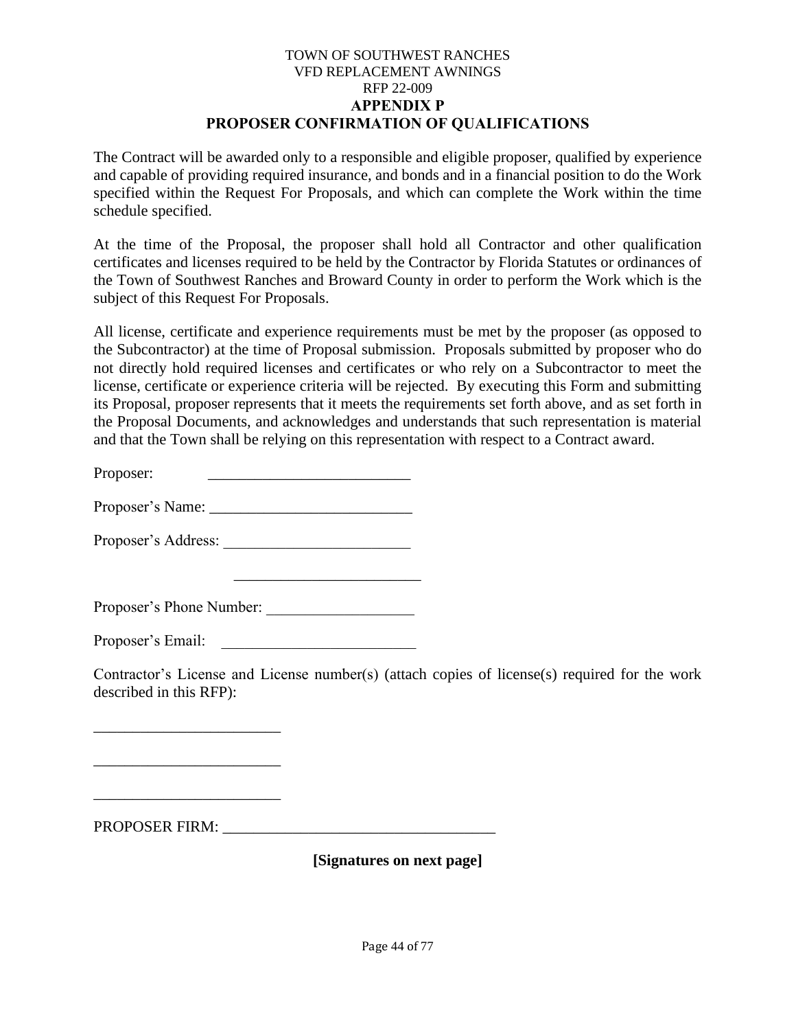TOWN OF SOUTHWEST RANCHES
VFD REPLACEMENT AWNINGS
RFP 22-009

**APPENDIX P**

**PROPOSER CONFIRMATION OF QUALIFICATIONS**

The Contract will be awarded only to a responsible and eligible proposer, qualified by experience and capable of providing required insurance, and bonds and in a financial position to do the Work specified within the Request For Proposals, and which can complete the Work within the time schedule specified.

At the time of the Proposal, the proposer shall hold all Contractor and other qualification certificates and licenses required to be held by the Contractor by Florida Statutes or ordinances of the Town of Southwest Ranches and Broward County in order to perform the Work which is the subject of this Request For Proposals.

All license, certificate and experience requirements must be met by the proposer (as opposed to the Subcontractor) at the time of Proposal submission. Proposals submitted by proposer who do not directly hold required licenses and certificates or who rely on a Subcontractor to meet the license, certificate or experience criteria will be rejected. By executing this Form and submitting its Proposal, proposer represents that it meets the requirements set forth above, and as set forth in the Proposal Documents, and acknowledges and understands that such representation is material and that the Town shall be relying on this representation with respect to a Contract award.

Proposer: __________________________

Proposer's Name: __________________________

Proposer's Address: ________________________

________________________

Proposer's Phone Number: ___________________

Proposer's Email: _________________________

Contractor's License and License number(s) (attach copies of license(s) required for the work described in this RFP):

________________________

________________________

________________________

PROPOSER FIRM: ___________________________________

**[Signatures on next page]**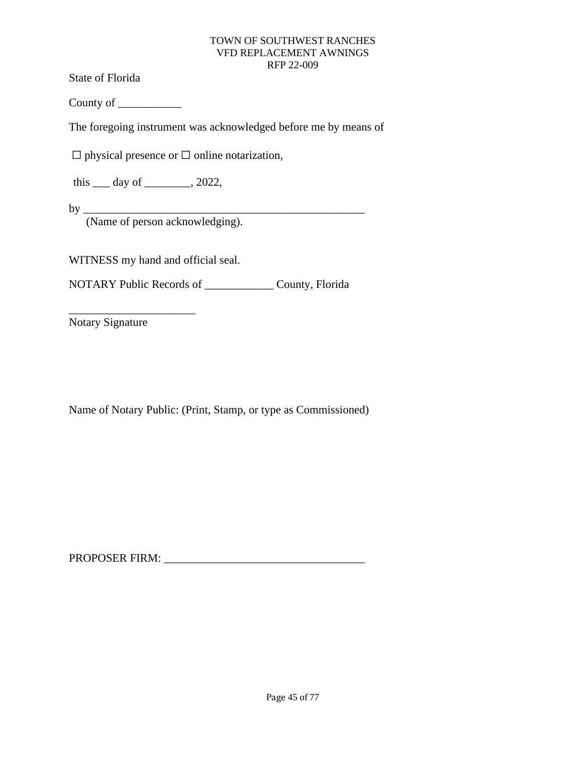State of Florida

County of ___________

The foregoing instrument was acknowledged before me by means of

☐ physical presence or ☐ online notarization,

this ___ day of ________, 2022,

by ___________________________________________________
(Name of person acknowledging).

WITNESS my hand and official seal.

NOTARY Public Records of ____________ County, Florida

______________________
Notary Signature

Name of Notary Public: (Print, Stamp, or type as Commissioned)

PROPOSER FIRM: ___________________________________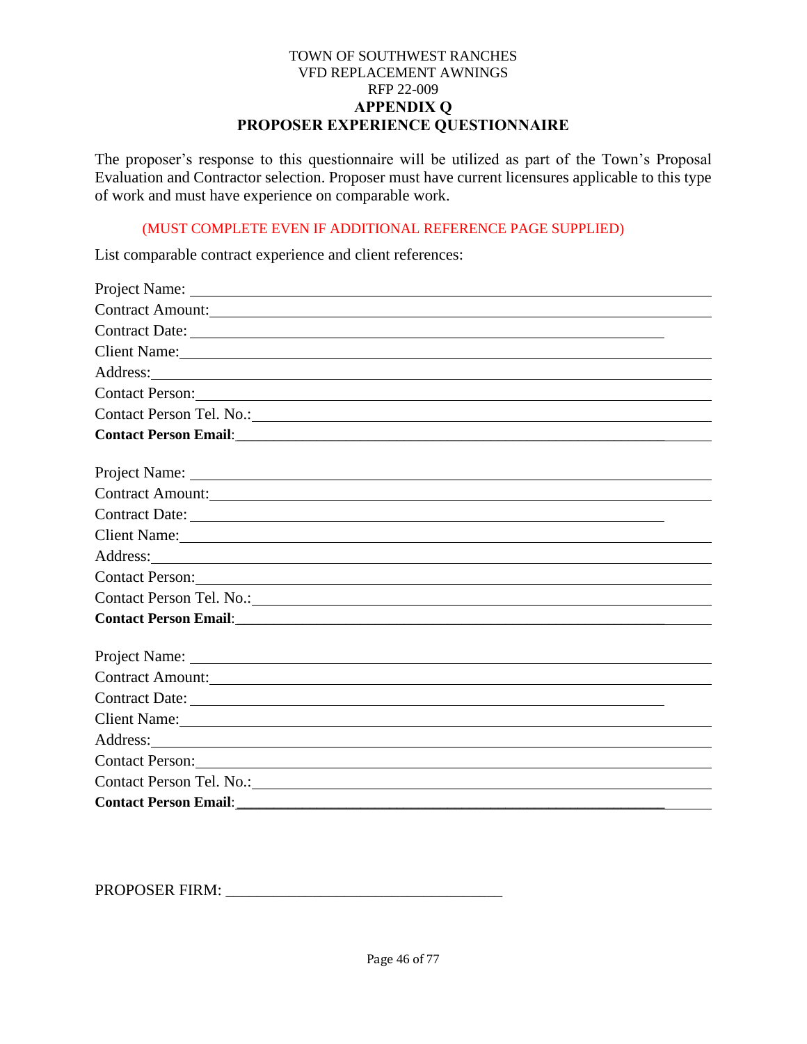TOWN OF SOUTHWEST RANCHES
VFD REPLACEMENT AWNINGS
RFP 22-009

**APPENDIX Q**

**PROPOSER EXPERIENCE QUESTIONNAIRE**

The proposer's response to this questionnaire will be utilized as part of the Town's Proposal Evaluation and Contractor selection. Proposer must have current licensures applicable to this type of work and must have experience on comparable work.

(MUST COMPLETE EVEN IF ADDITIONAL REFERENCE PAGE SUPPLIED)

List comparable contract experience and client references:

Project Name: ______________________________
Contract Amount: ______________________________
Contract Date: ______________________________
Client Name: ______________________________
Address: ______________________________
Contact Person: ______________________________
Contact Person Tel. No.: ______________________________
**Contact Person Email**: ______________________________

Project Name: ______________________________
Contract Amount: ______________________________
Contract Date: ______________________________
Client Name: ______________________________
Address: ______________________________
Contact Person: ______________________________
Contact Person Tel. No.: ______________________________
**Contact Person Email**: ______________________________

Project Name: ______________________________
Contract Amount: ______________________________
Contract Date: ______________________________
Client Name: ______________________________
Address: ______________________________
Contact Person: ______________________________
Contact Person Tel. No.: ______________________________
**Contact Person Email**: ______________________________

PROPOSER FIRM: ______________________________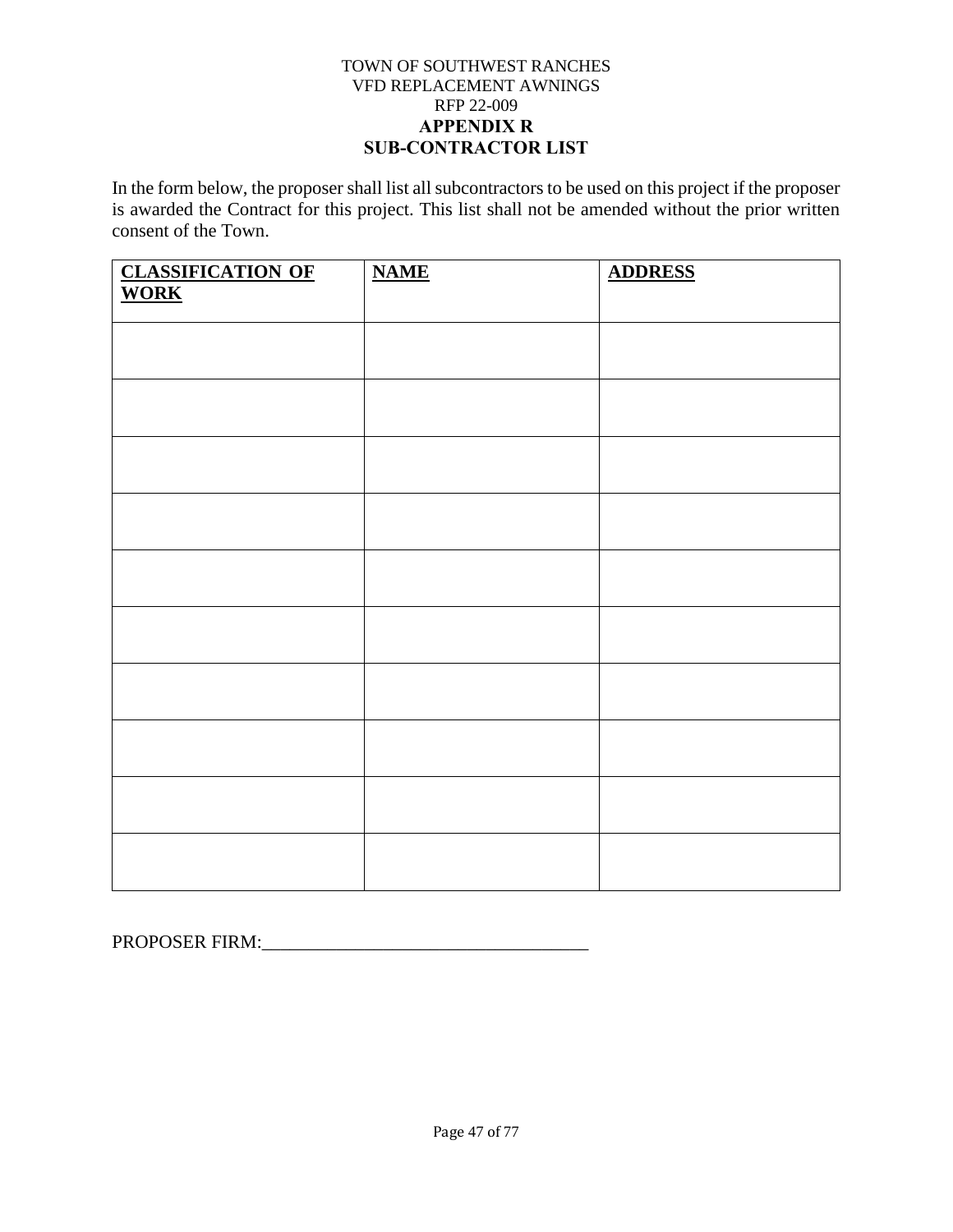TOWN OF SOUTHWEST RANCHES
VFD REPLACEMENT AWNINGS
RFP 22-009

# APPENDIX R
## SUB-CONTRACTOR LIST

In the form below, the proposer shall list all subcontractors to be used on this project if the proposer is awarded the Contract for this project. This list shall not be amended without the prior written consent of the Town.

| CLASSIFICATION OF WORK | NAME | ADDRESS |
|---|---|---|
| | | |
| | | |
| | | |
| | | |
| | | |
| | | |
| | | |
| | | |
| | | |
| | | |

PROPOSER FIRM:___________________________________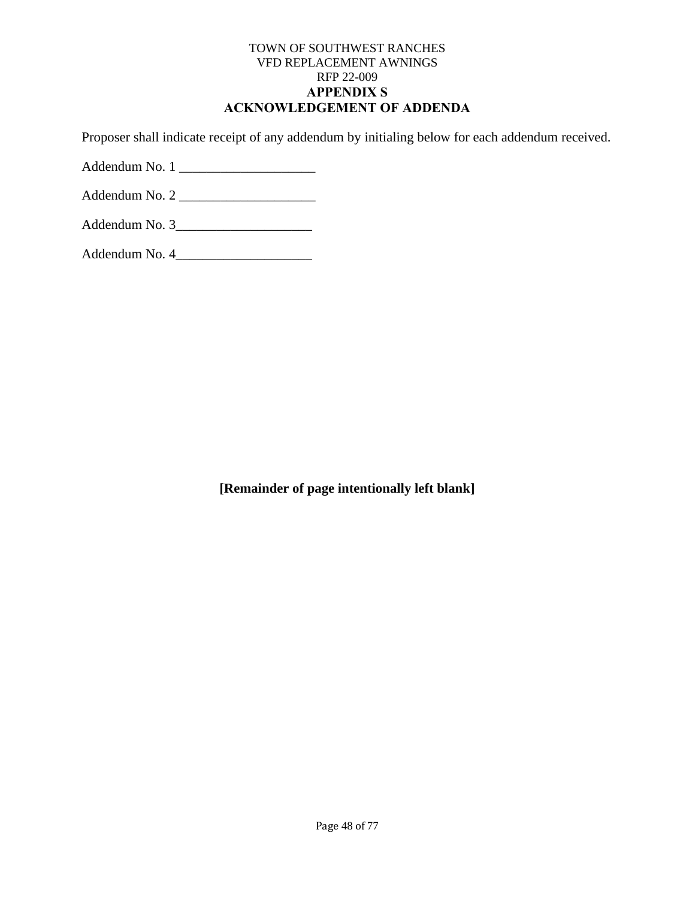TOWN OF SOUTHWEST RANCHES
VFD REPLACEMENT AWNINGS
RFP 22-009

# APPENDIX S
# ACKNOWLEDGEMENT OF ADDENDA

Proposer shall indicate receipt of any addendum by initialing below for each addendum received.

Addendum No. 1 ____________________

Addendum No. 2 ____________________

Addendum No. 3____________________

Addendum No. 4____________________

**[Remainder of page intentionally left blank]**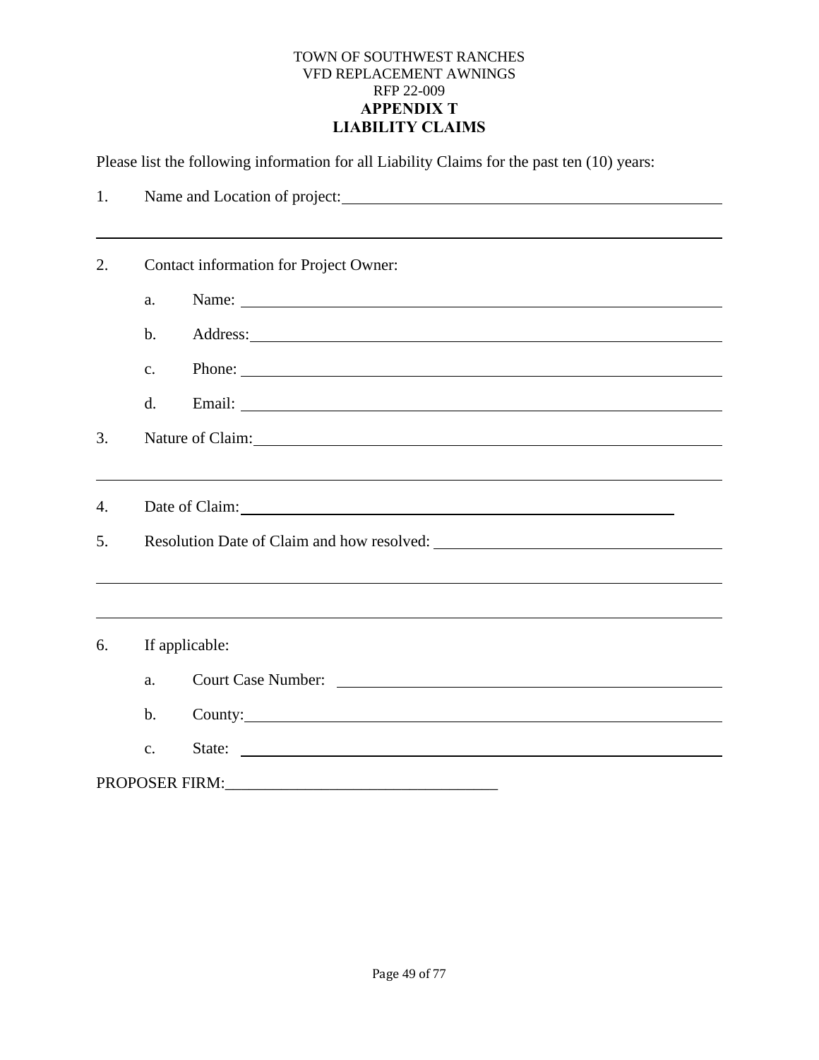TOWN OF SOUTHWEST RANCHES
VFD REPLACEMENT AWNINGS
RFP 22-009

# APPENDIX T
# LIABILITY CLAIMS

Please list the following information for all Liability Claims for the past ten (10) years:

1. Name and Location of project: \_\_\_\_\_\_\_\_\_\_\_\_\_\_\_\_\_\_\_\_\_\_\_\_\_\_\_\_\_\_\_\_\_\_\_\_\_\_\_\_

\_\_\_\_\_\_\_\_\_\_\_\_\_\_\_\_\_\_\_\_\_\_\_\_\_\_\_\_\_\_\_\_\_\_\_\_\_\_\_\_\_\_\_\_\_\_\_\_\_\_\_\_\_\_\_\_\_\_\_\_\_\_\_\_

2. Contact information for Project Owner:

   a. Name: \_\_\_\_\_\_\_\_\_\_\_\_\_\_\_\_\_\_\_\_\_\_\_\_\_\_\_\_\_\_\_\_\_\_\_\_\_\_\_\_\_\_\_\_\_\_\_\_

   b. Address: \_\_\_\_\_\_\_\_\_\_\_\_\_\_\_\_\_\_\_\_\_\_\_\_\_\_\_\_\_\_\_\_\_\_\_\_\_\_\_\_\_\_\_\_\_\_\_\_

   c. Phone: \_\_\_\_\_\_\_\_\_\_\_\_\_\_\_\_\_\_\_\_\_\_\_\_\_\_\_\_\_\_\_\_\_\_\_\_\_\_\_\_\_\_\_\_\_\_\_\_

   d. Email: \_\_\_\_\_\_\_\_\_\_\_\_\_\_\_\_\_\_\_\_\_\_\_\_\_\_\_\_\_\_\_\_\_\_\_\_\_\_\_\_\_\_\_\_\_\_\_\_

3. Nature of Claim: \_\_\_\_\_\_\_\_\_\_\_\_\_\_\_\_\_\_\_\_\_\_\_\_\_\_\_\_\_\_\_\_\_\_\_\_\_\_\_\_\_\_\_\_\_\_\_\_

\_\_\_\_\_\_\_\_\_\_\_\_\_\_\_\_\_\_\_\_\_\_\_\_\_\_\_\_\_\_\_\_\_\_\_\_\_\_\_\_\_\_\_\_\_\_\_\_\_\_\_\_\_\_\_\_\_\_\_\_\_\_\_\_

4. Date of Claim: \_\_\_\_\_\_\_\_\_\_\_\_\_\_\_\_\_\_\_\_\_\_\_\_\_\_\_\_\_\_\_\_\_\_\_\_\_\_\_\_\_\_\_\_

5. Resolution Date of Claim and how resolved: \_\_\_\_\_\_\_\_\_\_\_\_\_\_\_\_\_\_\_\_\_\_\_\_\_\_\_\_

\_\_\_\_\_\_\_\_\_\_\_\_\_\_\_\_\_\_\_\_\_\_\_\_\_\_\_\_\_\_\_\_\_\_\_\_\_\_\_\_\_\_\_\_\_\_\_\_\_\_\_\_\_\_\_\_\_\_\_\_\_\_\_\_

\_\_\_\_\_\_\_\_\_\_\_\_\_\_\_\_\_\_\_\_\_\_\_\_\_\_\_\_\_\_\_\_\_\_\_\_\_\_\_\_\_\_\_\_\_\_\_\_\_\_\_\_\_\_\_\_\_\_\_\_\_\_\_\_

6. If applicable:

   a. Court Case Number: \_\_\_\_\_\_\_\_\_\_\_\_\_\_\_\_\_\_\_\_\_\_\_\_\_\_\_\_\_\_\_\_\_\_\_\_\_\_\_\_

   b. County: \_\_\_\_\_\_\_\_\_\_\_\_\_\_\_\_\_\_\_\_\_\_\_\_\_\_\_\_\_\_\_\_\_\_\_\_\_\_\_\_\_\_\_\_\_\_\_\_

   c. State: \_\_\_\_\_\_\_\_\_\_\_\_\_\_\_\_\_\_\_\_\_\_\_\_\_\_\_\_\_\_\_\_\_\_\_\_\_\_\_\_\_\_\_\_\_\_\_\_

PROPOSER FIRM: \_\_\_\_\_\_\_\_\_\_\_\_\_\_\_\_\_\_\_\_\_\_\_\_\_\_\_\_\_\_\_\_\_\_\_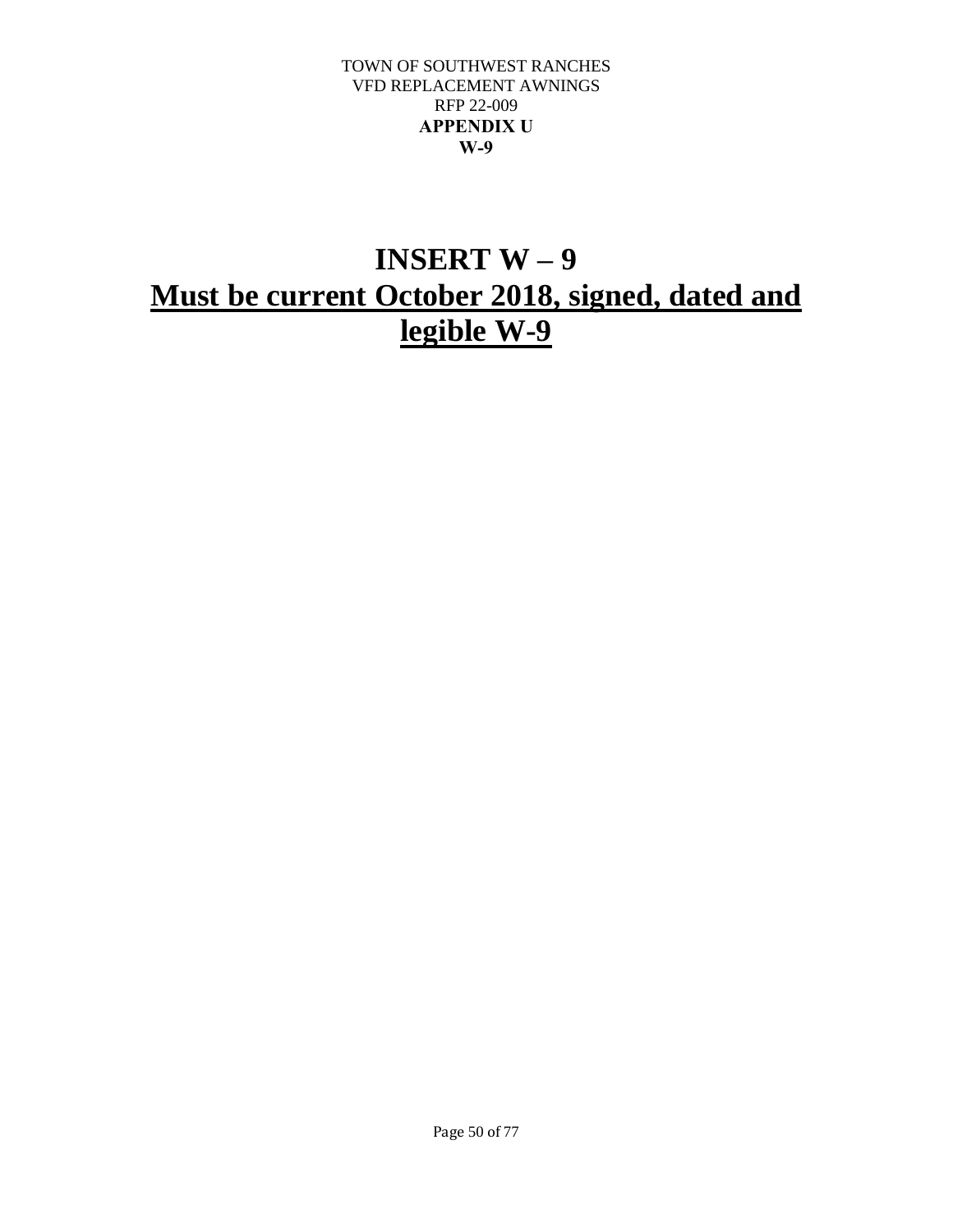TOWN OF SOUTHWEST RANCHES
VFD REPLACEMENT AWNINGS
RFP 22-009
**APPENDIX U**
**W-9**

# INSERT W – 9

# <u>Must be current October 2018, signed, dated and legible W-9</u>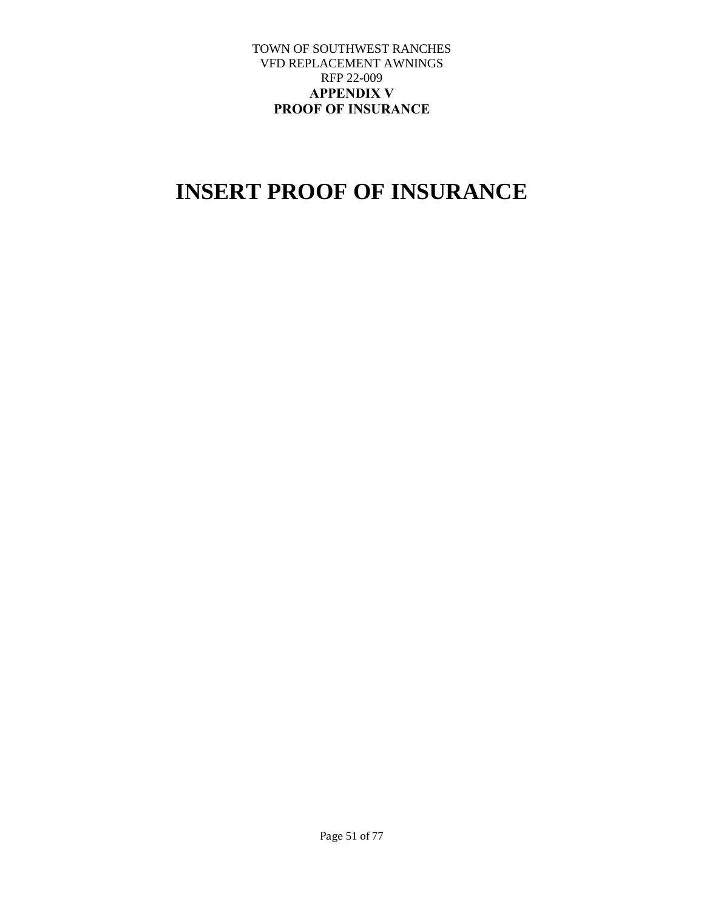TOWN OF SOUTHWEST RANCHES
VFD REPLACEMENT AWNINGS
RFP 22-009

**APPENDIX V**
**PROOF OF INSURANCE**

# INSERT PROOF OF INSURANCE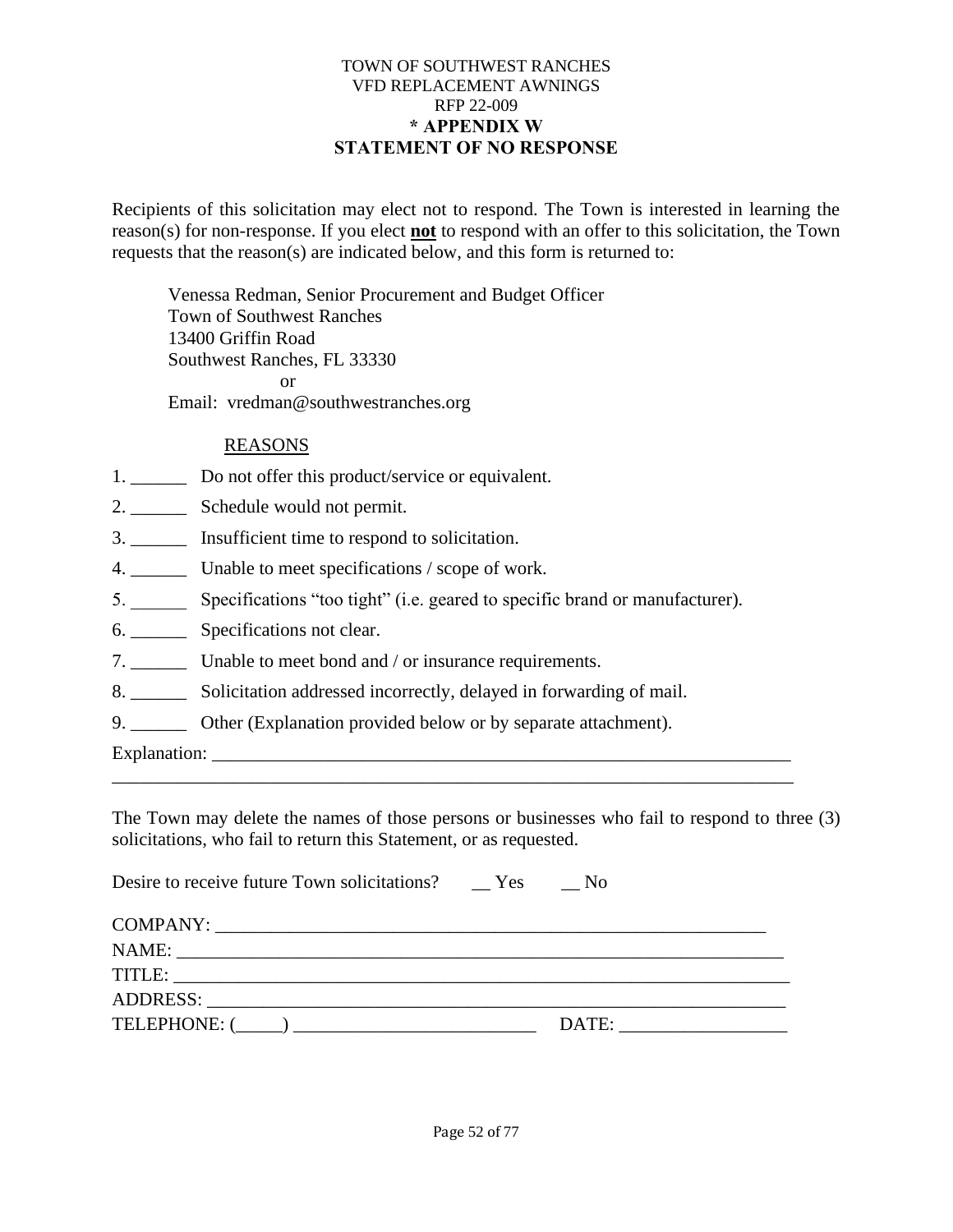TOWN OF SOUTHWEST RANCHES
VFD REPLACEMENT AWNINGS
RFP 22-009

**\* APPENDIX W**

**STATEMENT OF NO RESPONSE**

Recipients of this solicitation may elect not to respond. The Town is interested in learning the reason(s) for non-response. If you elect **not** to respond with an offer to this solicitation, the Town requests that the reason(s) are indicated below, and this form is returned to:

Venessa Redman, Senior Procurement and Budget Officer
Town of Southwest Ranches
13400 Griffin Road
Southwest Ranches, FL 33330
or
Email: vredman@southwestranches.org

REASONS

1. ______ Do not offer this product/service or equivalent.
2. ______ Schedule would not permit.
3. ______ Insufficient time to respond to solicitation.
4. ______ Unable to meet specifications / scope of work.
5. ______ Specifications "too tight" (i.e. geared to specific brand or manufacturer).
6. ______ Specifications not clear.
7. ______ Unable to meet bond and / or insurance requirements.
8. ______ Solicitation addressed incorrectly, delayed in forwarding of mail.
9. ______ Other (Explanation provided below or by separate attachment).

Explanation: ____________________________________________________________________
_____________________________________________________________________________

The Town may delete the names of those persons or businesses who fail to respond to three (3) solicitations, who fail to return this Statement, or as requested.

Desire to receive future Town solicitations? __ Yes __ No

COMPANY: ____________________________________________________________
NAME: _______________________________________________________________
TITLE: _______________________________________________________________
ADDRESS: _____________________________________________________________
TELEPHONE: (_____) __________________________ DATE: __________________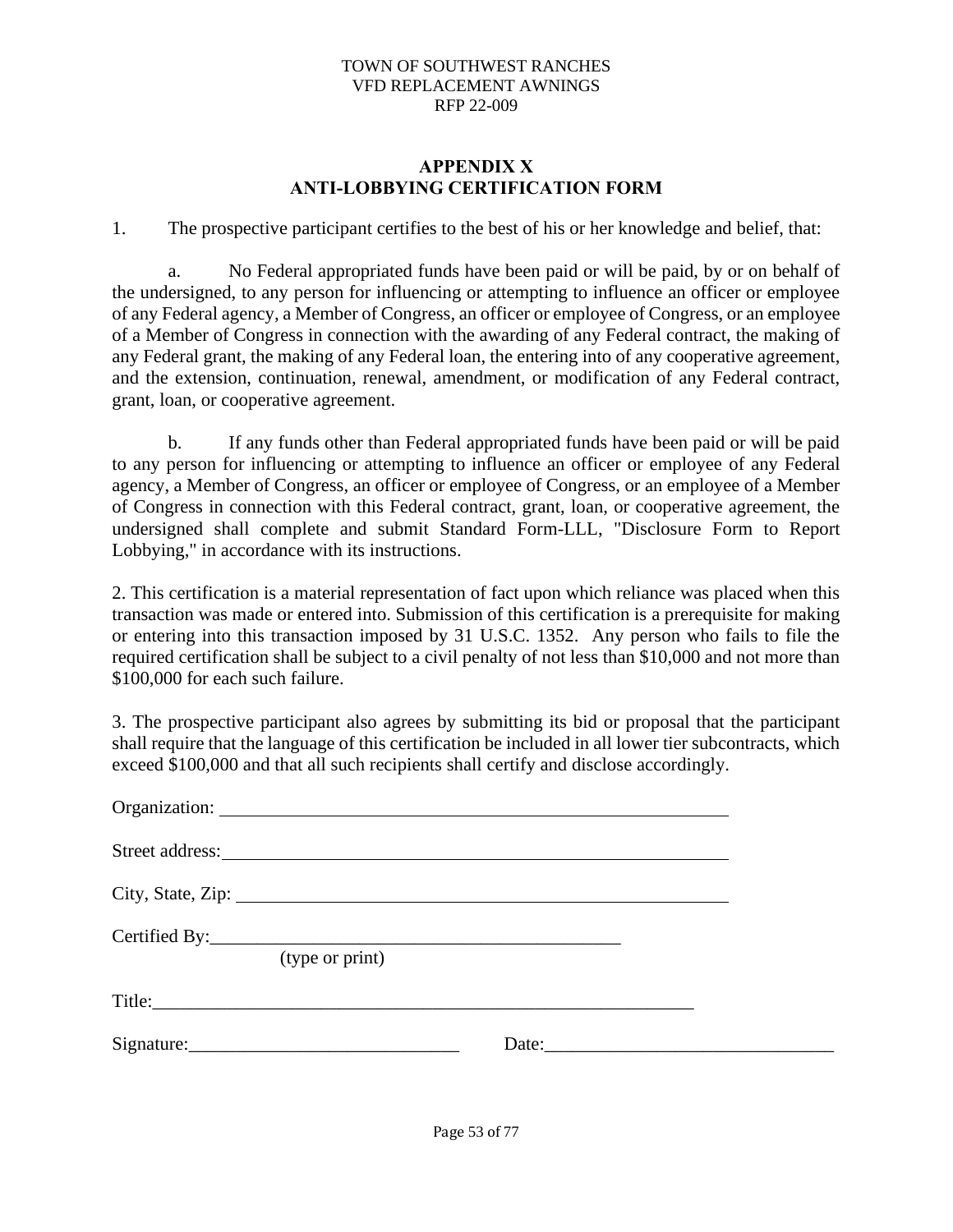TOWN OF SOUTHWEST RANCHES
VFD REPLACEMENT AWNINGS
RFP 22-009

## APPENDIX X
## ANTI-LOBBYING CERTIFICATION FORM

1. The prospective participant certifies to the best of his or her knowledge and belief, that:

    a. No Federal appropriated funds have been paid or will be paid, by or on behalf of the undersigned, to any person for influencing or attempting to influence an officer or employee of any Federal agency, a Member of Congress, an officer or employee of Congress, or an employee of a Member of Congress in connection with the awarding of any Federal contract, the making of any Federal grant, the making of any Federal loan, the entering into of any cooperative agreement, and the extension, continuation, renewal, amendment, or modification of any Federal contract, grant, loan, or cooperative agreement.

    b. If any funds other than Federal appropriated funds have been paid or will be paid to any person for influencing or attempting to influence an officer or employee of any Federal agency, a Member of Congress, an officer or employee of Congress, or an employee of a Member of Congress in connection with this Federal contract, grant, loan, or cooperative agreement, the undersigned shall complete and submit Standard Form-LLL, "Disclosure Form to Report Lobbying," in accordance with its instructions.

2. This certification is a material representation of fact upon which reliance was placed when this transaction was made or entered into. Submission of this certification is a prerequisite for making or entering into this transaction imposed by 31 U.S.C. 1352. Any person who fails to file the required certification shall be subject to a civil penalty of not less than $10,000 and not more than $100,000 for each such failure.

3. The prospective participant also agrees by submitting its bid or proposal that the participant shall require that the language of this certification be included in all lower tier subcontracts, which exceed $100,000 and that all such recipients shall certify and disclose accordingly.

Organization: ______________________________________________

Street address: ______________________________________________

City, State, Zip: ______________________________________________

Certified By: ______________________________________________
(type or print)

Title: ______________________________________________

Signature: ______________________________ Date: ______________________________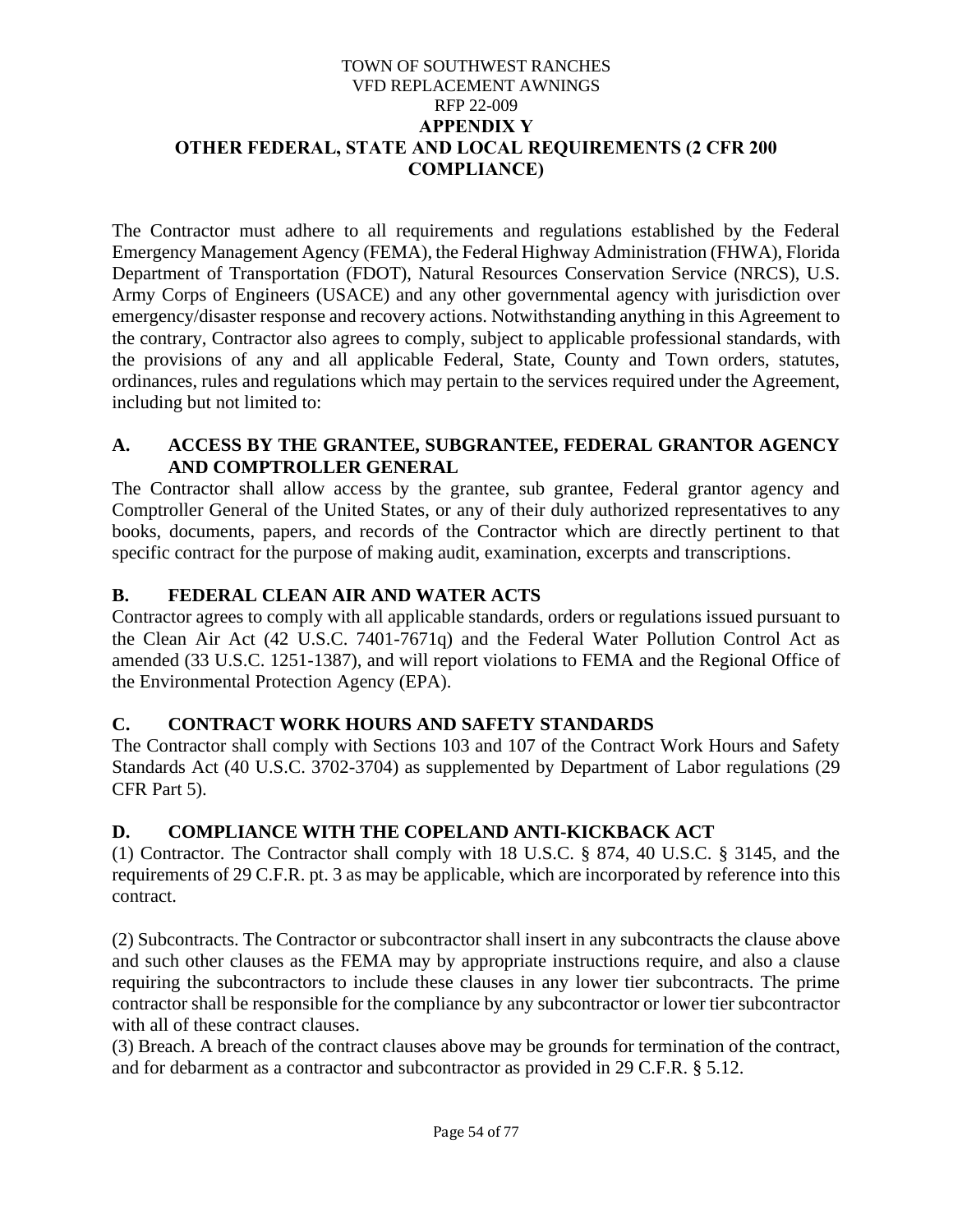TOWN OF SOUTHWEST RANCHES
VFD REPLACEMENT AWNINGS
RFP 22-009

# APPENDIX Y
# OTHER FEDERAL, STATE AND LOCAL REQUIREMENTS (2 CFR 200 COMPLIANCE)

The Contractor must adhere to all requirements and regulations established by the Federal Emergency Management Agency (FEMA), the Federal Highway Administration (FHWA), Florida Department of Transportation (FDOT), Natural Resources Conservation Service (NRCS), U.S. Army Corps of Engineers (USACE) and any other governmental agency with jurisdiction over emergency/disaster response and recovery actions. Notwithstanding anything in this Agreement to the contrary, Contractor also agrees to comply, subject to applicable professional standards, with the provisions of any and all applicable Federal, State, County and Town orders, statutes, ordinances, rules and regulations which may pertain to the services required under the Agreement, including but not limited to:

## A. ACCESS BY THE GRANTEE, SUBGRANTEE, FEDERAL GRANTOR AGENCY AND COMPTROLLER GENERAL

The Contractor shall allow access by the grantee, sub grantee, Federal grantor agency and Comptroller General of the United States, or any of their duly authorized representatives to any books, documents, papers, and records of the Contractor which are directly pertinent to that specific contract for the purpose of making audit, examination, excerpts and transcriptions.

## B. FEDERAL CLEAN AIR AND WATER ACTS

Contractor agrees to comply with all applicable standards, orders or regulations issued pursuant to the Clean Air Act (42 U.S.C. 7401-7671q) and the Federal Water Pollution Control Act as amended (33 U.S.C. 1251-1387), and will report violations to FEMA and the Regional Office of the Environmental Protection Agency (EPA).

## C. CONTRACT WORK HOURS AND SAFETY STANDARDS

The Contractor shall comply with Sections 103 and 107 of the Contract Work Hours and Safety Standards Act (40 U.S.C. 3702-3704) as supplemented by Department of Labor regulations (29 CFR Part 5).

## D. COMPLIANCE WITH THE COPELAND ANTI-KICKBACK ACT

(1) Contractor. The Contractor shall comply with 18 U.S.C. § 874, 40 U.S.C. § 3145, and the requirements of 29 C.F.R. pt. 3 as may be applicable, which are incorporated by reference into this contract.

(2) Subcontracts. The Contractor or subcontractor shall insert in any subcontracts the clause above and such other clauses as the FEMA may by appropriate instructions require, and also a clause requiring the subcontractors to include these clauses in any lower tier subcontracts. The prime contractor shall be responsible for the compliance by any subcontractor or lower tier subcontractor with all of these contract clauses.

(3) Breach. A breach of the contract clauses above may be grounds for termination of the contract, and for debarment as a contractor and subcontractor as provided in 29 C.F.R. § 5.12.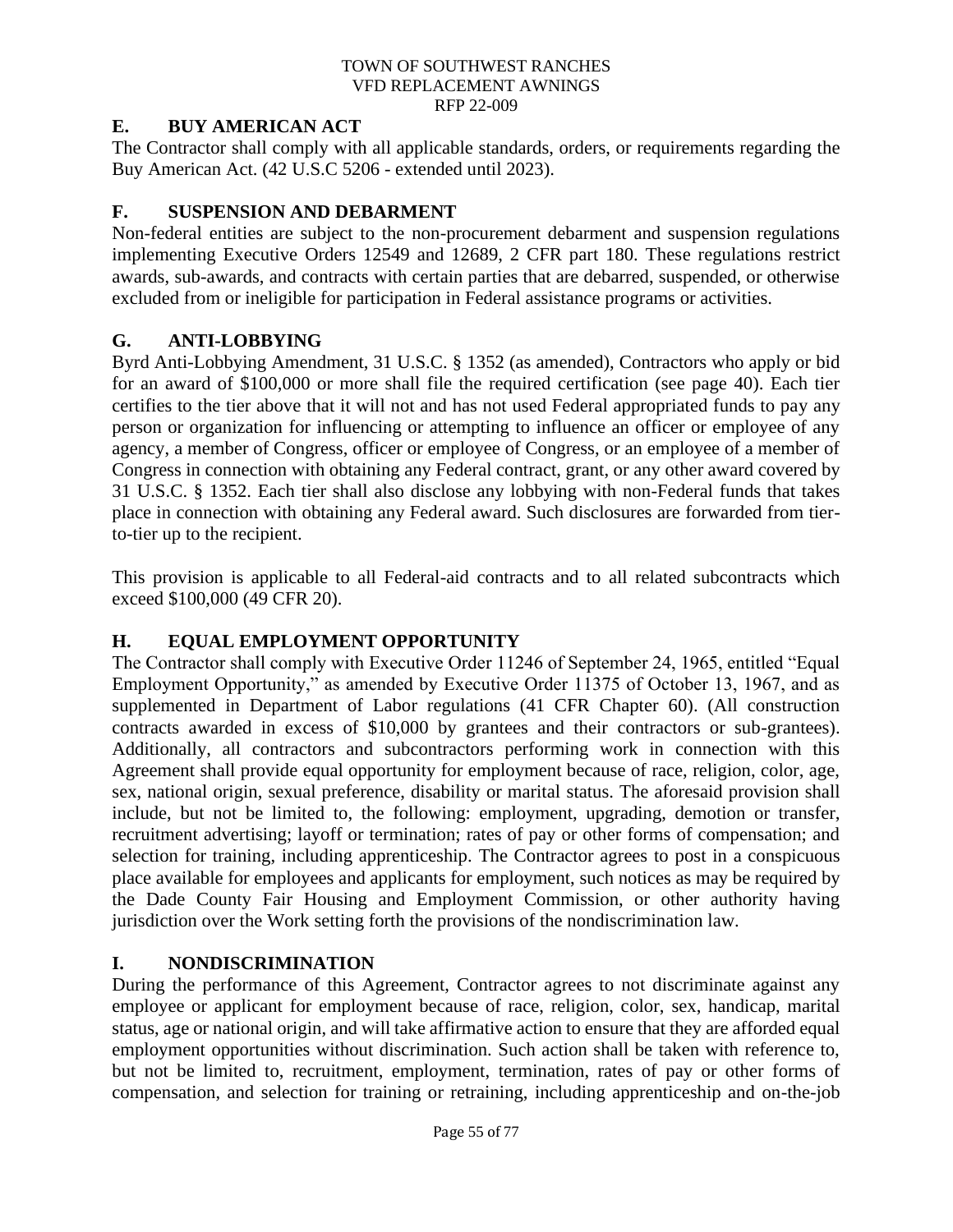## E. BUY AMERICAN ACT

The Contractor shall comply with all applicable standards, orders, or requirements regarding the Buy American Act. (42 U.S.C 5206 - extended until 2023).

## F. SUSPENSION AND DEBARMENT

Non-federal entities are subject to the non-procurement debarment and suspension regulations implementing Executive Orders 12549 and 12689, 2 CFR part 180. These regulations restrict awards, sub-awards, and contracts with certain parties that are debarred, suspended, or otherwise excluded from or ineligible for participation in Federal assistance programs or activities.

## G. ANTI-LOBBYING

Byrd Anti-Lobbying Amendment, 31 U.S.C. § 1352 (as amended), Contractors who apply or bid for an award of $100,000 or more shall file the required certification (see page 40). Each tier certifies to the tier above that it will not and has not used Federal appropriated funds to pay any person or organization for influencing or attempting to influence an officer or employee of any agency, a member of Congress, officer or employee of Congress, or an employee of a member of Congress in connection with obtaining any Federal contract, grant, or any other award covered by 31 U.S.C. § 1352. Each tier shall also disclose any lobbying with non-Federal funds that takes place in connection with obtaining any Federal award. Such disclosures are forwarded from tier-to-tier up to the recipient.

This provision is applicable to all Federal-aid contracts and to all related subcontracts which exceed $100,000 (49 CFR 20).

## H. EQUAL EMPLOYMENT OPPORTUNITY

The Contractor shall comply with Executive Order 11246 of September 24, 1965, entitled "Equal Employment Opportunity," as amended by Executive Order 11375 of October 13, 1967, and as supplemented in Department of Labor regulations (41 CFR Chapter 60). (All construction contracts awarded in excess of $10,000 by grantees and their contractors or sub-grantees). Additionally, all contractors and subcontractors performing work in connection with this Agreement shall provide equal opportunity for employment because of race, religion, color, age, sex, national origin, sexual preference, disability or marital status. The aforesaid provision shall include, but not be limited to, the following: employment, upgrading, demotion or transfer, recruitment advertising; layoff or termination; rates of pay or other forms of compensation; and selection for training, including apprenticeship. The Contractor agrees to post in a conspicuous place available for employees and applicants for employment, such notices as may be required by the Dade County Fair Housing and Employment Commission, or other authority having jurisdiction over the Work setting forth the provisions of the nondiscrimination law.

## I. NONDISCRIMINATION

During the performance of this Agreement, Contractor agrees to not discriminate against any employee or applicant for employment because of race, religion, color, sex, handicap, marital status, age or national origin, and will take affirmative action to ensure that they are afforded equal employment opportunities without discrimination. Such action shall be taken with reference to, but not be limited to, recruitment, employment, termination, rates of pay or other forms of compensation, and selection for training or retraining, including apprenticeship and on-the-job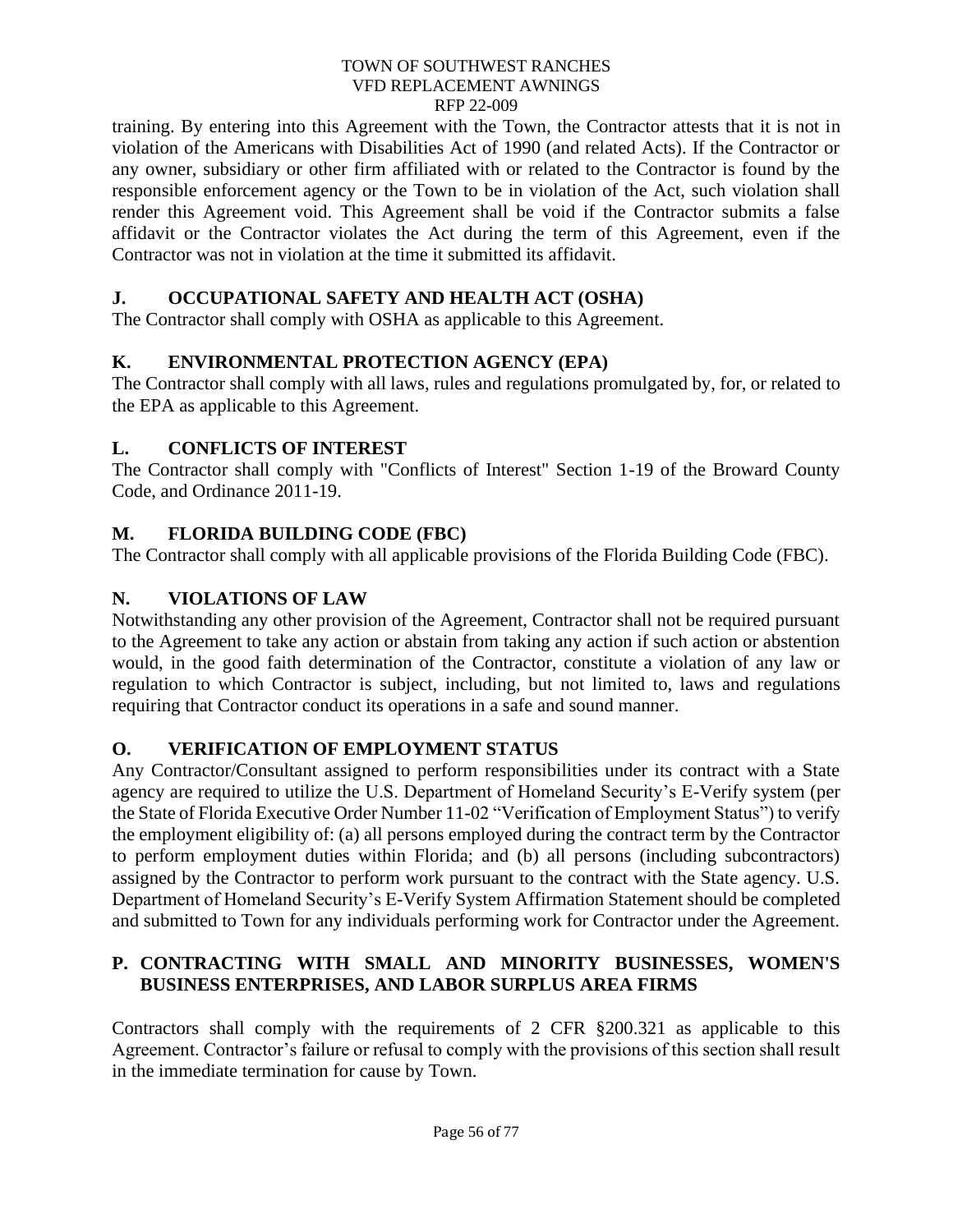training. By entering into this Agreement with the Town, the Contractor attests that it is not in violation of the Americans with Disabilities Act of 1990 (and related Acts). If the Contractor or any owner, subsidiary or other firm affiliated with or related to the Contractor is found by the responsible enforcement agency or the Town to be in violation of the Act, such violation shall render this Agreement void. This Agreement shall be void if the Contractor submits a false affidavit or the Contractor violates the Act during the term of this Agreement, even if the Contractor was not in violation at the time it submitted its affidavit.

## J. OCCUPATIONAL SAFETY AND HEALTH ACT (OSHA)

The Contractor shall comply with OSHA as applicable to this Agreement.

## K. ENVIRONMENTAL PROTECTION AGENCY (EPA)

The Contractor shall comply with all laws, rules and regulations promulgated by, for, or related to the EPA as applicable to this Agreement.

## L. CONFLICTS OF INTEREST

The Contractor shall comply with "Conflicts of Interest" Section 1-19 of the Broward County Code, and Ordinance 2011-19.

## M. FLORIDA BUILDING CODE (FBC)

The Contractor shall comply with all applicable provisions of the Florida Building Code (FBC).

## N. VIOLATIONS OF LAW

Notwithstanding any other provision of the Agreement, Contractor shall not be required pursuant to the Agreement to take any action or abstain from taking any action if such action or abstention would, in the good faith determination of the Contractor, constitute a violation of any law or regulation to which Contractor is subject, including, but not limited to, laws and regulations requiring that Contractor conduct its operations in a safe and sound manner.

## O. VERIFICATION OF EMPLOYMENT STATUS

Any Contractor/Consultant assigned to perform responsibilities under its contract with a State agency are required to utilize the U.S. Department of Homeland Security's E-Verify system (per the State of Florida Executive Order Number 11-02 "Verification of Employment Status") to verify the employment eligibility of: (a) all persons employed during the contract term by the Contractor to perform employment duties within Florida; and (b) all persons (including subcontractors) assigned by the Contractor to perform work pursuant to the contract with the State agency. U.S. Department of Homeland Security's E-Verify System Affirmation Statement should be completed and submitted to Town for any individuals performing work for Contractor under the Agreement.

## P. CONTRACTING WITH SMALL AND MINORITY BUSINESSES, WOMEN'S BUSINESS ENTERPRISES, AND LABOR SURPLUS AREA FIRMS

Contractors shall comply with the requirements of 2 CFR §200.321 as applicable to this Agreement. Contractor's failure or refusal to comply with the provisions of this section shall result in the immediate termination for cause by Town.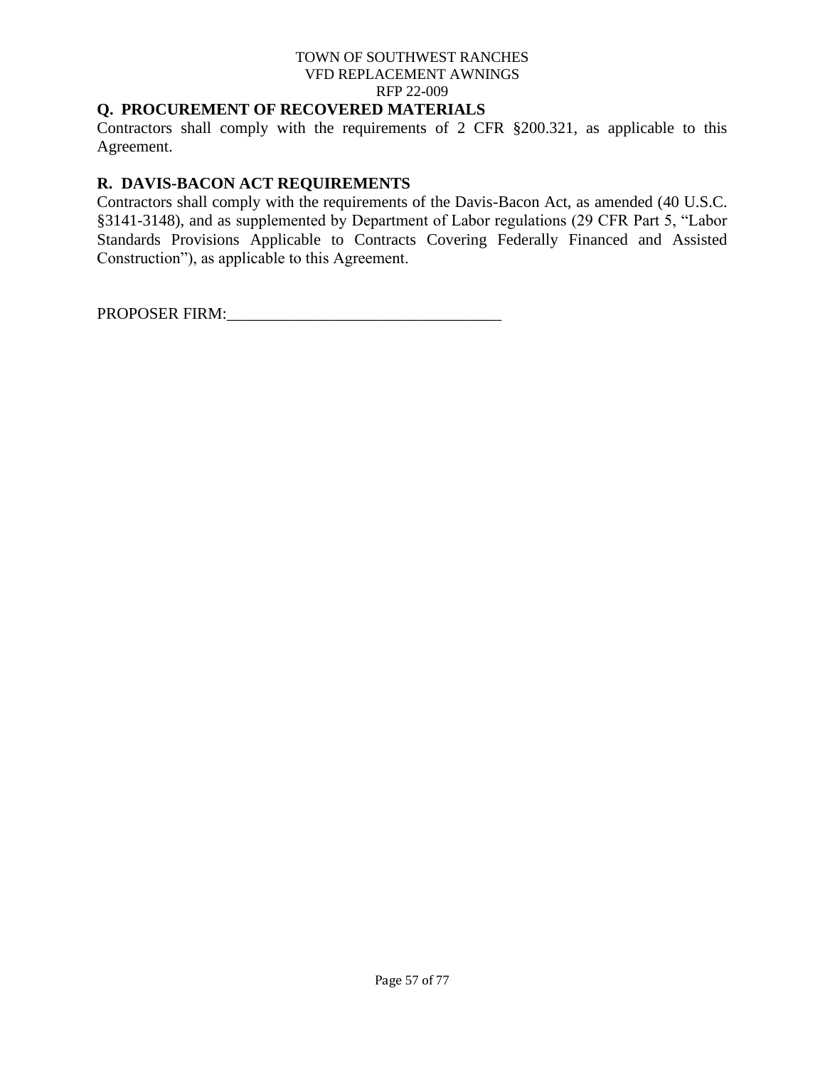## Q. PROCUREMENT OF RECOVERED MATERIALS

Contractors shall comply with the requirements of 2 CFR §200.321, as applicable to this Agreement.

## R. DAVIS-BACON ACT REQUIREMENTS

Contractors shall comply with the requirements of the Davis-Bacon Act, as amended (40 U.S.C. §3141-3148), and as supplemented by Department of Labor regulations (29 CFR Part 5, "Labor Standards Provisions Applicable to Contracts Covering Federally Financed and Assisted Construction"), as applicable to this Agreement.

PROPOSER FIRM:___________________________________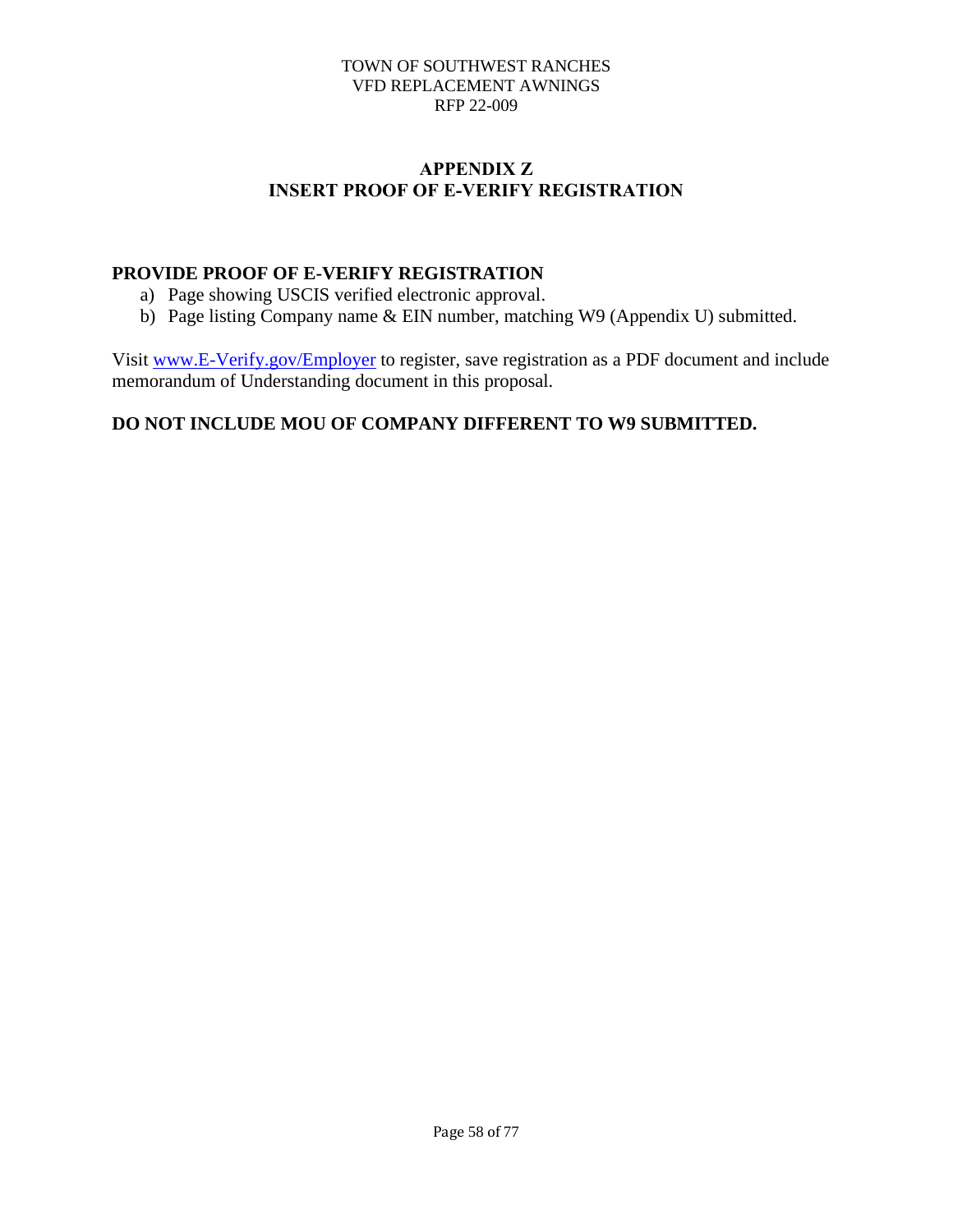## APPENDIX Z
## INSERT PROOF OF E-VERIFY REGISTRATION

**PROVIDE PROOF OF E-VERIFY REGISTRATION**

a) Page showing USCIS verified electronic approval.
b) Page listing Company name & EIN number, matching W9 (Appendix U) submitted.

Visit [www.E-Verify.gov/Employer](www.E-Verify.gov/Employer) to register, save registration as a PDF document and include memorandum of Understanding document in this proposal.

**DO NOT INCLUDE MOU OF COMPANY DIFFERENT TO W9 SUBMITTED.**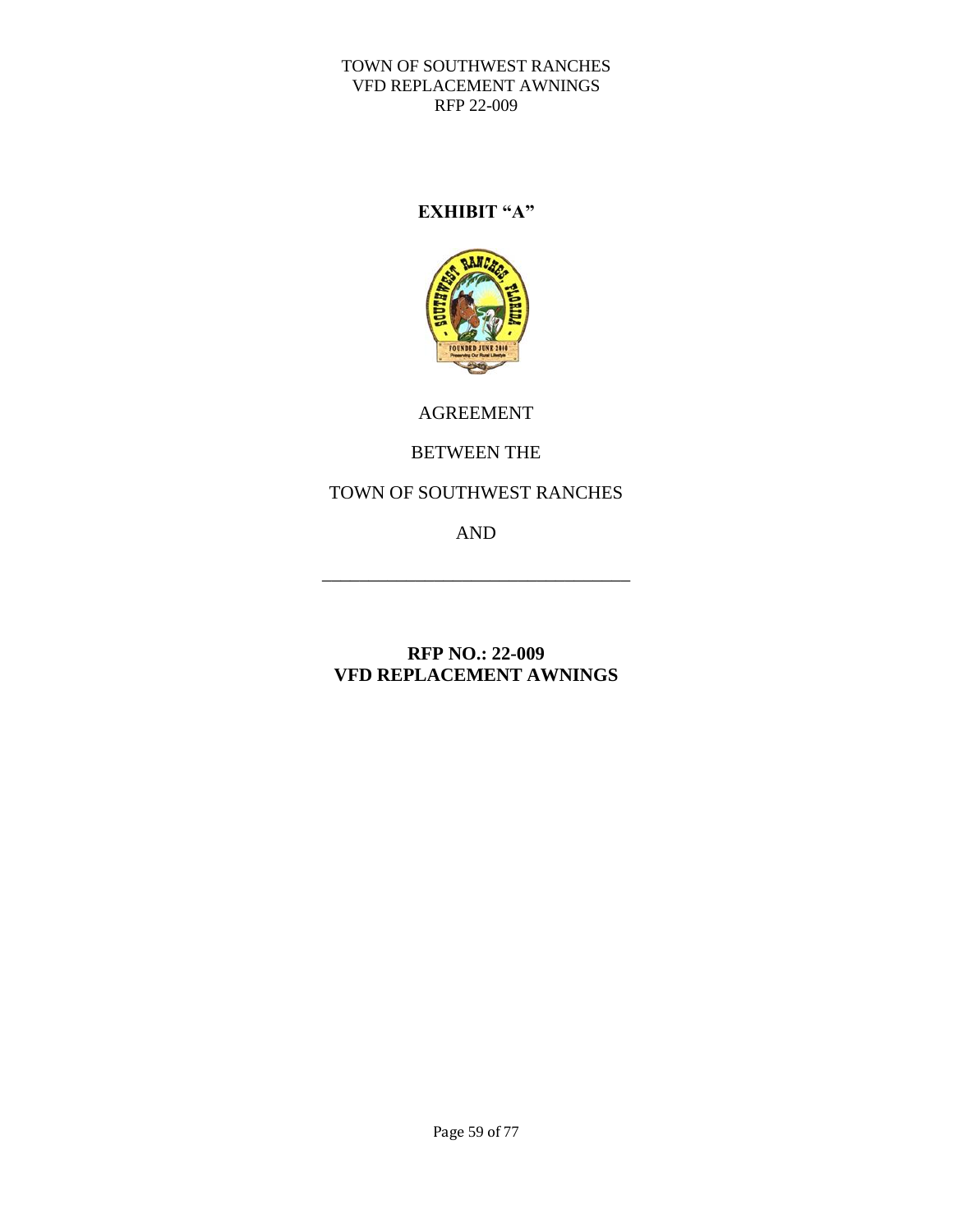TOWN OF SOUTHWEST RANCHES
VFD REPLACEMENT AWNINGS
RFP 22-009

**EXHIBIT "A"**

AGREEMENT

BETWEEN THE

TOWN OF SOUTHWEST RANCHES

AND

\_\_\_\_\_\_\_\_\_\_\_\_\_\_\_\_\_\_\_\_\_\_\_\_\_\_\_\_\_\_\_\_\_\_\_\_

**RFP NO.: 22-009**
**VFD REPLACEMENT AWNINGS**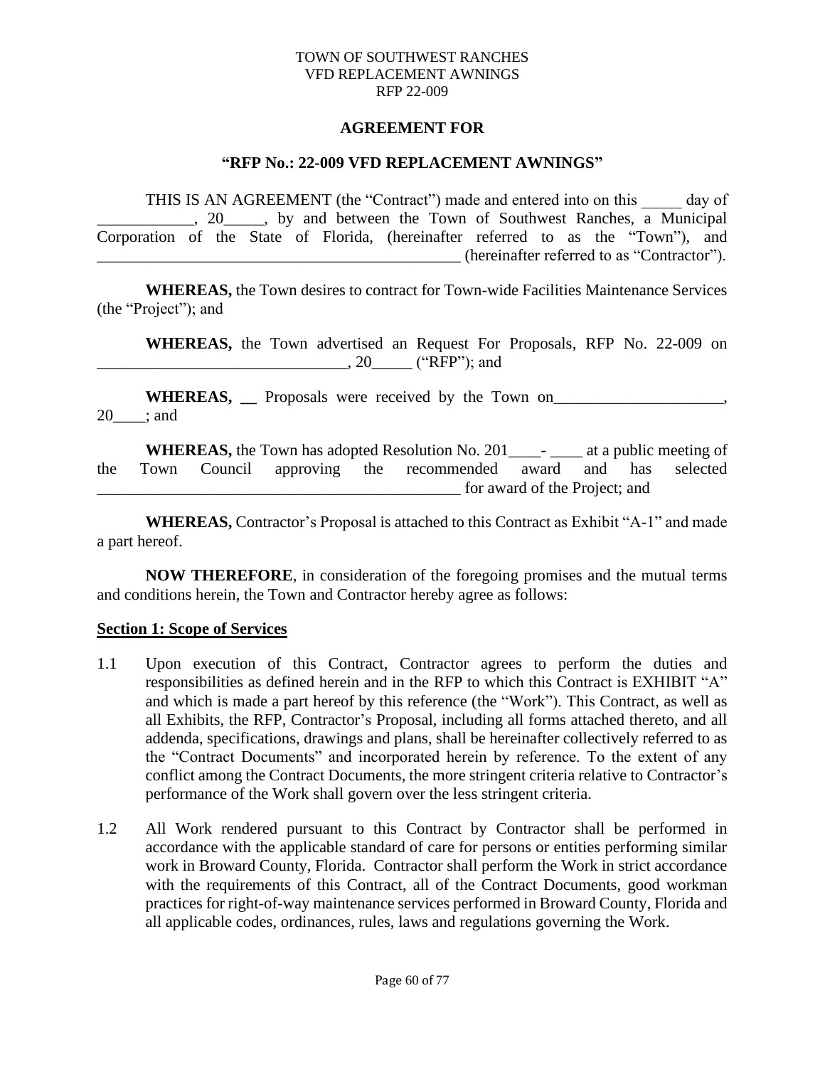TOWN OF SOUTHWEST RANCHES
VFD REPLACEMENT AWNINGS
RFP 22-009

**AGREEMENT FOR**

**"RFP No.: 22-009 VFD REPLACEMENT AWNINGS"**

THIS IS AN AGREEMENT (the "Contract") made and entered into on this _____ day of ____________, 20_____, by and between the Town of Southwest Ranches, a Municipal Corporation of the State of Florida, (hereinafter referred to as the "Town"), and ______________________________________________ (hereinafter referred to as "Contractor").

**WHEREAS,** the Town desires to contract for Town-wide Facilities Maintenance Services (the "Project"); and

**WHEREAS,** the Town advertised an Request For Proposals, RFP No. 22-009 on _______________________________, 20_____ ("RFP"); and

**WHEREAS, __** Proposals were received by the Town on_____________________, 20____; and

**WHEREAS,** the Town has adopted Resolution No. 201____- ____ at a public meeting of the Town Council approving the recommended award and has selected ______________________________________________ for award of the Project; and

**WHEREAS,** Contractor's Proposal is attached to this Contract as Exhibit "A-1" and made a part hereof.

**NOW THEREFORE**, in consideration of the foregoing promises and the mutual terms and conditions herein, the Town and Contractor hereby agree as follows:

**Section 1: Scope of Services**

1.1 Upon execution of this Contract, Contractor agrees to perform the duties and responsibilities as defined herein and in the RFP to which this Contract is EXHIBIT "A" and which is made a part hereof by this reference (the "Work"). This Contract, as well as all Exhibits, the RFP, Contractor's Proposal, including all forms attached thereto, and all addenda, specifications, drawings and plans, shall be hereinafter collectively referred to as the "Contract Documents" and incorporated herein by reference. To the extent of any conflict among the Contract Documents, the more stringent criteria relative to Contractor's performance of the Work shall govern over the less stringent criteria.

1.2 All Work rendered pursuant to this Contract by Contractor shall be performed in accordance with the applicable standard of care for persons or entities performing similar work in Broward County, Florida. Contractor shall perform the Work in strict accordance with the requirements of this Contract, all of the Contract Documents, good workman practices for right-of-way maintenance services performed in Broward County, Florida and all applicable codes, ordinances, rules, laws and regulations governing the Work.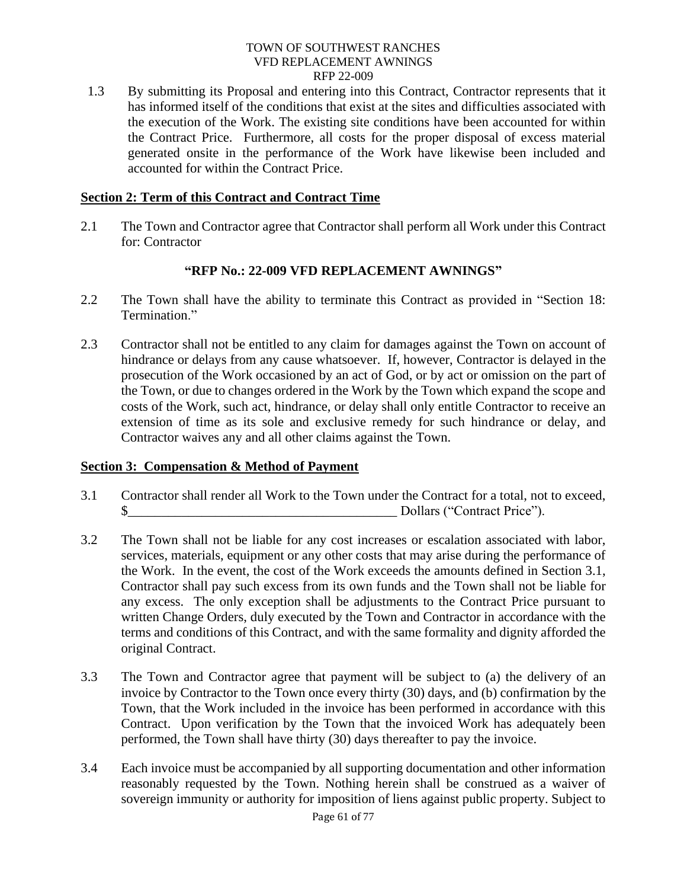1.3 By submitting its Proposal and entering into this Contract, Contractor represents that it has informed itself of the conditions that exist at the sites and difficulties associated with the execution of the Work. The existing site conditions have been accounted for within the Contract Price. Furthermore, all costs for the proper disposal of excess material generated onsite in the performance of the Work have likewise been included and accounted for within the Contract Price.

**Section 2: Term of this Contract and Contract Time**

2.1 The Town and Contractor agree that Contractor shall perform all Work under this Contract for: Contractor

**"RFP No.: 22-009 VFD REPLACEMENT AWNINGS"**

2.2 The Town shall have the ability to terminate this Contract as provided in "Section 18: Termination."

2.3 Contractor shall not be entitled to any claim for damages against the Town on account of hindrance or delays from any cause whatsoever. If, however, Contractor is delayed in the prosecution of the Work occasioned by an act of God, or by act or omission on the part of the Town, or due to changes ordered in the Work by the Town which expand the scope and costs of the Work, such act, hindrance, or delay shall only entitle Contractor to receive an extension of time as its sole and exclusive remedy for such hindrance or delay, and Contractor waives any and all other claims against the Town.

**Section 3: Compensation & Method of Payment**

3.1 Contractor shall render all Work to the Town under the Contract for a total, not to exceed, $________________________________________ Dollars ("Contract Price").

3.2 The Town shall not be liable for any cost increases or escalation associated with labor, services, materials, equipment or any other costs that may arise during the performance of the Work. In the event, the cost of the Work exceeds the amounts defined in Section 3.1, Contractor shall pay such excess from its own funds and the Town shall not be liable for any excess. The only exception shall be adjustments to the Contract Price pursuant to written Change Orders, duly executed by the Town and Contractor in accordance with the terms and conditions of this Contract, and with the same formality and dignity afforded the original Contract.

3.3 The Town and Contractor agree that payment will be subject to (a) the delivery of an invoice by Contractor to the Town once every thirty (30) days, and (b) confirmation by the Town, that the Work included in the invoice has been performed in accordance with this Contract. Upon verification by the Town that the invoiced Work has adequately been performed, the Town shall have thirty (30) days thereafter to pay the invoice.

3.4 Each invoice must be accompanied by all supporting documentation and other information reasonably requested by the Town. Nothing herein shall be construed as a waiver of sovereign immunity or authority for imposition of liens against public property. Subject to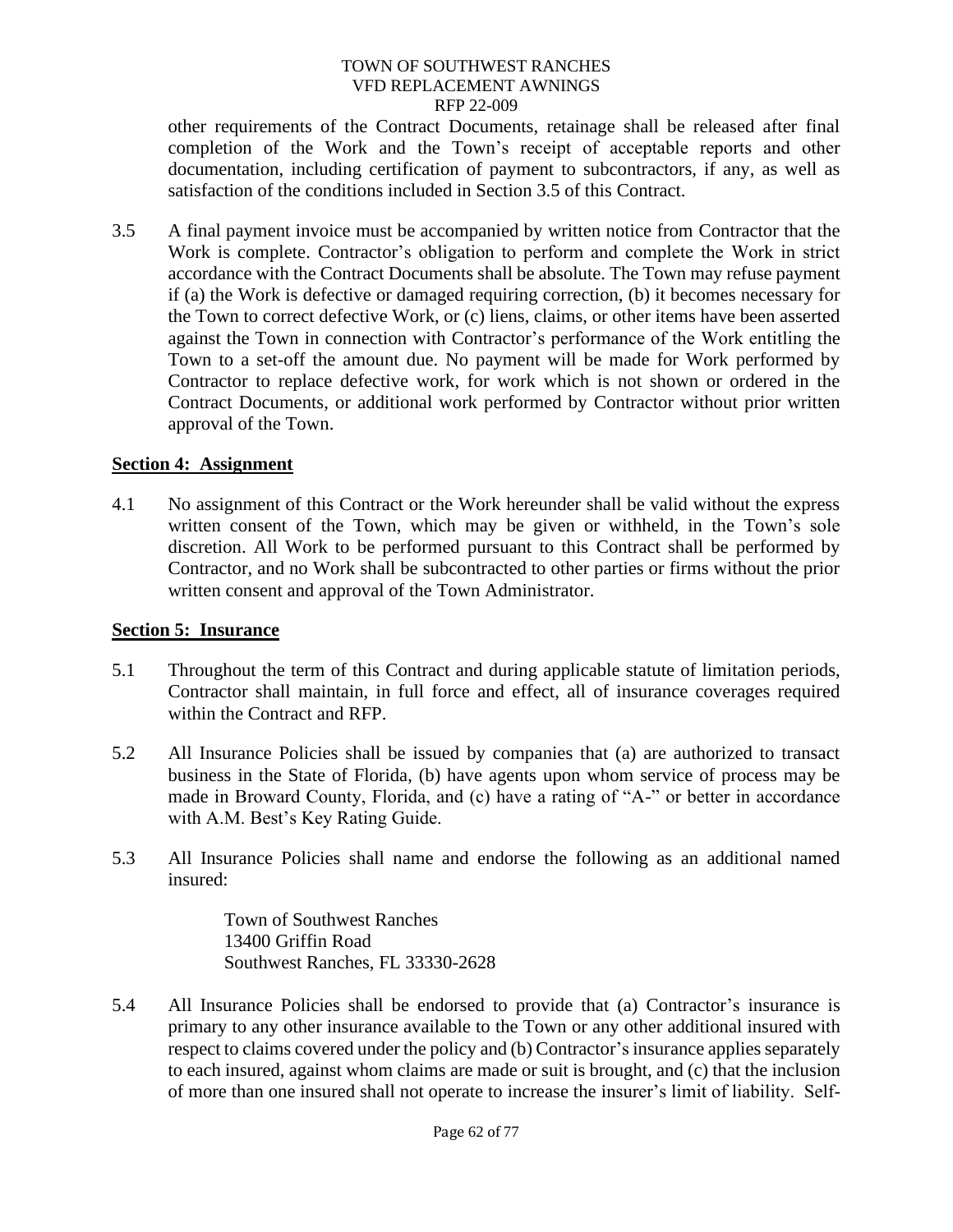other requirements of the Contract Documents, retainage shall be released after final completion of the Work and the Town's receipt of acceptable reports and other documentation, including certification of payment to subcontractors, if any, as well as satisfaction of the conditions included in Section 3.5 of this Contract.

3.5 A final payment invoice must be accompanied by written notice from Contractor that the Work is complete. Contractor's obligation to perform and complete the Work in strict accordance with the Contract Documents shall be absolute. The Town may refuse payment if (a) the Work is defective or damaged requiring correction, (b) it becomes necessary for the Town to correct defective Work, or (c) liens, claims, or other items have been asserted against the Town in connection with Contractor's performance of the Work entitling the Town to a set-off the amount due. No payment will be made for Work performed by Contractor to replace defective work, for work which is not shown or ordered in the Contract Documents, or additional work performed by Contractor without prior written approval of the Town.

**Section 4: Assignment**

4.1 No assignment of this Contract or the Work hereunder shall be valid without the express written consent of the Town, which may be given or withheld, in the Town's sole discretion. All Work to be performed pursuant to this Contract shall be performed by Contractor, and no Work shall be subcontracted to other parties or firms without the prior written consent and approval of the Town Administrator.

**Section 5: Insurance**

5.1 Throughout the term of this Contract and during applicable statute of limitation periods, Contractor shall maintain, in full force and effect, all of insurance coverages required within the Contract and RFP.

5.2 All Insurance Policies shall be issued by companies that (a) are authorized to transact business in the State of Florida, (b) have agents upon whom service of process may be made in Broward County, Florida, and (c) have a rating of "A-" or better in accordance with A.M. Best's Key Rating Guide.

5.3 All Insurance Policies shall name and endorse the following as an additional named insured:

Town of Southwest Ranches
13400 Griffin Road
Southwest Ranches, FL 33330-2628

5.4 All Insurance Policies shall be endorsed to provide that (a) Contractor's insurance is primary to any other insurance available to the Town or any other additional insured with respect to claims covered under the policy and (b) Contractor's insurance applies separately to each insured, against whom claims are made or suit is brought, and (c) that the inclusion of more than one insured shall not operate to increase the insurer's limit of liability. Self-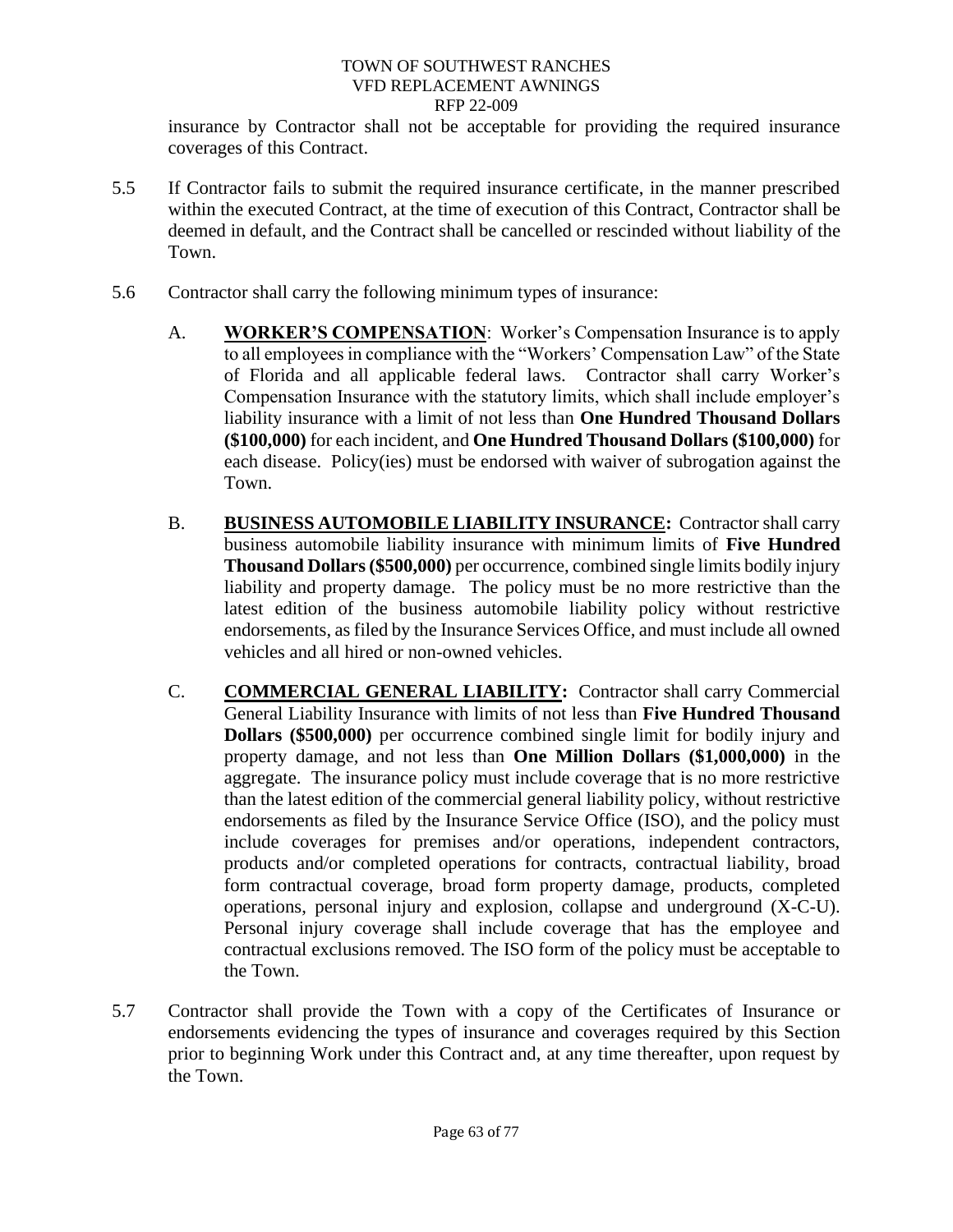insurance by Contractor shall not be acceptable for providing the required insurance coverages of this Contract.

5.5 If Contractor fails to submit the required insurance certificate, in the manner prescribed within the executed Contract, at the time of execution of this Contract, Contractor shall be deemed in default, and the Contract shall be cancelled or rescinded without liability of the Town.

5.6 Contractor shall carry the following minimum types of insurance:

A. **<u>WORKER'S COMPENSATION</u>**: Worker's Compensation Insurance is to apply to all employees in compliance with the "Workers' Compensation Law" of the State of Florida and all applicable federal laws. Contractor shall carry Worker's Compensation Insurance with the statutory limits, which shall include employer's liability insurance with a limit of not less than **One Hundred Thousand Dollars ($100,000)** for each incident, and **One Hundred Thousand Dollars ($100,000)** for each disease. Policy(ies) must be endorsed with waiver of subrogation against the Town.

B. **<u>BUSINESS AUTOMOBILE LIABILITY INSURANCE</u>:** Contractor shall carry business automobile liability insurance with minimum limits of **Five Hundred Thousand Dollars ($500,000)** per occurrence, combined single limits bodily injury liability and property damage. The policy must be no more restrictive than the latest edition of the business automobile liability policy without restrictive endorsements, as filed by the Insurance Services Office, and must include all owned vehicles and all hired or non-owned vehicles.

C. **<u>COMMERCIAL GENERAL LIABILITY</u>:** Contractor shall carry Commercial General Liability Insurance with limits of not less than **Five Hundred Thousand Dollars ($500,000)** per occurrence combined single limit for bodily injury and property damage, and not less than **One Million Dollars ($1,000,000)** in the aggregate. The insurance policy must include coverage that is no more restrictive than the latest edition of the commercial general liability policy, without restrictive endorsements as filed by the Insurance Service Office (ISO), and the policy must include coverages for premises and/or operations, independent contractors, products and/or completed operations for contracts, contractual liability, broad form contractual coverage, broad form property damage, products, completed operations, personal injury and explosion, collapse and underground (X-C-U). Personal injury coverage shall include coverage that has the employee and contractual exclusions removed. The ISO form of the policy must be acceptable to the Town.

5.7 Contractor shall provide the Town with a copy of the Certificates of Insurance or endorsements evidencing the types of insurance and coverages required by this Section prior to beginning Work under this Contract and, at any time thereafter, upon request by the Town.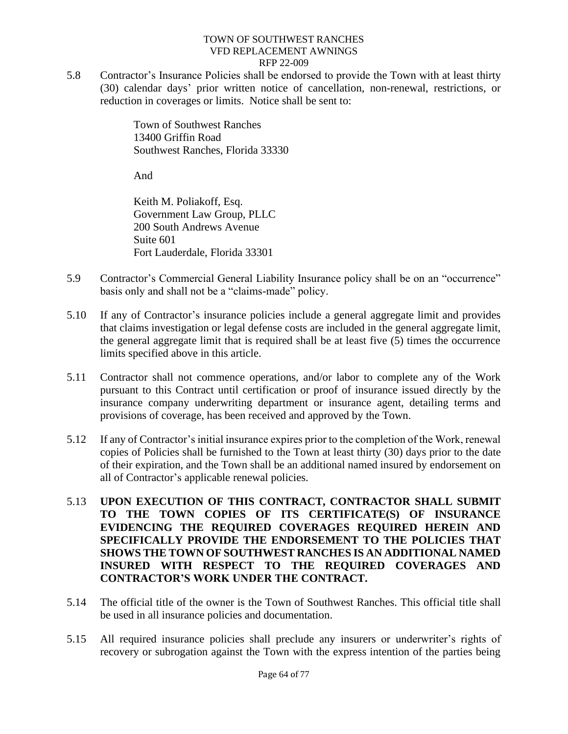5.8 Contractor's Insurance Policies shall be endorsed to provide the Town with at least thirty (30) calendar days' prior written notice of cancellation, non-renewal, restrictions, or reduction in coverages or limits. Notice shall be sent to:

> Town of Southwest Ranches
> 13400 Griffin Road
> Southwest Ranches, Florida 33330
>
> And
>
> Keith M. Poliakoff, Esq.
> Government Law Group, PLLC
> 200 South Andrews Avenue
> Suite 601
> Fort Lauderdale, Florida 33301

5.9 Contractor's Commercial General Liability Insurance policy shall be on an "occurrence" basis only and shall not be a "claims-made" policy.

5.10 If any of Contractor's insurance policies include a general aggregate limit and provides that claims investigation or legal defense costs are included in the general aggregate limit, the general aggregate limit that is required shall be at least five (5) times the occurrence limits specified above in this article.

5.11 Contractor shall not commence operations, and/or labor to complete any of the Work pursuant to this Contract until certification or proof of insurance issued directly by the insurance company underwriting department or insurance agent, detailing terms and provisions of coverage, has been received and approved by the Town.

5.12 If any of Contractor's initial insurance expires prior to the completion of the Work, renewal copies of Policies shall be furnished to the Town at least thirty (30) days prior to the date of their expiration, and the Town shall be an additional named insured by endorsement on all of Contractor's applicable renewal policies.

5.13 **UPON EXECUTION OF THIS CONTRACT, CONTRACTOR SHALL SUBMIT TO THE TOWN COPIES OF ITS CERTIFICATE(S) OF INSURANCE EVIDENCING THE REQUIRED COVERAGES REQUIRED HEREIN AND SPECIFICALLY PROVIDE THE ENDORSEMENT TO THE POLICIES THAT SHOWS THE TOWN OF SOUTHWEST RANCHES IS AN ADDITIONAL NAMED INSURED WITH RESPECT TO THE REQUIRED COVERAGES AND CONTRACTOR'S WORK UNDER THE CONTRACT.**

5.14 The official title of the owner is the Town of Southwest Ranches. This official title shall be used in all insurance policies and documentation.

5.15 All required insurance policies shall preclude any insurers or underwriter's rights of recovery or subrogation against the Town with the express intention of the parties being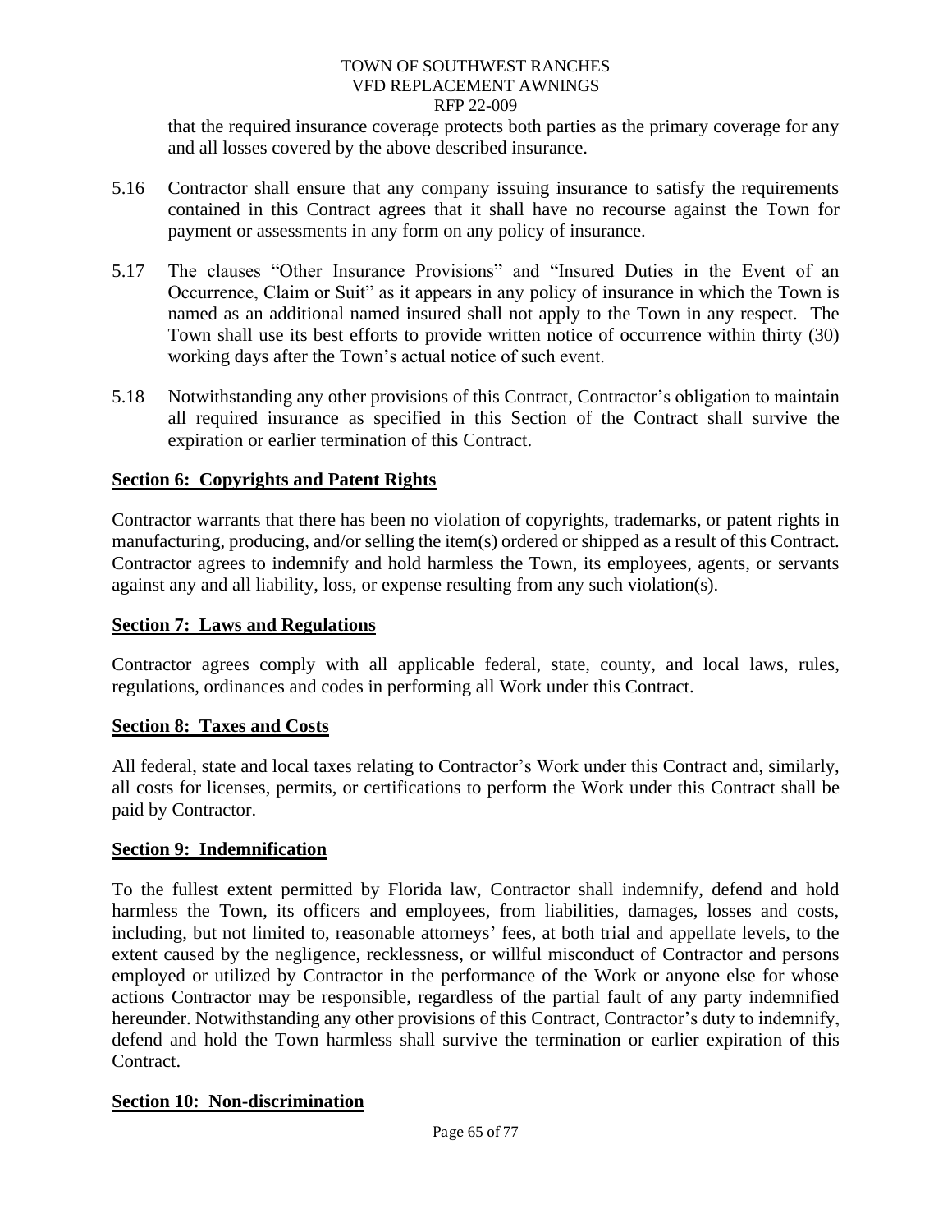that the required insurance coverage protects both parties as the primary coverage for any and all losses covered by the above described insurance.

5.16 Contractor shall ensure that any company issuing insurance to satisfy the requirements contained in this Contract agrees that it shall have no recourse against the Town for payment or assessments in any form on any policy of insurance.

5.17 The clauses "Other Insurance Provisions" and "Insured Duties in the Event of an Occurrence, Claim or Suit" as it appears in any policy of insurance in which the Town is named as an additional named insured shall not apply to the Town in any respect. The Town shall use its best efforts to provide written notice of occurrence within thirty (30) working days after the Town's actual notice of such event.

5.18 Notwithstanding any other provisions of this Contract, Contractor's obligation to maintain all required insurance as specified in this Section of the Contract shall survive the expiration or earlier termination of this Contract.

## Section 6: Copyrights and Patent Rights

Contractor warrants that there has been no violation of copyrights, trademarks, or patent rights in manufacturing, producing, and/or selling the item(s) ordered or shipped as a result of this Contract. Contractor agrees to indemnify and hold harmless the Town, its employees, agents, or servants against any and all liability, loss, or expense resulting from any such violation(s).

## Section 7: Laws and Regulations

Contractor agrees comply with all applicable federal, state, county, and local laws, rules, regulations, ordinances and codes in performing all Work under this Contract.

## Section 8: Taxes and Costs

All federal, state and local taxes relating to Contractor's Work under this Contract and, similarly, all costs for licenses, permits, or certifications to perform the Work under this Contract shall be paid by Contractor.

## Section 9: Indemnification

To the fullest extent permitted by Florida law, Contractor shall indemnify, defend and hold harmless the Town, its officers and employees, from liabilities, damages, losses and costs, including, but not limited to, reasonable attorneys' fees, at both trial and appellate levels, to the extent caused by the negligence, recklessness, or willful misconduct of Contractor and persons employed or utilized by Contractor in the performance of the Work or anyone else for whose actions Contractor may be responsible, regardless of the partial fault of any party indemnified hereunder. Notwithstanding any other provisions of this Contract, Contractor's duty to indemnify, defend and hold the Town harmless shall survive the termination or earlier expiration of this Contract.

## Section 10: Non-discrimination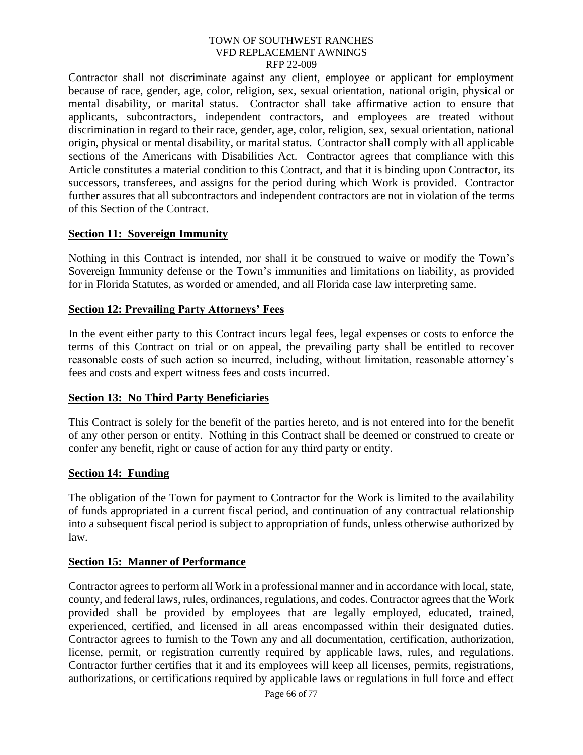Contractor shall not discriminate against any client, employee or applicant for employment because of race, gender, age, color, religion, sex, sexual orientation, national origin, physical or mental disability, or marital status. Contractor shall take affirmative action to ensure that applicants, subcontractors, independent contractors, and employees are treated without discrimination in regard to their race, gender, age, color, religion, sex, sexual orientation, national origin, physical or mental disability, or marital status. Contractor shall comply with all applicable sections of the Americans with Disabilities Act. Contractor agrees that compliance with this Article constitutes a material condition to this Contract, and that it is binding upon Contractor, its successors, transferees, and assigns for the period during which Work is provided. Contractor further assures that all subcontractors and independent contractors are not in violation of the terms of this Section of the Contract.

**Section 11: Sovereign Immunity**

Nothing in this Contract is intended, nor shall it be construed to waive or modify the Town's Sovereign Immunity defense or the Town's immunities and limitations on liability, as provided for in Florida Statutes, as worded or amended, and all Florida case law interpreting same.

**Section 12: Prevailing Party Attorneys' Fees**

In the event either party to this Contract incurs legal fees, legal expenses or costs to enforce the terms of this Contract on trial or on appeal, the prevailing party shall be entitled to recover reasonable costs of such action so incurred, including, without limitation, reasonable attorney's fees and costs and expert witness fees and costs incurred.

**Section 13: No Third Party Beneficiaries**

This Contract is solely for the benefit of the parties hereto, and is not entered into for the benefit of any other person or entity. Nothing in this Contract shall be deemed or construed to create or confer any benefit, right or cause of action for any third party or entity.

**Section 14: Funding**

The obligation of the Town for payment to Contractor for the Work is limited to the availability of funds appropriated in a current fiscal period, and continuation of any contractual relationship into a subsequent fiscal period is subject to appropriation of funds, unless otherwise authorized by law.

**Section 15: Manner of Performance**

Contractor agrees to perform all Work in a professional manner and in accordance with local, state, county, and federal laws, rules, ordinances, regulations, and codes. Contractor agrees that the Work provided shall be provided by employees that are legally employed, educated, trained, experienced, certified, and licensed in all areas encompassed within their designated duties. Contractor agrees to furnish to the Town any and all documentation, certification, authorization, license, permit, or registration currently required by applicable laws, rules, and regulations. Contractor further certifies that it and its employees will keep all licenses, permits, registrations, authorizations, or certifications required by applicable laws or regulations in full force and effect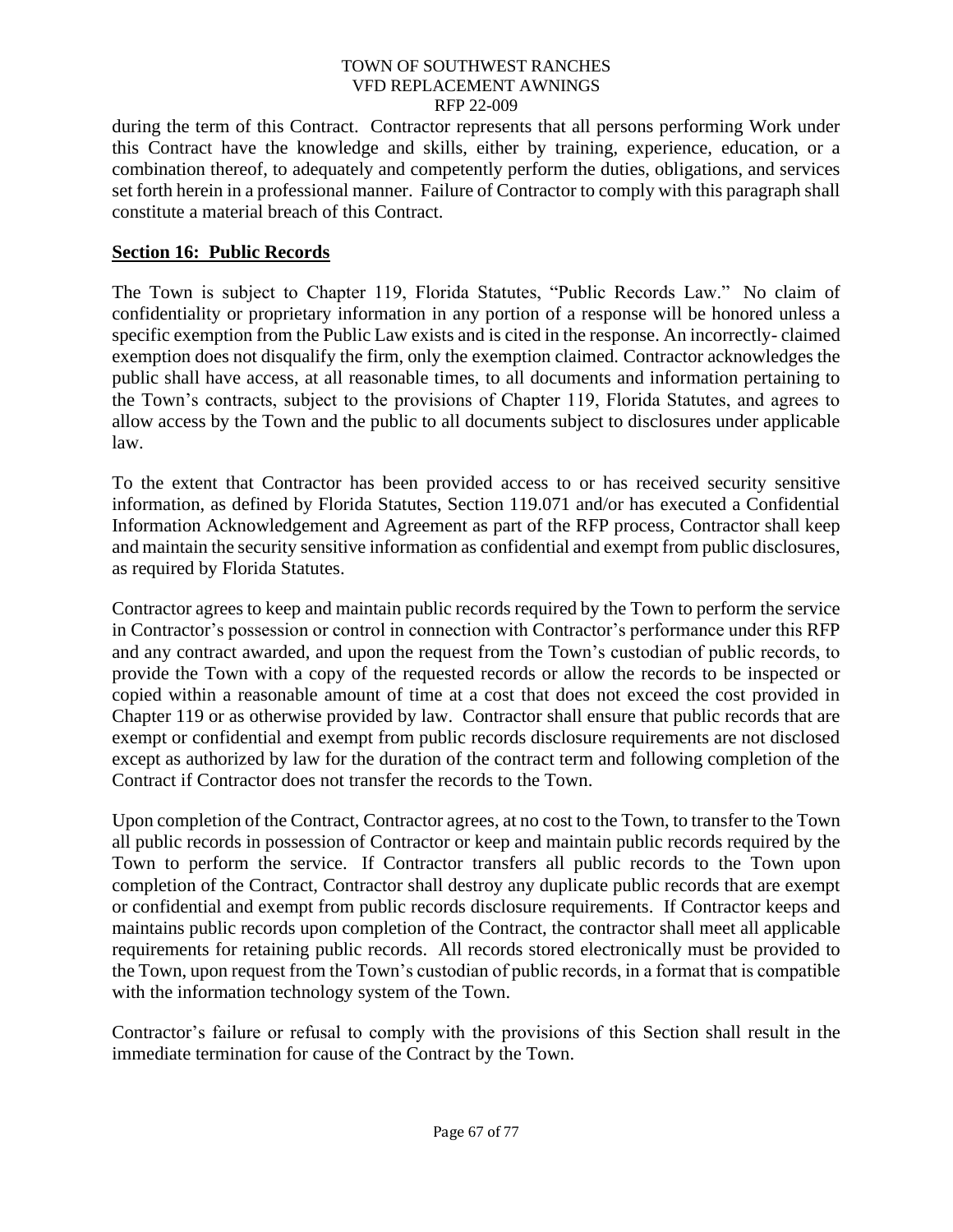during the term of this Contract. Contractor represents that all persons performing Work under this Contract have the knowledge and skills, either by training, experience, education, or a combination thereof, to adequately and competently perform the duties, obligations, and services set forth herein in a professional manner. Failure of Contractor to comply with this paragraph shall constitute a material breach of this Contract.

## Section 16: Public Records

The Town is subject to Chapter 119, Florida Statutes, "Public Records Law." No claim of confidentiality or proprietary information in any portion of a response will be honored unless a specific exemption from the Public Law exists and is cited in the response. An incorrectly- claimed exemption does not disqualify the firm, only the exemption claimed. Contractor acknowledges the public shall have access, at all reasonable times, to all documents and information pertaining to the Town's contracts, subject to the provisions of Chapter 119, Florida Statutes, and agrees to allow access by the Town and the public to all documents subject to disclosures under applicable law.

To the extent that Contractor has been provided access to or has received security sensitive information, as defined by Florida Statutes, Section 119.071 and/or has executed a Confidential Information Acknowledgement and Agreement as part of the RFP process, Contractor shall keep and maintain the security sensitive information as confidential and exempt from public disclosures, as required by Florida Statutes.

Contractor agrees to keep and maintain public records required by the Town to perform the service in Contractor's possession or control in connection with Contractor's performance under this RFP and any contract awarded, and upon the request from the Town's custodian of public records, to provide the Town with a copy of the requested records or allow the records to be inspected or copied within a reasonable amount of time at a cost that does not exceed the cost provided in Chapter 119 or as otherwise provided by law. Contractor shall ensure that public records that are exempt or confidential and exempt from public records disclosure requirements are not disclosed except as authorized by law for the duration of the contract term and following completion of the Contract if Contractor does not transfer the records to the Town.

Upon completion of the Contract, Contractor agrees, at no cost to the Town, to transfer to the Town all public records in possession of Contractor or keep and maintain public records required by the Town to perform the service. If Contractor transfers all public records to the Town upon completion of the Contract, Contractor shall destroy any duplicate public records that are exempt or confidential and exempt from public records disclosure requirements. If Contractor keeps and maintains public records upon completion of the Contract, the contractor shall meet all applicable requirements for retaining public records. All records stored electronically must be provided to the Town, upon request from the Town's custodian of public records, in a format that is compatible with the information technology system of the Town.

Contractor's failure or refusal to comply with the provisions of this Section shall result in the immediate termination for cause of the Contract by the Town.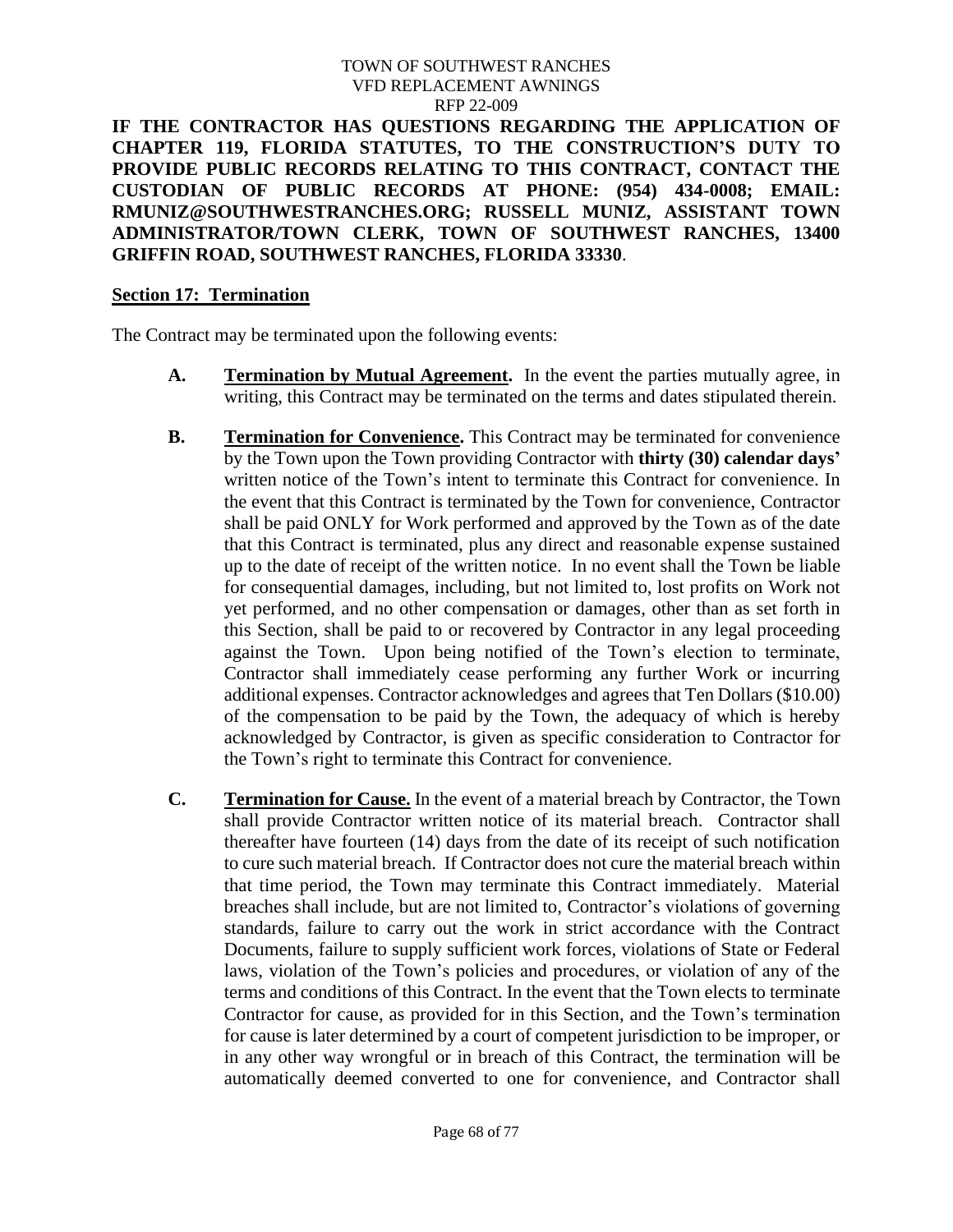**IF THE CONTRACTOR HAS QUESTIONS REGARDING THE APPLICATION OF CHAPTER 119, FLORIDA STATUTES, TO THE CONSTRUCTION'S DUTY TO PROVIDE PUBLIC RECORDS RELATING TO THIS CONTRACT, CONTACT THE CUSTODIAN OF PUBLIC RECORDS AT PHONE: (954) 434-0008; EMAIL: RMUNIZ@SOUTHWESTRANCHES.ORG; RUSSELL MUNIZ, ASSISTANT TOWN ADMINISTRATOR/TOWN CLERK, TOWN OF SOUTHWEST RANCHES, 13400 GRIFFIN ROAD, SOUTHWEST RANCHES, FLORIDA 33330**.

## Section 17: Termination

The Contract may be terminated upon the following events:

**A. Termination by Mutual Agreement.** In the event the parties mutually agree, in writing, this Contract may be terminated on the terms and dates stipulated therein.

**B. Termination for Convenience.** This Contract may be terminated for convenience by the Town upon the Town providing Contractor with **thirty (30) calendar days'** written notice of the Town's intent to terminate this Contract for convenience. In the event that this Contract is terminated by the Town for convenience, Contractor shall be paid ONLY for Work performed and approved by the Town as of the date that this Contract is terminated, plus any direct and reasonable expense sustained up to the date of receipt of the written notice. In no event shall the Town be liable for consequential damages, including, but not limited to, lost profits on Work not yet performed, and no other compensation or damages, other than as set forth in this Section, shall be paid to or recovered by Contractor in any legal proceeding against the Town. Upon being notified of the Town's election to terminate, Contractor shall immediately cease performing any further Work or incurring additional expenses. Contractor acknowledges and agrees that Ten Dollars ($10.00) of the compensation to be paid by the Town, the adequacy of which is hereby acknowledged by Contractor, is given as specific consideration to Contractor for the Town's right to terminate this Contract for convenience.

**C. Termination for Cause.** In the event of a material breach by Contractor, the Town shall provide Contractor written notice of its material breach. Contractor shall thereafter have fourteen (14) days from the date of its receipt of such notification to cure such material breach. If Contractor does not cure the material breach within that time period, the Town may terminate this Contract immediately. Material breaches shall include, but are not limited to, Contractor's violations of governing standards, failure to carry out the work in strict accordance with the Contract Documents, failure to supply sufficient work forces, violations of State or Federal laws, violation of the Town's policies and procedures, or violation of any of the terms and conditions of this Contract. In the event that the Town elects to terminate Contractor for cause, as provided for in this Section, and the Town's termination for cause is later determined by a court of competent jurisdiction to be improper, or in any other way wrongful or in breach of this Contract, the termination will be automatically deemed converted to one for convenience, and Contractor shall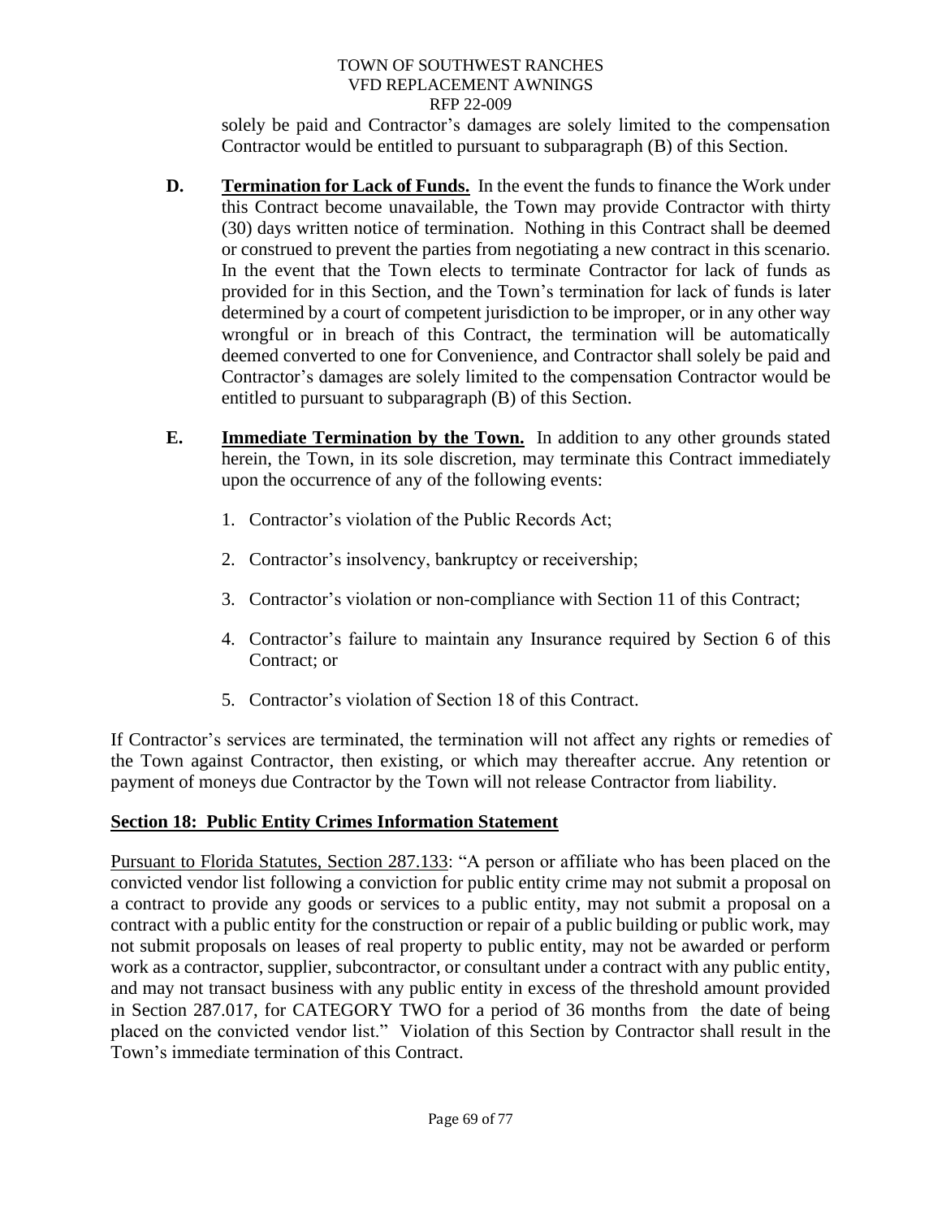solely be paid and Contractor's damages are solely limited to the compensation Contractor would be entitled to pursuant to subparagraph (B) of this Section.

**D.** **Termination for Lack of Funds.** In the event the funds to finance the Work under this Contract become unavailable, the Town may provide Contractor with thirty (30) days written notice of termination. Nothing in this Contract shall be deemed or construed to prevent the parties from negotiating a new contract in this scenario. In the event that the Town elects to terminate Contractor for lack of funds as provided for in this Section, and the Town's termination for lack of funds is later determined by a court of competent jurisdiction to be improper, or in any other way wrongful or in breach of this Contract, the termination will be automatically deemed converted to one for Convenience, and Contractor shall solely be paid and Contractor's damages are solely limited to the compensation Contractor would be entitled to pursuant to subparagraph (B) of this Section.

**E.** **Immediate Termination by the Town.** In addition to any other grounds stated herein, the Town, in its sole discretion, may terminate this Contract immediately upon the occurrence of any of the following events:

1. Contractor's violation of the Public Records Act;
2. Contractor's insolvency, bankruptcy or receivership;
3. Contractor's violation or non-compliance with Section 11 of this Contract;
4. Contractor's failure to maintain any Insurance required by Section 6 of this Contract; or
5. Contractor's violation of Section 18 of this Contract.

If Contractor's services are terminated, the termination will not affect any rights or remedies of the Town against Contractor, then existing, or which may thereafter accrue. Any retention or payment of moneys due Contractor by the Town will not release Contractor from liability.

## Section 18: Public Entity Crimes Information Statement

Pursuant to Florida Statutes, Section 287.133: "A person or affiliate who has been placed on the convicted vendor list following a conviction for public entity crime may not submit a proposal on a contract to provide any goods or services to a public entity, may not submit a proposal on a contract with a public entity for the construction or repair of a public building or public work, may not submit proposals on leases of real property to public entity, may not be awarded or perform work as a contractor, supplier, subcontractor, or consultant under a contract with any public entity, and may not transact business with any public entity in excess of the threshold amount provided in Section 287.017, for CATEGORY TWO for a period of 36 months from the date of being placed on the convicted vendor list." Violation of this Section by Contractor shall result in the Town's immediate termination of this Contract.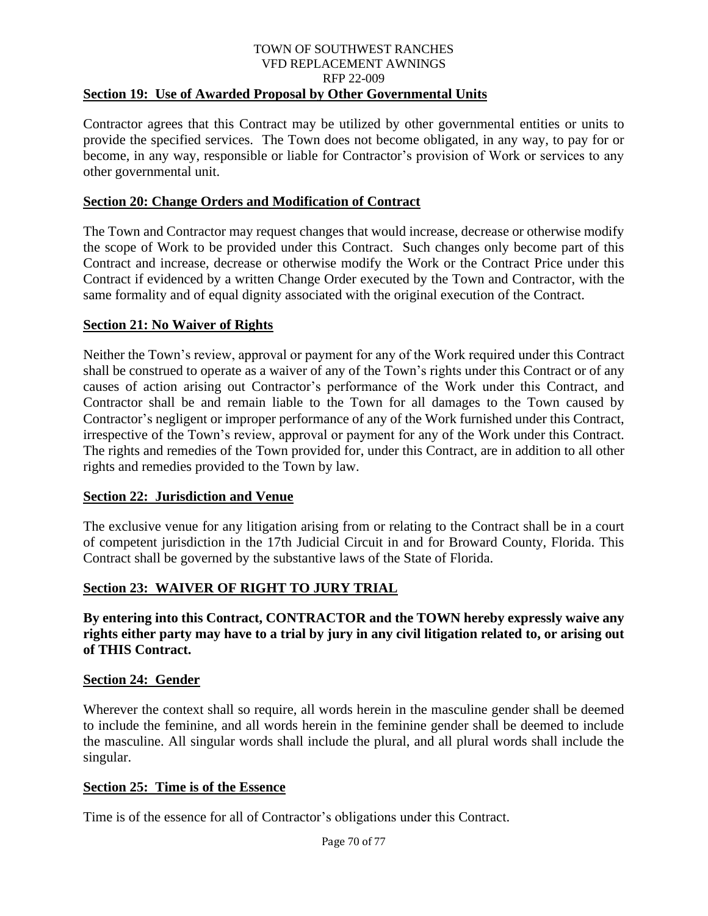## Section 19: Use of Awarded Proposal by Other Governmental Units

Contractor agrees that this Contract may be utilized by other governmental entities or units to provide the specified services. The Town does not become obligated, in any way, to pay for or become, in any way, responsible or liable for Contractor's provision of Work or services to any other governmental unit.

## Section 20: Change Orders and Modification of Contract

The Town and Contractor may request changes that would increase, decrease or otherwise modify the scope of Work to be provided under this Contract. Such changes only become part of this Contract and increase, decrease or otherwise modify the Work or the Contract Price under this Contract if evidenced by a written Change Order executed by the Town and Contractor, with the same formality and of equal dignity associated with the original execution of the Contract.

## Section 21: No Waiver of Rights

Neither the Town's review, approval or payment for any of the Work required under this Contract shall be construed to operate as a waiver of any of the Town's rights under this Contract or of any causes of action arising out Contractor's performance of the Work under this Contract, and Contractor shall be and remain liable to the Town for all damages to the Town caused by Contractor's negligent or improper performance of any of the Work furnished under this Contract, irrespective of the Town's review, approval or payment for any of the Work under this Contract. The rights and remedies of the Town provided for, under this Contract, are in addition to all other rights and remedies provided to the Town by law.

## Section 22: Jurisdiction and Venue

The exclusive venue for any litigation arising from or relating to the Contract shall be in a court of competent jurisdiction in the 17th Judicial Circuit in and for Broward County, Florida. This Contract shall be governed by the substantive laws of the State of Florida.

## Section 23: WAIVER OF RIGHT TO JURY TRIAL

**By entering into this Contract, CONTRACTOR and the TOWN hereby expressly waive any rights either party may have to a trial by jury in any civil litigation related to, or arising out of THIS Contract.**

## Section 24: Gender

Wherever the context shall so require, all words herein in the masculine gender shall be deemed to include the feminine, and all words herein in the feminine gender shall be deemed to include the masculine. All singular words shall include the plural, and all plural words shall include the singular.

## Section 25: Time is of the Essence

Time is of the essence for all of Contractor's obligations under this Contract.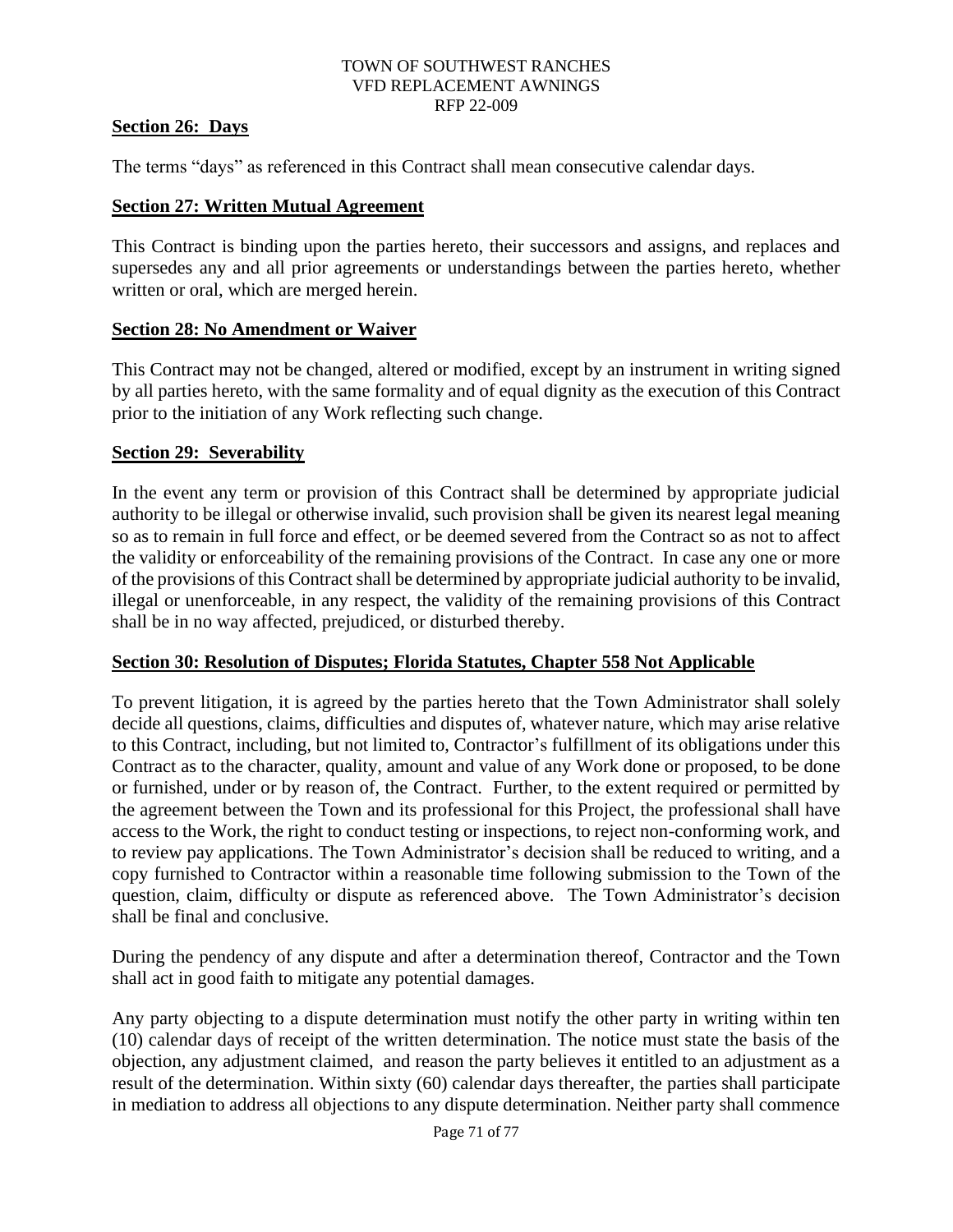## Section 26: Days

The terms "days" as referenced in this Contract shall mean consecutive calendar days.

## Section 27: Written Mutual Agreement

This Contract is binding upon the parties hereto, their successors and assigns, and replaces and supersedes any and all prior agreements or understandings between the parties hereto, whether written or oral, which are merged herein.

## Section 28: No Amendment or Waiver

This Contract may not be changed, altered or modified, except by an instrument in writing signed by all parties hereto, with the same formality and of equal dignity as the execution of this Contract prior to the initiation of any Work reflecting such change.

## Section 29: Severability

In the event any term or provision of this Contract shall be determined by appropriate judicial authority to be illegal or otherwise invalid, such provision shall be given its nearest legal meaning so as to remain in full force and effect, or be deemed severed from the Contract so as not to affect the validity or enforceability of the remaining provisions of the Contract. In case any one or more of the provisions of this Contract shall be determined by appropriate judicial authority to be invalid, illegal or unenforceable, in any respect, the validity of the remaining provisions of this Contract shall be in no way affected, prejudiced, or disturbed thereby.

## Section 30: Resolution of Disputes; Florida Statutes, Chapter 558 Not Applicable

To prevent litigation, it is agreed by the parties hereto that the Town Administrator shall solely decide all questions, claims, difficulties and disputes of, whatever nature, which may arise relative to this Contract, including, but not limited to, Contractor's fulfillment of its obligations under this Contract as to the character, quality, amount and value of any Work done or proposed, to be done or furnished, under or by reason of, the Contract. Further, to the extent required or permitted by the agreement between the Town and its professional for this Project, the professional shall have access to the Work, the right to conduct testing or inspections, to reject non-conforming work, and to review pay applications. The Town Administrator's decision shall be reduced to writing, and a copy furnished to Contractor within a reasonable time following submission to the Town of the question, claim, difficulty or dispute as referenced above. The Town Administrator's decision shall be final and conclusive.

During the pendency of any dispute and after a determination thereof, Contractor and the Town shall act in good faith to mitigate any potential damages.

Any party objecting to a dispute determination must notify the other party in writing within ten (10) calendar days of receipt of the written determination. The notice must state the basis of the objection, any adjustment claimed, and reason the party believes it entitled to an adjustment as a result of the determination. Within sixty (60) calendar days thereafter, the parties shall participate in mediation to address all objections to any dispute determination. Neither party shall commence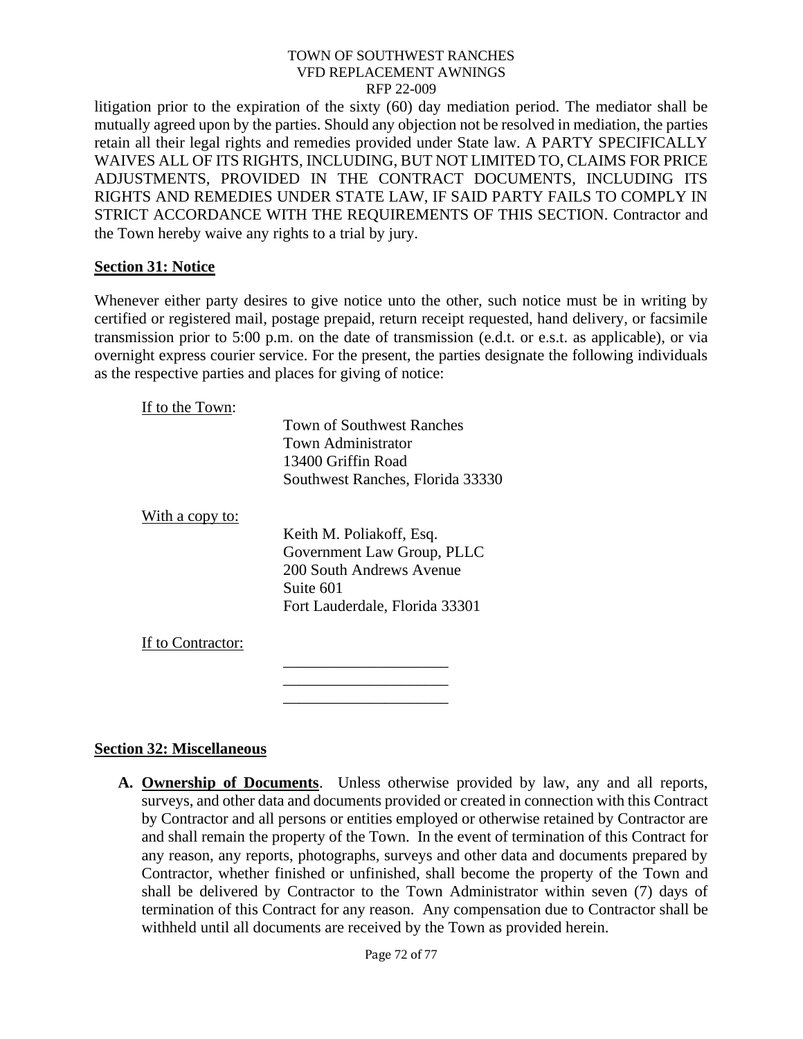litigation prior to the expiration of the sixty (60) day mediation period. The mediator shall be mutually agreed upon by the parties. Should any objection not be resolved in mediation, the parties retain all their legal rights and remedies provided under State law. A PARTY SPECIFICALLY WAIVES ALL OF ITS RIGHTS, INCLUDING, BUT NOT LIMITED TO, CLAIMS FOR PRICE ADJUSTMENTS, PROVIDED IN THE CONTRACT DOCUMENTS, INCLUDING ITS RIGHTS AND REMEDIES UNDER STATE LAW, IF SAID PARTY FAILS TO COMPLY IN STRICT ACCORDANCE WITH THE REQUIREMENTS OF THIS SECTION. Contractor and the Town hereby waive any rights to a trial by jury.

## Section 31: Notice

Whenever either party desires to give notice unto the other, such notice must be in writing by certified or registered mail, postage prepaid, return receipt requested, hand delivery, or facsimile transmission prior to 5:00 p.m. on the date of transmission (e.d.t. or e.s.t. as applicable), or via overnight express courier service. For the present, the parties designate the following individuals as the respective parties and places for giving of notice:

If to the Town:

Town of Southwest Ranches
Town Administrator
13400 Griffin Road
Southwest Ranches, Florida 33330

With a copy to:

Keith M. Poliakoff, Esq.
Government Law Group, PLLC
200 South Andrews Avenue
Suite 601
Fort Lauderdale, Florida 33301

If to Contractor:

_____________________
_____________________
_____________________

## Section 32: Miscellaneous

**A. Ownership of Documents**. Unless otherwise provided by law, any and all reports, surveys, and other data and documents provided or created in connection with this Contract by Contractor and all persons or entities employed or otherwise retained by Contractor are and shall remain the property of the Town. In the event of termination of this Contract for any reason, any reports, photographs, surveys and other data and documents prepared by Contractor, whether finished or unfinished, shall become the property of the Town and shall be delivered by Contractor to the Town Administrator within seven (7) days of termination of this Contract for any reason. Any compensation due to Contractor shall be withheld until all documents are received by the Town as provided herein.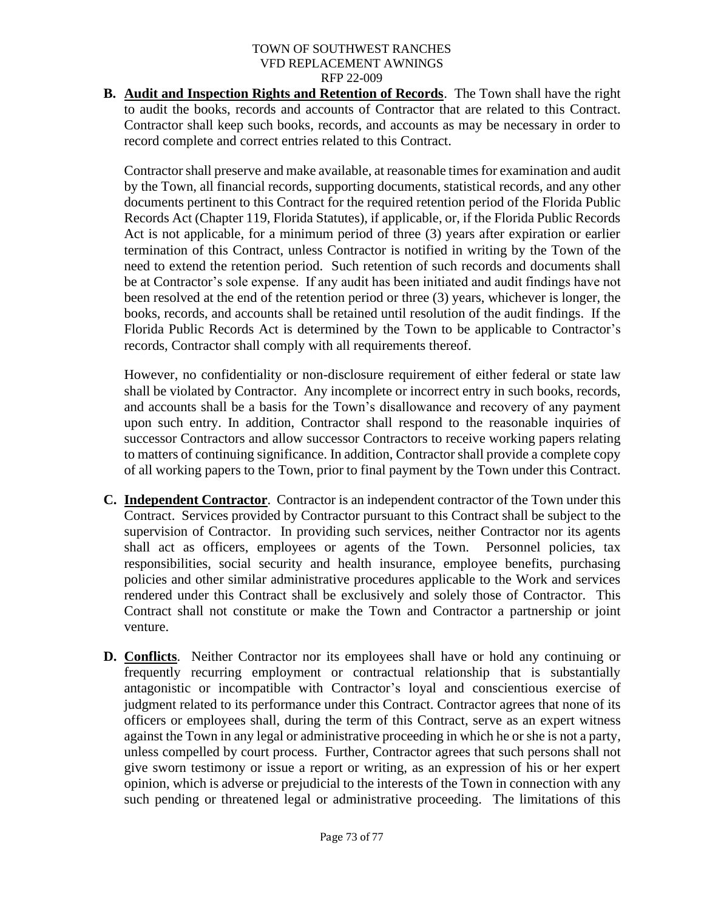**B. Audit and Inspection Rights and Retention of Records**. The Town shall have the right to audit the books, records and accounts of Contractor that are related to this Contract. Contractor shall keep such books, records, and accounts as may be necessary in order to record complete and correct entries related to this Contract.

Contractor shall preserve and make available, at reasonable times for examination and audit by the Town, all financial records, supporting documents, statistical records, and any other documents pertinent to this Contract for the required retention period of the Florida Public Records Act (Chapter 119, Florida Statutes), if applicable, or, if the Florida Public Records Act is not applicable, for a minimum period of three (3) years after expiration or earlier termination of this Contract, unless Contractor is notified in writing by the Town of the need to extend the retention period. Such retention of such records and documents shall be at Contractor's sole expense. If any audit has been initiated and audit findings have not been resolved at the end of the retention period or three (3) years, whichever is longer, the books, records, and accounts shall be retained until resolution of the audit findings. If the Florida Public Records Act is determined by the Town to be applicable to Contractor's records, Contractor shall comply with all requirements thereof.

However, no confidentiality or non-disclosure requirement of either federal or state law shall be violated by Contractor. Any incomplete or incorrect entry in such books, records, and accounts shall be a basis for the Town's disallowance and recovery of any payment upon such entry. In addition, Contractor shall respond to the reasonable inquiries of successor Contractors and allow successor Contractors to receive working papers relating to matters of continuing significance. In addition, Contractor shall provide a complete copy of all working papers to the Town, prior to final payment by the Town under this Contract.

**C. Independent Contractor**. Contractor is an independent contractor of the Town under this Contract. Services provided by Contractor pursuant to this Contract shall be subject to the supervision of Contractor. In providing such services, neither Contractor nor its agents shall act as officers, employees or agents of the Town. Personnel policies, tax responsibilities, social security and health insurance, employee benefits, purchasing policies and other similar administrative procedures applicable to the Work and services rendered under this Contract shall be exclusively and solely those of Contractor. This Contract shall not constitute or make the Town and Contractor a partnership or joint venture.

**D. Conflicts**. Neither Contractor nor its employees shall have or hold any continuing or frequently recurring employment or contractual relationship that is substantially antagonistic or incompatible with Contractor's loyal and conscientious exercise of judgment related to its performance under this Contract. Contractor agrees that none of its officers or employees shall, during the term of this Contract, serve as an expert witness against the Town in any legal or administrative proceeding in which he or she is not a party, unless compelled by court process. Further, Contractor agrees that such persons shall not give sworn testimony or issue a report or writing, as an expression of his or her expert opinion, which is adverse or prejudicial to the interests of the Town in connection with any such pending or threatened legal or administrative proceeding. The limitations of this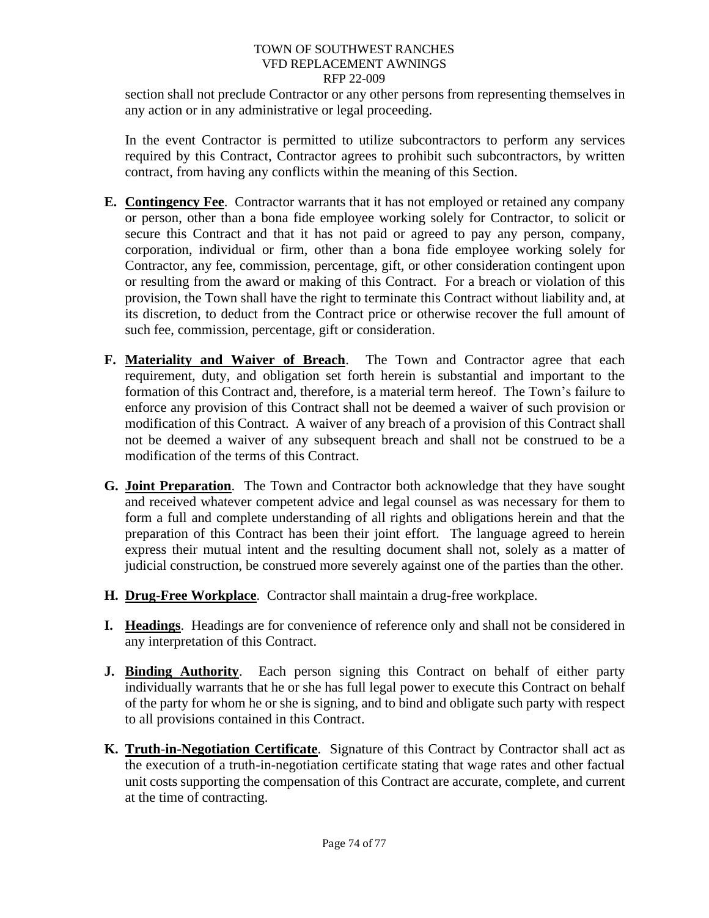section shall not preclude Contractor or any other persons from representing themselves in any action or in any administrative or legal proceeding.

In the event Contractor is permitted to utilize subcontractors to perform any services required by this Contract, Contractor agrees to prohibit such subcontractors, by written contract, from having any conflicts within the meaning of this Section.

**E. Contingency Fee**. Contractor warrants that it has not employed or retained any company or person, other than a bona fide employee working solely for Contractor, to solicit or secure this Contract and that it has not paid or agreed to pay any person, company, corporation, individual or firm, other than a bona fide employee working solely for Contractor, any fee, commission, percentage, gift, or other consideration contingent upon or resulting from the award or making of this Contract. For a breach or violation of this provision, the Town shall have the right to terminate this Contract without liability and, at its discretion, to deduct from the Contract price or otherwise recover the full amount of such fee, commission, percentage, gift or consideration.

**F. Materiality and Waiver of Breach**. The Town and Contractor agree that each requirement, duty, and obligation set forth herein is substantial and important to the formation of this Contract and, therefore, is a material term hereof. The Town's failure to enforce any provision of this Contract shall not be deemed a waiver of such provision or modification of this Contract. A waiver of any breach of a provision of this Contract shall not be deemed a waiver of any subsequent breach and shall not be construed to be a modification of the terms of this Contract.

**G. Joint Preparation**. The Town and Contractor both acknowledge that they have sought and received whatever competent advice and legal counsel as was necessary for them to form a full and complete understanding of all rights and obligations herein and that the preparation of this Contract has been their joint effort. The language agreed to herein express their mutual intent and the resulting document shall not, solely as a matter of judicial construction, be construed more severely against one of the parties than the other.

**H. Drug-Free Workplace**. Contractor shall maintain a drug-free workplace.

**I. Headings**. Headings are for convenience of reference only and shall not be considered in any interpretation of this Contract.

**J. Binding Authority**. Each person signing this Contract on behalf of either party individually warrants that he or she has full legal power to execute this Contract on behalf of the party for whom he or she is signing, and to bind and obligate such party with respect to all provisions contained in this Contract.

**K. Truth-in-Negotiation Certificate**. Signature of this Contract by Contractor shall act as the execution of a truth-in-negotiation certificate stating that wage rates and other factual unit costs supporting the compensation of this Contract are accurate, complete, and current at the time of contracting.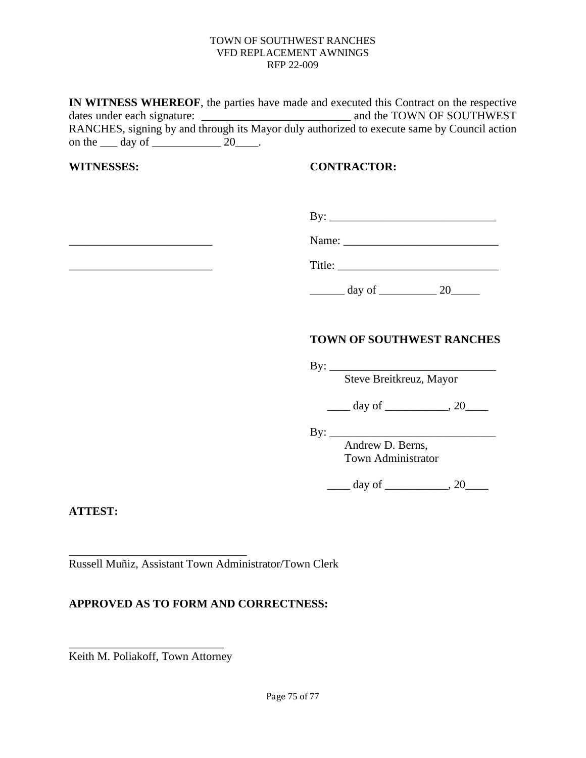**IN WITNESS WHEREOF**, the parties have made and executed this Contract on the respective dates under each signature: __________________________ and the TOWN OF SOUTHWEST RANCHES, signing by and through its Mayor duly authorized to execute same by Council action on the ___ day of ____________ 20____.

**WITNESSES:**

_________________________

_________________________

**CONTRACTOR:**

By: _____________________________

Name: ___________________________

Title: ____________________________

______ day of __________ 20_____

**TOWN OF SOUTHWEST RANCHES**

By: _____________________________
Steve Breitkreuz, Mayor

____ day of ___________, 20____

By: _____________________________
Andrew D. Berns,
Town Administrator

____ day of ___________, 20____

**ATTEST:**

_______________________________
Russell Muñiz, Assistant Town Administrator/Town Clerk

**APPROVED AS TO FORM AND CORRECTNESS:**

___________________________
Keith M. Poliakoff, Town Attorney